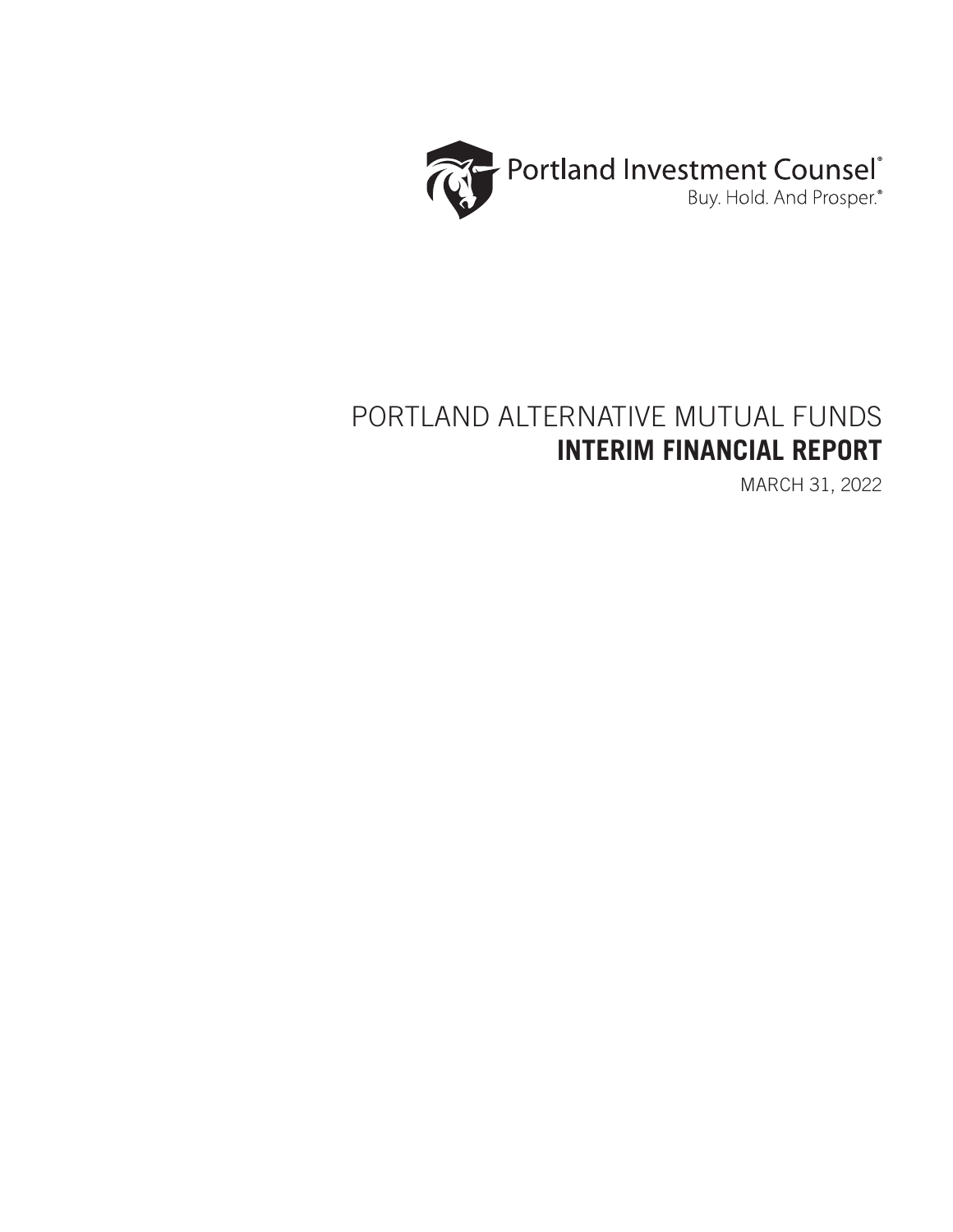Portland Investment Counsel®

Buy. Hold. And Prosper.®

# PORTLAND ALTERNATIVE MUTUAL FUNDS
# INTERIM FINANCIAL REPORT

MARCH 31, 2022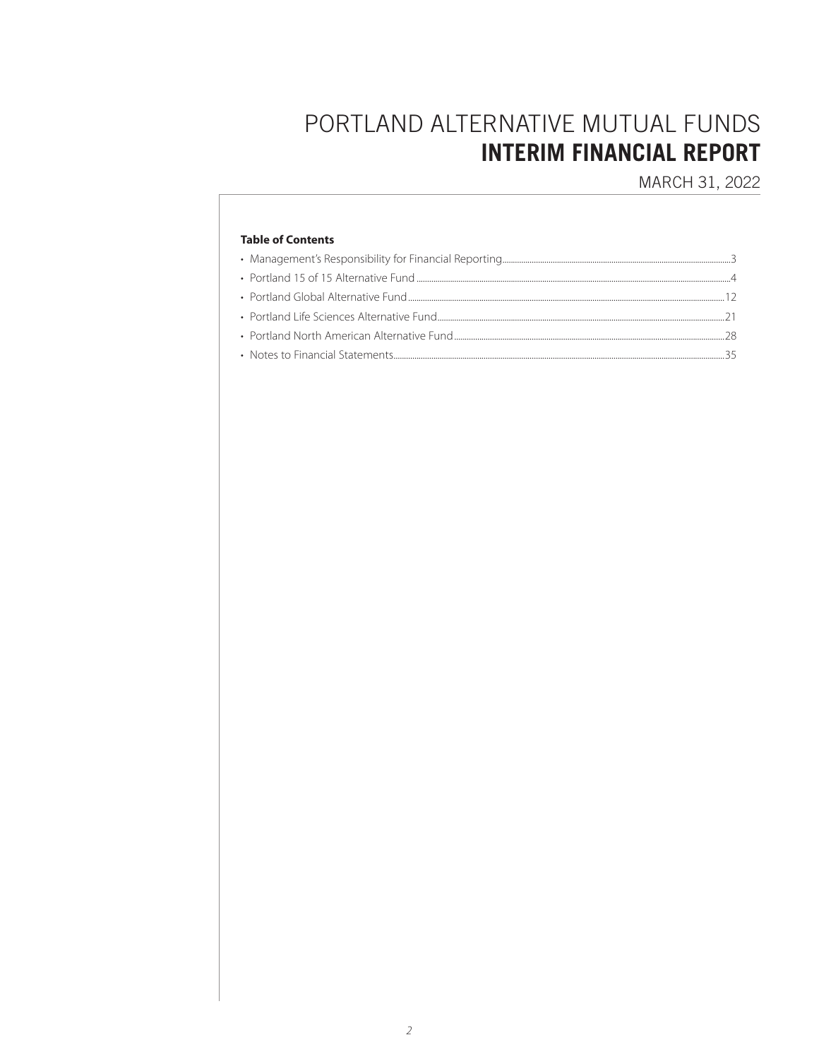# PORTLAND ALTERNATIVE MUTUAL FUNDS

# INTERIM FINANCIAL REPORT

MARCH 31, 2022

**Table of Contents**

- Management's Responsibility for Financial Reporting....3
- Portland 15 of 15 Alternative Fund....4
- Portland Global Alternative Fund....12
- Portland Life Sciences Alternative Fund....21
- Portland North American Alternative Fund....28
- Notes to Financial Statements....35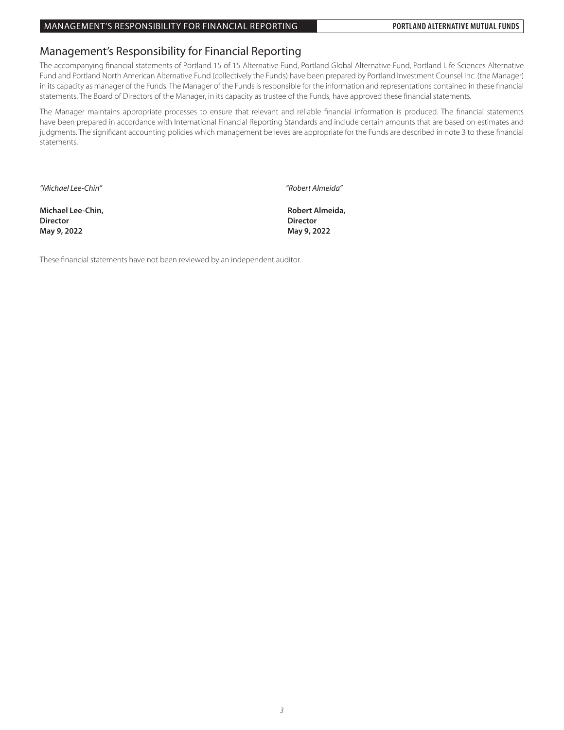# Management's Responsibility for Financial Reporting

The accompanying financial statements of Portland 15 of 15 Alternative Fund, Portland Global Alternative Fund, Portland Life Sciences Alternative Fund and Portland North American Alternative Fund (collectively the Funds) have been prepared by Portland Investment Counsel Inc. (the Manager) in its capacity as manager of the Funds. The Manager of the Funds is responsible for the information and representations contained in these financial statements. The Board of Directors of the Manager, in its capacity as trustee of the Funds, have approved these financial statements.

The Manager maintains appropriate processes to ensure that relevant and reliable financial information is produced. The financial statements have been prepared in accordance with International Financial Reporting Standards and include certain amounts that are based on estimates and judgments. The significant accounting policies which management believes are appropriate for the Funds are described in note 3 to these financial statements.

*"Michael Lee-Chin"*

**Michael Lee-Chin,**
**Director**
**May 9, 2022**

*"Robert Almeida"*

**Robert Almeida,**
**Director**
**May 9, 2022**

These financial statements have not been reviewed by an independent auditor.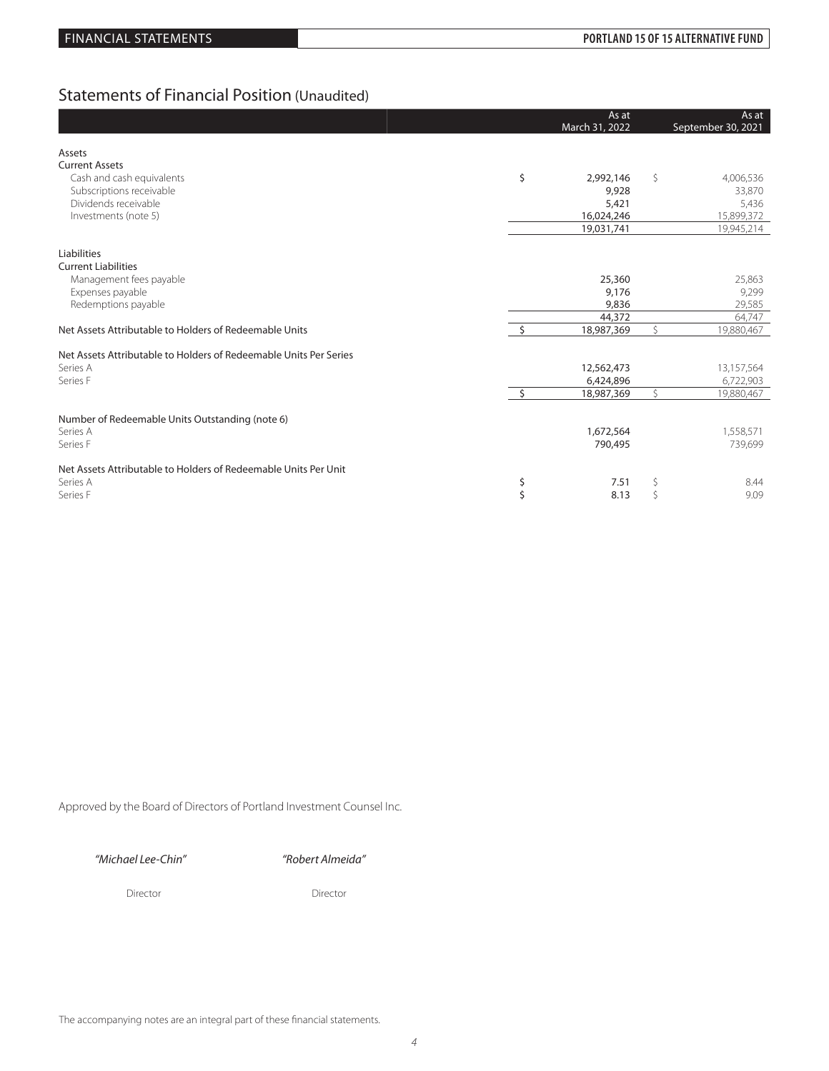# Statements of Financial Position (Unaudited)

| | As at March 31, 2022 | As at September 30, 2021 |
|---|---|---|
| **Assets** | | |
| **Current Assets** | | |
| Cash and cash equivalents | $ 2,992,146 | $ 4,006,536 |
| Subscriptions receivable | 9,928 | 33,870 |
| Dividends receivable | 5,421 | 5,436 |
| Investments (note 5) | 16,024,246 | 15,899,372 |
| | 19,031,741 | 19,945,214 |
| **Liabilities** | | |
| **Current Liabilities** | | |
| Management fees payable | 25,360 | 25,863 |
| Expenses payable | 9,176 | 9,299 |
| Redemptions payable | 9,836 | 29,585 |
| | 44,372 | 64,747 |
| Net Assets Attributable to Holders of Redeemable Units | $ 18,987,369 | $ 19,880,467 |
| **Net Assets Attributable to Holders of Redeemable Units Per Series** | | |
| Series A | 12,562,473 | 13,157,564 |
| Series F | 6,424,896 | 6,722,903 |
| | $ 18,987,369 | $ 19,880,467 |
| **Number of Redeemable Units Outstanding (note 6)** | | |
| Series A | 1,672,564 | 1,558,571 |
| Series F | 790,495 | 739,699 |
| **Net Assets Attributable to Holders of Redeemable Units Per Unit** | | |
| Series A | $ 7.51 | $ 8.44 |
| Series F | $ 8.13 | $ 9.09 |

Approved by the Board of Directors of Portland Investment Counsel Inc.

*"Michael Lee-Chin"* — Director

*"Robert Almeida"* — Director

The accompanying notes are an integral part of these financial statements.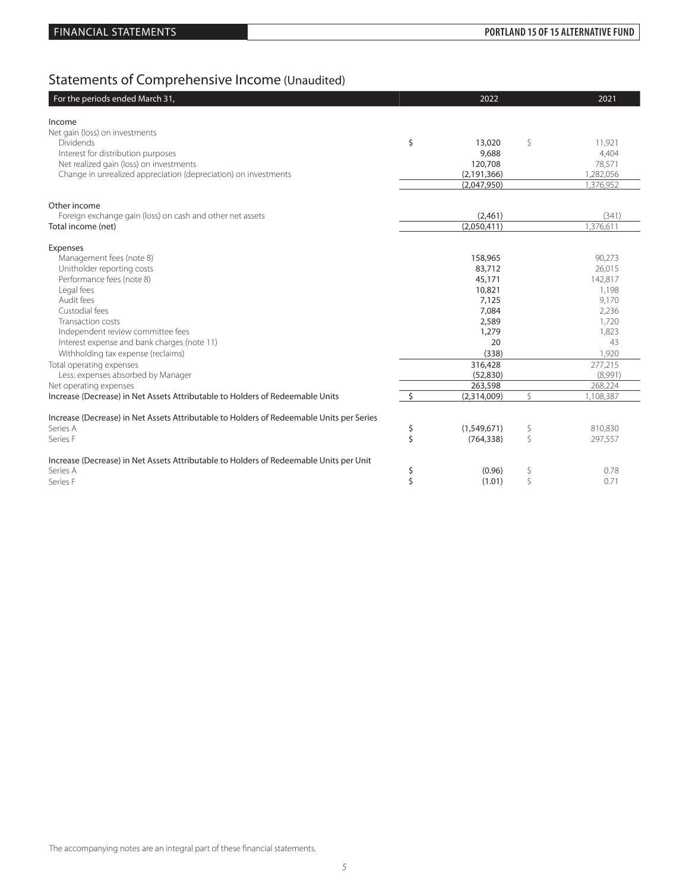## Statements of Comprehensive Income (Unaudited)

| For the periods ended March 31, | 2022 | 2021 |
|---|---|---|
| **Income** | | |
| Net gain (loss) on investments | | |
| Dividends | $ 13,020 | $ 11,921 |
| Interest for distribution purposes | 9,688 | 4,404 |
| Net realized gain (loss) on investments | 120,708 | 78,571 |
| Change in unrealized appreciation (depreciation) on investments | (2,191,366) | 1,282,056 |
| | (2,047,950) | 1,376,952 |
| **Other income** | | |
| Foreign exchange gain (loss) on cash and other net assets | (2,461) | (341) |
| Total income (net) | (2,050,411) | 1,376,611 |
| **Expenses** | | |
| Management fees (note 8) | 158,965 | 90,273 |
| Unitholder reporting costs | 83,712 | 26,015 |
| Performance fees (note 8) | 45,171 | 142,817 |
| Legal fees | 10,821 | 1,198 |
| Audit fees | 7,125 | 9,170 |
| Custodial fees | 7,084 | 2,236 |
| Transaction costs | 2,589 | 1,720 |
| Independent review committee fees | 1,279 | 1,823 |
| Interest expense and bank charges (note 11) | 20 | 43 |
| Withholding tax expense (reclaims) | (338) | 1,920 |
| Total operating expenses | 316,428 | 277,215 |
| Less: expenses absorbed by Manager | (52,830) | (8,991) |
| Net operating expenses | 263,598 | 268,224 |
| Increase (Decrease) in Net Assets Attributable to Holders of Redeemable Units | $ (2,314,009) | $ 1,108,387 |
| **Increase (Decrease) in Net Assets Attributable to Holders of Redeemable Units per Series** | | |
| Series A | $ (1,549,671) | $ 810,830 |
| Series F | $ (764,338) | $ 297,557 |
| **Increase (Decrease) in Net Assets Attributable to Holders of Redeemable Units per Unit** | | |
| Series A | $ (0.96) | $ 0.78 |
| Series F | $ (1.01) | $ 0.71 |

The accompanying notes are an integral part of these financial statements.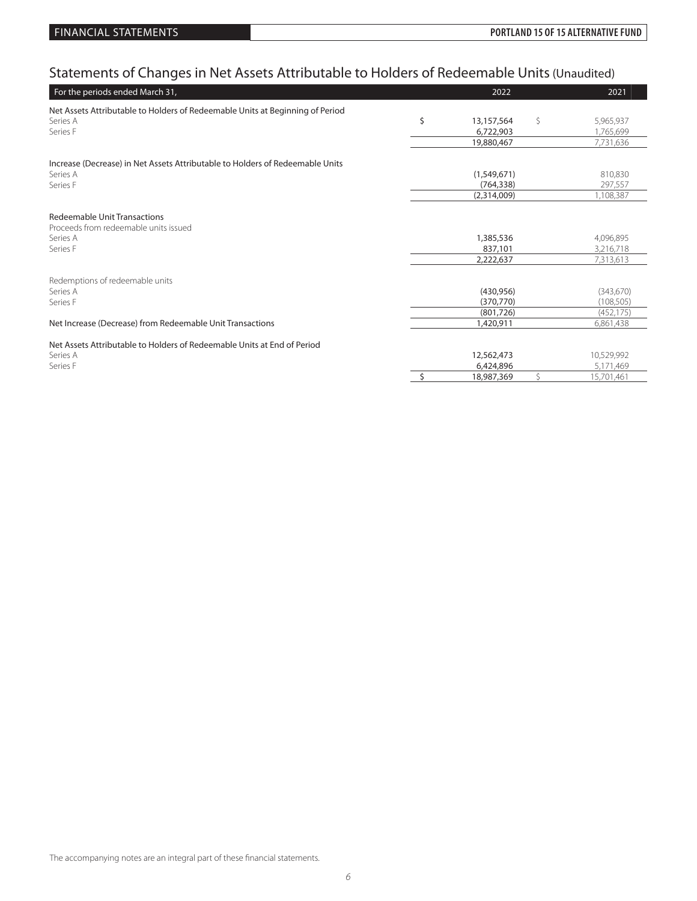# Statements of Changes in Net Assets Attributable to Holders of Redeemable Units (Unaudited)

| For the periods ended March 31, | 2022 | 2021 |
|---|---|---|
| **Net Assets Attributable to Holders of Redeemable Units at Beginning of Period** | | |
| Series A | $ 13,157,564 | $ 5,965,937 |
| Series F | 6,722,903 | 1,765,699 |
| | 19,880,467 | 7,731,636 |
| **Increase (Decrease) in Net Assets Attributable to Holders of Redeemable Units** | | |
| Series A | (1,549,671) | 810,830 |
| Series F | (764,338) | 297,557 |
| | (2,314,009) | 1,108,387 |
| **Redeemable Unit Transactions** | | |
| Proceeds from redeemable units issued | | |
| Series A | 1,385,536 | 4,096,895 |
| Series F | 837,101 | 3,216,718 |
| | 2,222,637 | 7,313,613 |
| Redemptions of redeemable units | | |
| Series A | (430,956) | (343,670) |
| Series F | (370,770) | (108,505) |
| | (801,726) | (452,175) |
| **Net Increase (Decrease) from Redeemable Unit Transactions** | 1,420,911 | 6,861,438 |
| **Net Assets Attributable to Holders of Redeemable Units at End of Period** | | |
| Series A | 12,562,473 | 10,529,992 |
| Series F | 6,424,896 | 5,171,469 |
| | $ 18,987,369 | $ 15,701,461 |

The accompanying notes are an integral part of these financial statements.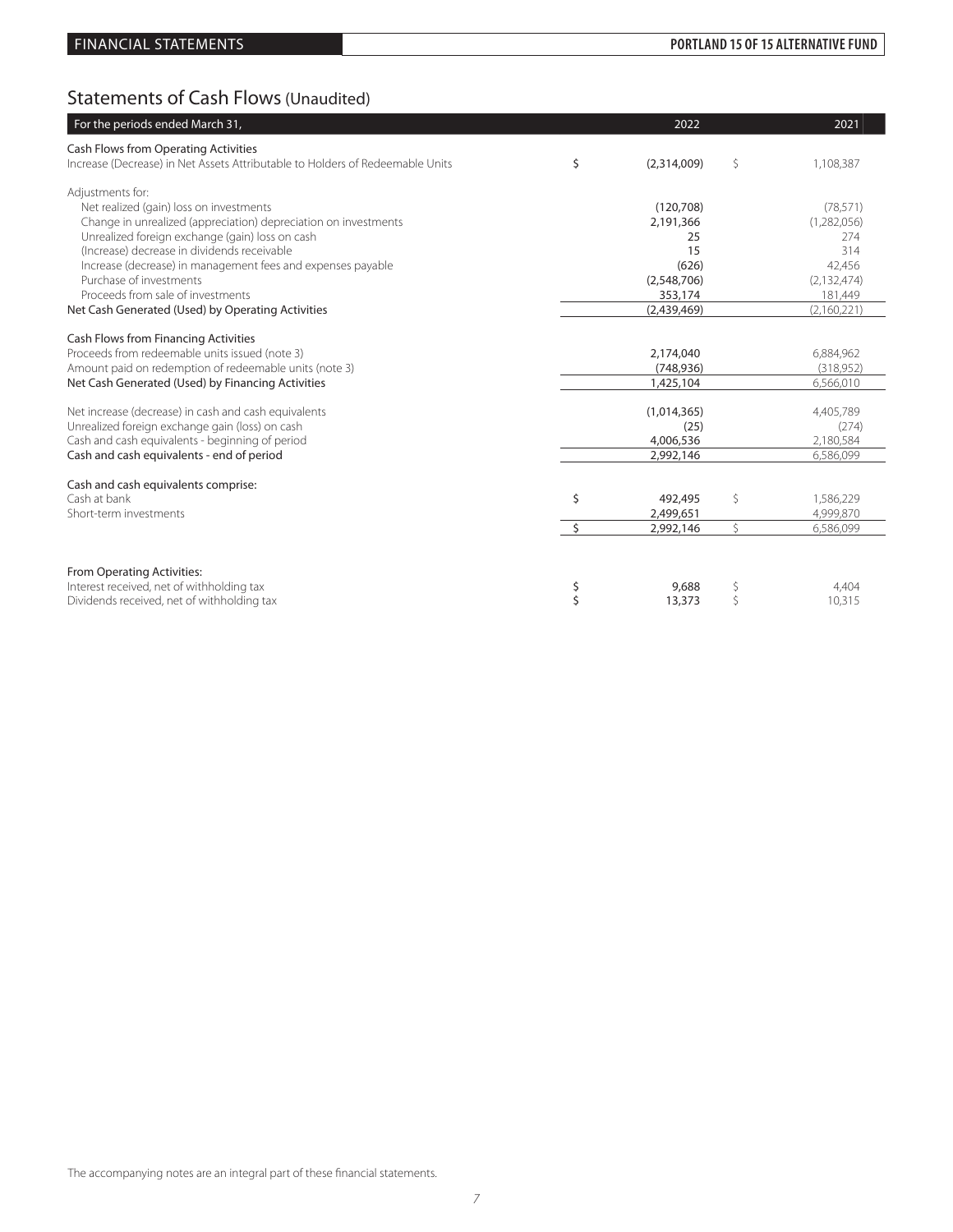## Statements of Cash Flows (Unaudited)

| For the periods ended March 31, | 2022 | 2021 |
|---|---|---|
| **Cash Flows from Operating Activities** | | |
| Increase (Decrease) in Net Assets Attributable to Holders of Redeemable Units | $ (2,314,009) | $ 1,108,387 |
| Adjustments for: | | |
| Net realized (gain) loss on investments | (120,708) | (78,571) |
| Change in unrealized (appreciation) depreciation on investments | 2,191,366 | (1,282,056) |
| Unrealized foreign exchange (gain) loss on cash | 25 | 274 |
| (Increase) decrease in dividends receivable | 15 | 314 |
| Increase (decrease) in management fees and expenses payable | (626) | 42,456 |
| Purchase of investments | (2,548,706) | (2,132,474) |
| Proceeds from sale of investments | 353,174 | 181,449 |
| Net Cash Generated (Used) by Operating Activities | (2,439,469) | (2,160,221) |
| **Cash Flows from Financing Activities** | | |
| Proceeds from redeemable units issued (note 3) | 2,174,040 | 6,884,962 |
| Amount paid on redemption of redeemable units (note 3) | (748,936) | (318,952) |
| Net Cash Generated (Used) by Financing Activities | 1,425,104 | 6,566,010 |
| Net increase (decrease) in cash and cash equivalents | (1,014,365) | 4,405,789 |
| Unrealized foreign exchange gain (loss) on cash | (25) | (274) |
| Cash and cash equivalents - beginning of period | 4,006,536 | 2,180,584 |
| Cash and cash equivalents - end of period | 2,992,146 | 6,586,099 |
| **Cash and cash equivalents comprise:** | | |
| Cash at bank | $ 492,495 | $ 1,586,229 |
| Short-term investments | 2,499,651 | 4,999,870 |
| | $ 2,992,146 | $ 6,586,099 |
| **From Operating Activities:** | | |
| Interest received, net of withholding tax | $ 9,688 | $ 4,404 |
| Dividends received, net of withholding tax | $ 13,373 | $ 10,315 |

The accompanying notes are an integral part of these financial statements.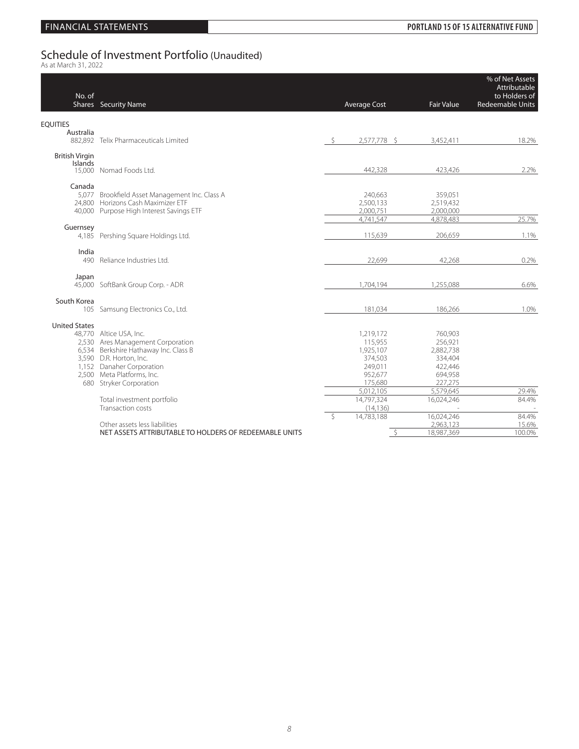# Schedule of Investment Portfolio (Unaudited)

As at March 31, 2022

| No. of Shares | Security Name | Average Cost | Fair Value | % of Net Assets Attributable to Holders of Redeemable Units |
|---|---|---|---|---|
| **EQUITIES** | | | | |
| Australia | | | | |
| 882,892 | Telix Pharmaceuticals Limited | $ 2,577,778 | $ 3,452,411 | 18.2% |
| British Virgin Islands | | | | |
| 15,000 | Nomad Foods Ltd. | 442,328 | 423,426 | 2.2% |
| Canada | | | | |
| 5,077 | Brookfield Asset Management Inc. Class A | 240,663 | 359,051 | |
| 24,800 | Horizons Cash Maximizer ETF | 2,500,133 | 2,519,432 | |
| 40,000 | Purpose High Interest Savings ETF | 2,000,751 | 2,000,000 | |
| | | 4,741,547 | 4,878,483 | 25.7% |
| Guernsey | | | | |
| 4,185 | Pershing Square Holdings Ltd. | 115,639 | 206,659 | 1.1% |
| India | | | | |
| 490 | Reliance Industries Ltd. | 22,699 | 42,268 | 0.2% |
| Japan | | | | |
| 45,000 | SoftBank Group Corp. - ADR | 1,704,194 | 1,255,088 | 6.6% |
| South Korea | | | | |
| 105 | Samsung Electronics Co., Ltd. | 181,034 | 186,266 | 1.0% |
| United States | | | | |
| 48,770 | Altice USA, Inc. | 1,219,172 | 760,903 | |
| 2,530 | Ares Management Corporation | 115,955 | 256,921 | |
| 6,534 | Berkshire Hathaway Inc. Class B | 1,925,107 | 2,882,738 | |
| 3,590 | D.R. Horton, Inc. | 374,503 | 334,404 | |
| 1,152 | Danaher Corporation | 249,011 | 422,446 | |
| 2,500 | Meta Platforms, Inc. | 952,677 | 694,958 | |
| 680 | Stryker Corporation | 175,680 | 227,275 | |
| | | 5,012,105 | 5,579,645 | 29.4% |
| | Total investment portfolio | 14,797,324 | 16,024,246 | 84.4% |
| | Transaction costs | (14,136) | - | - |
| | | $ 14,783,188 | 16,024,246 | 84.4% |
| | Other assets less liabilities | | 2,963,123 | 15.6% |
| | NET ASSETS ATTRIBUTABLE TO HOLDERS OF REDEEMABLE UNITS | | $ 18,987,369 | 100.0% |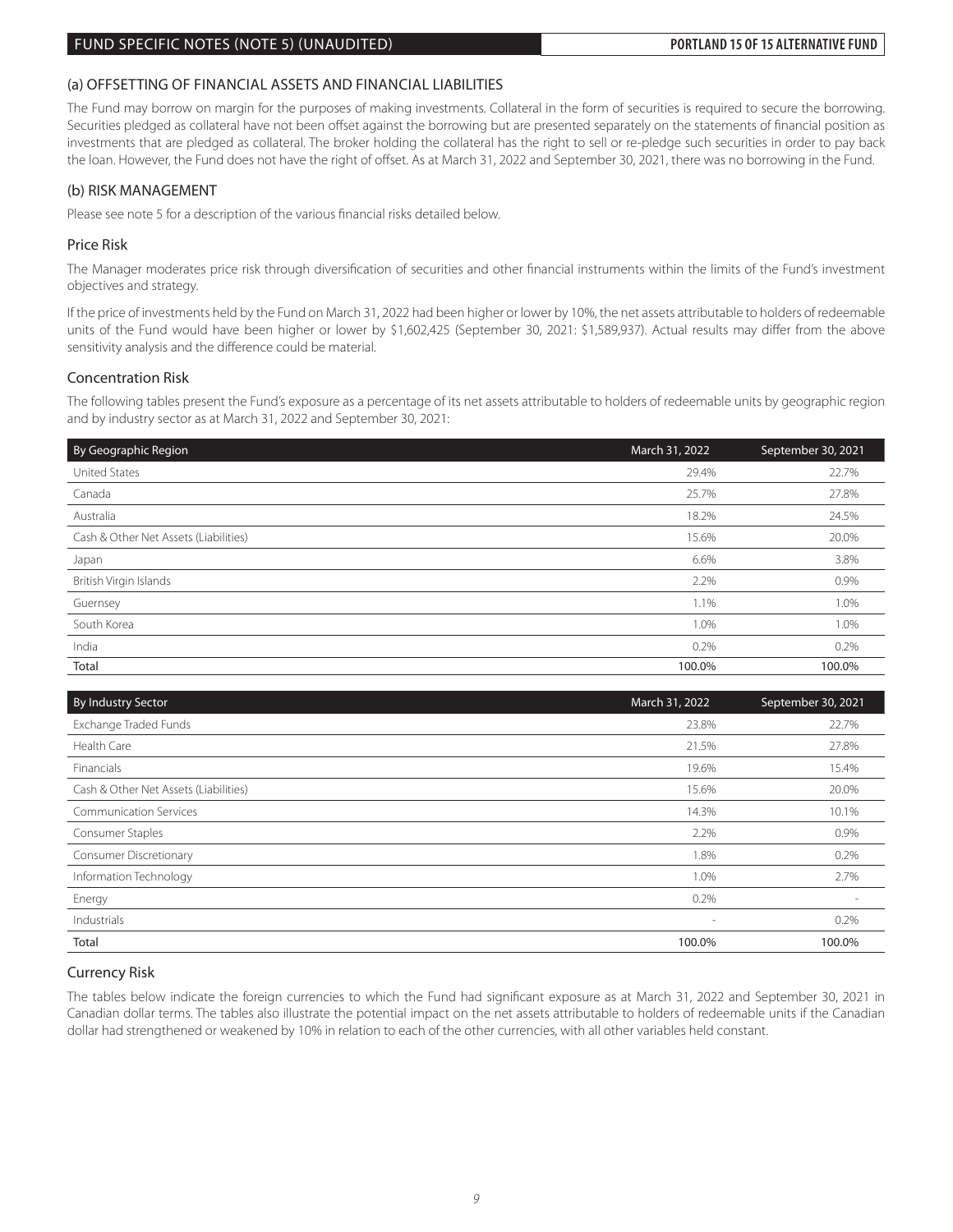## FUND SPECIFIC NOTES (NOTE 5) (UNAUDITED)

### (a) OFFSETTING OF FINANCIAL ASSETS AND FINANCIAL LIABILITIES

The Fund may borrow on margin for the purposes of making investments. Collateral in the form of securities is required to secure the borrowing. Securities pledged as collateral have not been offset against the borrowing but are presented separately on the statements of financial position as investments that are pledged as collateral. The broker holding the collateral has the right to sell or re-pledge such securities in order to pay back the loan. However, the Fund does not have the right of offset. As at March 31, 2022 and September 30, 2021, there was no borrowing in the Fund.

### (b) RISK MANAGEMENT

Please see note 5 for a description of the various financial risks detailed below.

#### Price Risk

The Manager moderates price risk through diversification of securities and other financial instruments within the limits of the Fund's investment objectives and strategy.

If the price of investments held by the Fund on March 31, 2022 had been higher or lower by 10%, the net assets attributable to holders of redeemable units of the Fund would have been higher or lower by $1,602,425 (September 30, 2021: $1,589,937). Actual results may differ from the above sensitivity analysis and the difference could be material.

#### Concentration Risk

The following tables present the Fund's exposure as a percentage of its net assets attributable to holders of redeemable units by geographic region and by industry sector as at March 31, 2022 and September 30, 2021:

| By Geographic Region | March 31, 2022 | September 30, 2021 |
|---|---|---|
| United States | 29.4% | 22.7% |
| Canada | 25.7% | 27.8% |
| Australia | 18.2% | 24.5% |
| Cash & Other Net Assets (Liabilities) | 15.6% | 20.0% |
| Japan | 6.6% | 3.8% |
| British Virgin Islands | 2.2% | 0.9% |
| Guernsey | 1.1% | 1.0% |
| South Korea | 1.0% | 1.0% |
| India | 0.2% | 0.2% |
| Total | 100.0% | 100.0% |

| By Industry Sector | March 31, 2022 | September 30, 2021 |
|---|---|---|
| Exchange Traded Funds | 23.8% | 22.7% |
| Health Care | 21.5% | 27.8% |
| Financials | 19.6% | 15.4% |
| Cash & Other Net Assets (Liabilities) | 15.6% | 20.0% |
| Communication Services | 14.3% | 10.1% |
| Consumer Staples | 2.2% | 0.9% |
| Consumer Discretionary | 1.8% | 0.2% |
| Information Technology | 1.0% | 2.7% |
| Energy | 0.2% | - |
| Industrials | - | 0.2% |
| Total | 100.0% | 100.0% |

#### Currency Risk

The tables below indicate the foreign currencies to which the Fund had significant exposure as at March 31, 2022 and September 30, 2021 in Canadian dollar terms. The tables also illustrate the potential impact on the net assets attributable to holders of redeemable units if the Canadian dollar had strengthened or weakened by 10% in relation to each of the other currencies, with all other variables held constant.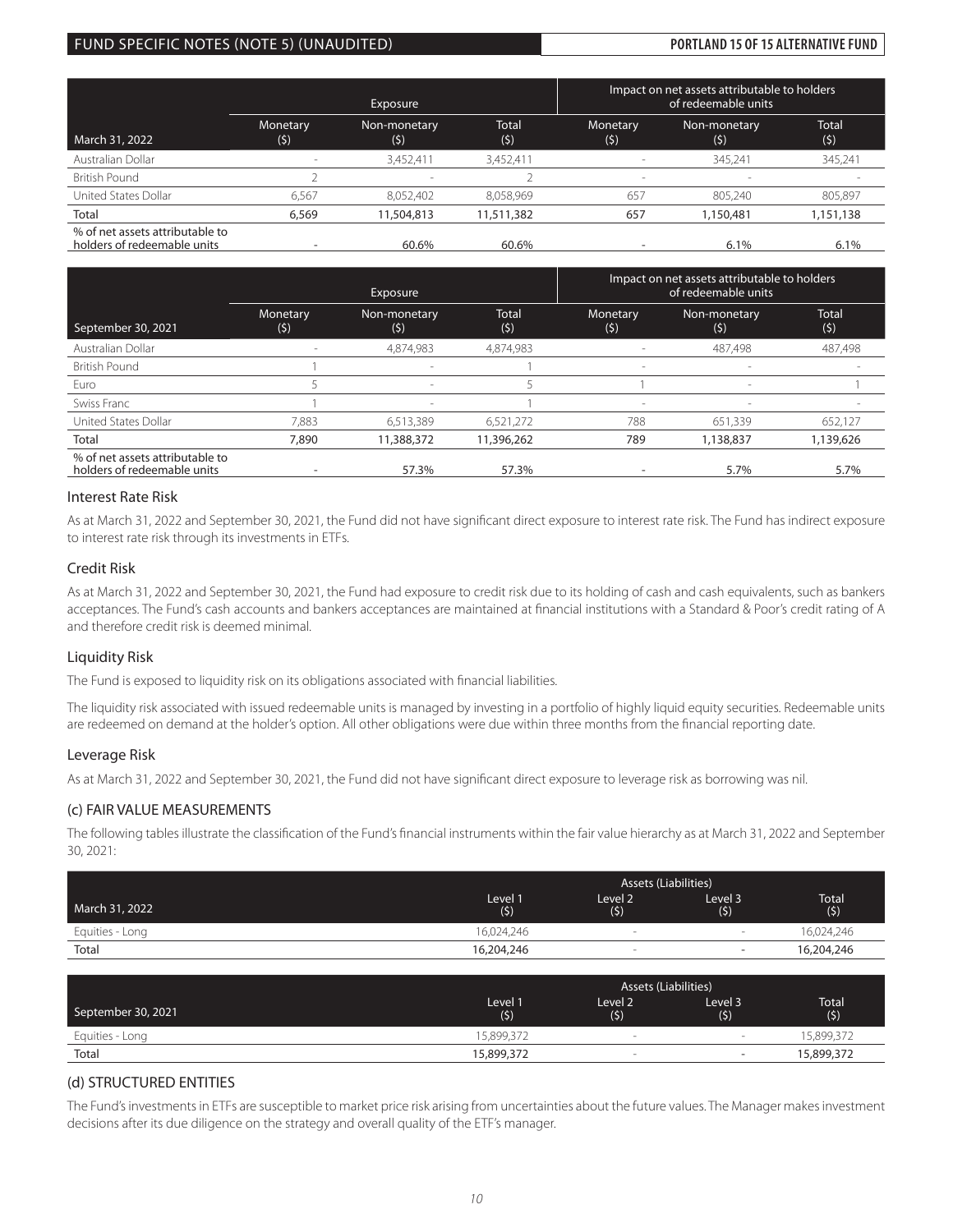| | Exposure | | | Impact on net assets attributable to holders of redeemable units | | |
|---|---|---|---|---|---|---|
| March 31, 2022 | Monetary ($) | Non-monetary ($) | Total ($) | Monetary ($) | Non-monetary ($) | Total ($) |
| Australian Dollar | - | 3,452,411 | 3,452,411 | - | 345,241 | 345,241 |
| British Pound | 2 | - | 2 | - | - | - |
| United States Dollar | 6,567 | 8,052,402 | 8,058,969 | 657 | 805,240 | 805,897 |
| Total | 6,569 | 11,504,813 | 11,511,382 | 657 | 1,150,481 | 1,151,138 |
| % of net assets attributable to holders of redeemable units | - | 60.6% | 60.6% | - | 6.1% | 6.1% |

| | Exposure | | | Impact on net assets attributable to holders of redeemable units | | |
|---|---|---|---|---|---|---|
| September 30, 2021 | Monetary ($) | Non-monetary ($) | Total ($) | Monetary ($) | Non-monetary ($) | Total ($) |
| Australian Dollar | - | 4,874,983 | 4,874,983 | - | 487,498 | 487,498 |
| British Pound | 1 | - | 1 | - | - | - |
| Euro | 5 | - | 5 | 1 | - | 1 |
| Swiss Franc | 1 | - | 1 | - | - | - |
| United States Dollar | 7,883 | 6,513,389 | 6,521,272 | 788 | 651,339 | 652,127 |
| Total | 7,890 | 11,388,372 | 11,396,262 | 789 | 1,138,837 | 1,139,626 |
| % of net assets attributable to holders of redeemable units | - | 57.3% | 57.3% | - | 5.7% | 5.7% |

## Interest Rate Risk

As at March 31, 2022 and September 30, 2021, the Fund did not have significant direct exposure to interest rate risk. The Fund has indirect exposure to interest rate risk through its investments in ETFs.

## Credit Risk

As at March 31, 2022 and September 30, 2021, the Fund had exposure to credit risk due to its holding of cash and cash equivalents, such as bankers acceptances. The Fund's cash accounts and bankers acceptances are maintained at financial institutions with a Standard & Poor's credit rating of A and therefore credit risk is deemed minimal.

## Liquidity Risk

The Fund is exposed to liquidity risk on its obligations associated with financial liabilities.

The liquidity risk associated with issued redeemable units is managed by investing in a portfolio of highly liquid equity securities. Redeemable units are redeemed on demand at the holder's option. All other obligations were due within three months from the financial reporting date.

## Leverage Risk

As at March 31, 2022 and September 30, 2021, the Fund did not have significant direct exposure to leverage risk as borrowing was nil.

## (c) FAIR VALUE MEASUREMENTS

The following tables illustrate the classification of the Fund's financial instruments within the fair value hierarchy as at March 31, 2022 and September 30, 2021:

| | Assets (Liabilities) | | | |
|---|---|---|---|---|
| March 31, 2022 | Level 1 ($) | Level 2 ($) | Level 3 ($) | Total ($) |
| Equities - Long | 16,024,246 | - | - | 16,024,246 |
| Total | 16,204,246 | - | - | 16,204,246 |

| | Assets (Liabilities) | | | |
|---|---|---|---|---|
| September 30, 2021 | Level 1 ($) | Level 2 ($) | Level 3 ($) | Total ($) |
| Equities - Long | 15,899,372 | - | - | 15,899,372 |
| Total | 15,899,372 | - | - | 15,899,372 |

## (d) STRUCTURED ENTITIES

The Fund's investments in ETFs are susceptible to market price risk arising from uncertainties about the future values. The Manager makes investment decisions after its due diligence on the strategy and overall quality of the ETF's manager.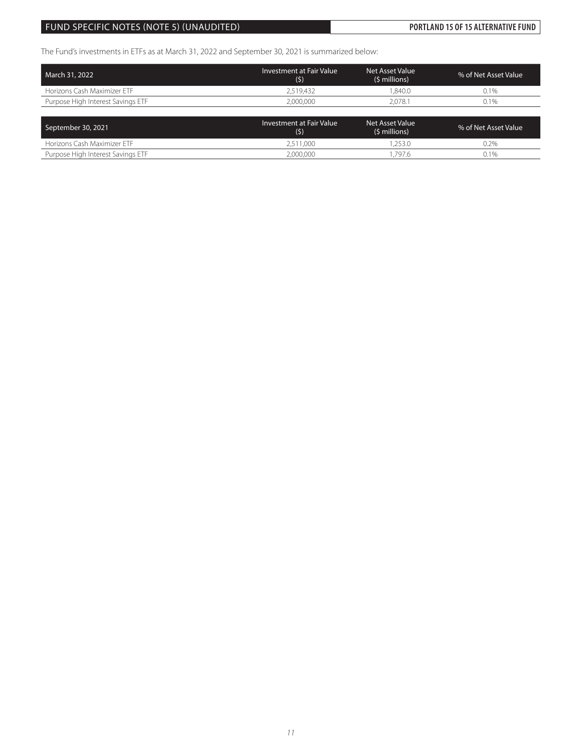The Fund's investments in ETFs as at March 31, 2022 and September 30, 2021 is summarized below:

| March 31, 2022 | Investment at Fair Value ($) | Net Asset Value ($ millions) | % of Net Asset Value |
|---|---|---|---|
| Horizons Cash Maximizer ETF | 2,519,432 | 1,840.0 | 0.1% |
| Purpose High Interest Savings ETF | 2,000,000 | 2,078.1 | 0.1% |

| September 30, 2021 | Investment at Fair Value ($) | Net Asset Value ($ millions) | % of Net Asset Value |
|---|---|---|---|
| Horizons Cash Maximizer ETF | 2,511,000 | 1,253.0 | 0.2% |
| Purpose High Interest Savings ETF | 2,000,000 | 1,797.6 | 0.1% |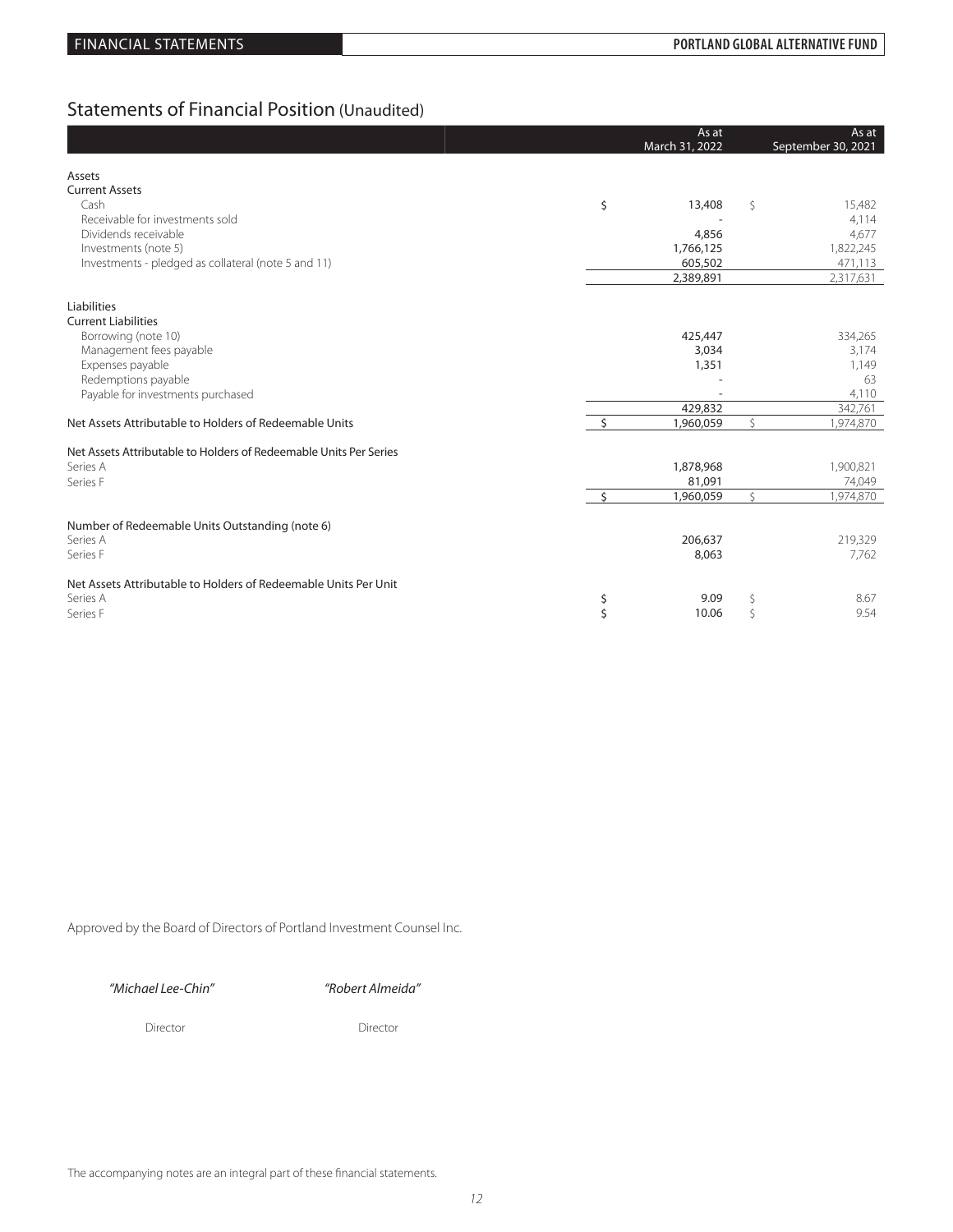## Statements of Financial Position (Unaudited)

| | As at March 31, 2022 | As at September 30, 2021 |
|---|---|---|
| **Assets** | | |
| **Current Assets** | | |
| Cash | $ 13,408 | $ 15,482 |
| Receivable for investments sold | - | 4,114 |
| Dividends receivable | 4,856 | 4,677 |
| Investments (note 5) | 1,766,125 | 1,822,245 |
| Investments - pledged as collateral (note 5 and 11) | 605,502 | 471,113 |
| | 2,389,891 | 2,317,631 |
| **Liabilities** | | |
| **Current Liabilities** | | |
| Borrowing (note 10) | 425,447 | 334,265 |
| Management fees payable | 3,034 | 3,174 |
| Expenses payable | 1,351 | 1,149 |
| Redemptions payable | - | 63 |
| Payable for investments purchased | - | 4,110 |
| | 429,832 | 342,761 |
| Net Assets Attributable to Holders of Redeemable Units | $ 1,960,059 | $ 1,974,870 |
| **Net Assets Attributable to Holders of Redeemable Units Per Series** | | |
| Series A | 1,878,968 | 1,900,821 |
| Series F | 81,091 | 74,049 |
| | $ 1,960,059 | $ 1,974,870 |
| **Number of Redeemable Units Outstanding (note 6)** | | |
| Series A | 206,637 | 219,329 |
| Series F | 8,063 | 7,762 |
| **Net Assets Attributable to Holders of Redeemable Units Per Unit** | | |
| Series A | $ 9.09 | $ 8.67 |
| Series F | $ 10.06 | $ 9.54 |

Approved by the Board of Directors of Portland Investment Counsel Inc.

*"Michael Lee-Chin"* — Director

*"Robert Almeida"* — Director

The accompanying notes are an integral part of these financial statements.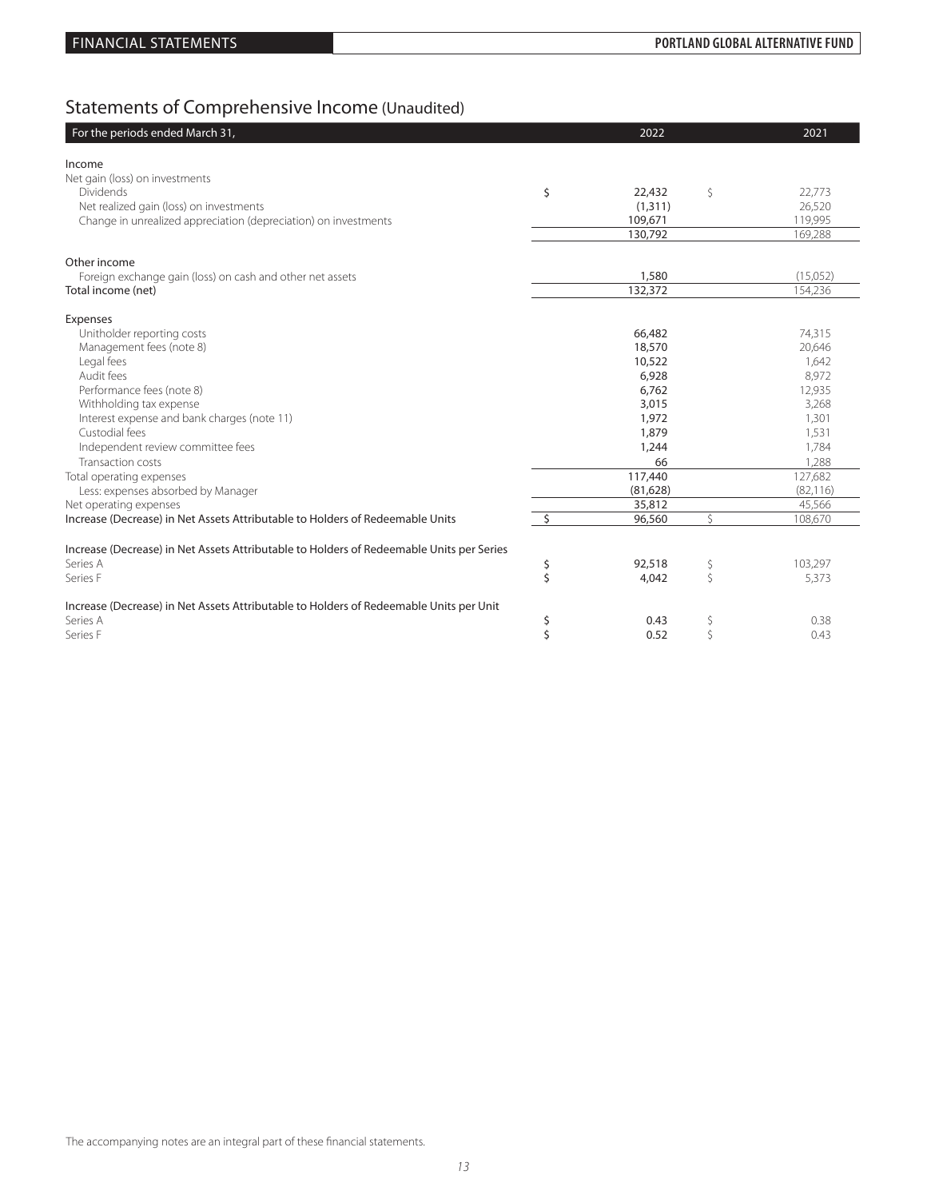## Statements of Comprehensive Income (Unaudited)

| For the periods ended March 31, | 2022 | 2021 |
|---|---|---|
| **Income** | | |
| Net gain (loss) on investments | | |
| Dividends | $ 22,432 | $ 22,773 |
| Net realized gain (loss) on investments | (1,311) | 26,520 |
| Change in unrealized appreciation (depreciation) on investments | 109,671 | 119,995 |
| | 130,792 | 169,288 |
| **Other income** | | |
| Foreign exchange gain (loss) on cash and other net assets | 1,580 | (15,052) |
| Total income (net) | 132,372 | 154,236 |
| **Expenses** | | |
| Unitholder reporting costs | 66,482 | 74,315 |
| Management fees (note 8) | 18,570 | 20,646 |
| Legal fees | 10,522 | 1,642 |
| Audit fees | 6,928 | 8,972 |
| Performance fees (note 8) | 6,762 | 12,935 |
| Withholding tax expense | 3,015 | 3,268 |
| Interest expense and bank charges (note 11) | 1,972 | 1,301 |
| Custodial fees | 1,879 | 1,531 |
| Independent review committee fees | 1,244 | 1,784 |
| Transaction costs | 66 | 1,288 |
| Total operating expenses | 117,440 | 127,682 |
| Less: expenses absorbed by Manager | (81,628) | (82,116) |
| Net operating expenses | 35,812 | 45,566 |
| Increase (Decrease) in Net Assets Attributable to Holders of Redeemable Units | $ 96,560 | $ 108,670 |
| **Increase (Decrease) in Net Assets Attributable to Holders of Redeemable Units per Series** | | |
| Series A | $ 92,518 | $ 103,297 |
| Series F | $ 4,042 | $ 5,373 |
| **Increase (Decrease) in Net Assets Attributable to Holders of Redeemable Units per Unit** | | |
| Series A | $ 0.43 | $ 0.38 |
| Series F | $ 0.52 | $ 0.43 |

The accompanying notes are an integral part of these financial statements.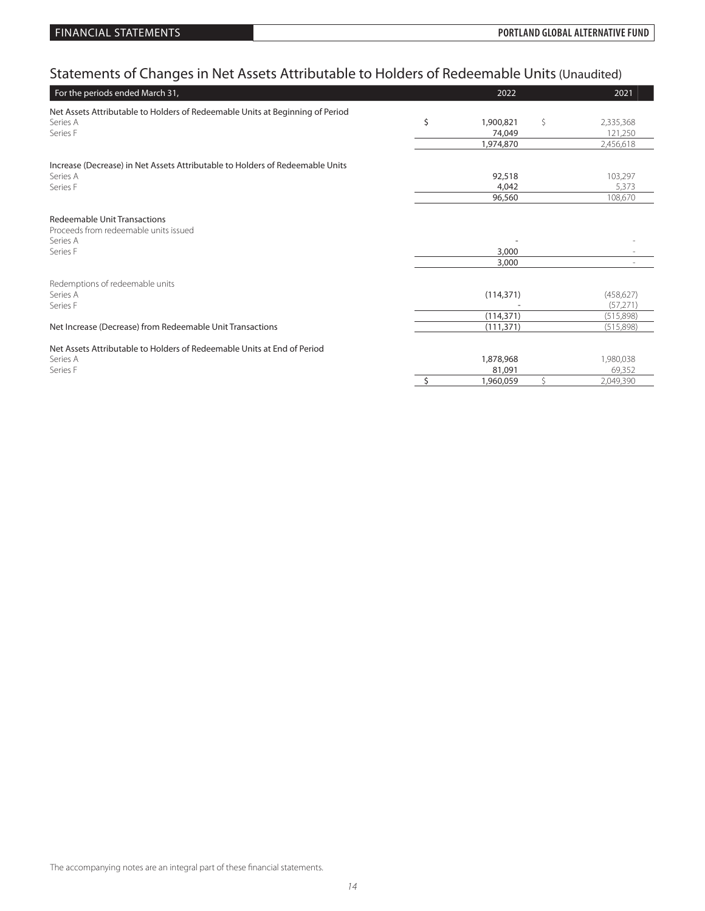# Statements of Changes in Net Assets Attributable to Holders of Redeemable Units (Unaudited)

| For the periods ended March 31, | 2022 | 2021 |
|---|---|---|
| **Net Assets Attributable to Holders of Redeemable Units at Beginning of Period** | | |
| Series A | $ 1,900,821 | $ 2,335,368 |
| Series F | 74,049 | 121,250 |
| | 1,974,870 | 2,456,618 |
| **Increase (Decrease) in Net Assets Attributable to Holders of Redeemable Units** | | |
| Series A | 92,518 | 103,297 |
| Series F | 4,042 | 5,373 |
| | 96,560 | 108,670 |
| **Redeemable Unit Transactions** | | |
| Proceeds from redeemable units issued | | |
| Series A | - | - |
| Series F | 3,000 | - |
| | 3,000 | - |
| Redemptions of redeemable units | | |
| Series A | (114,371) | (458,627) |
| Series F | - | (57,271) |
| | (114,371) | (515,898) |
| **Net Increase (Decrease) from Redeemable Unit Transactions** | (111,371) | (515,898) |
| **Net Assets Attributable to Holders of Redeemable Units at End of Period** | | |
| Series A | 1,878,968 | 1,980,038 |
| Series F | 81,091 | 69,352 |
| | $ 1,960,059 | $ 2,049,390 |

The accompanying notes are an integral part of these financial statements.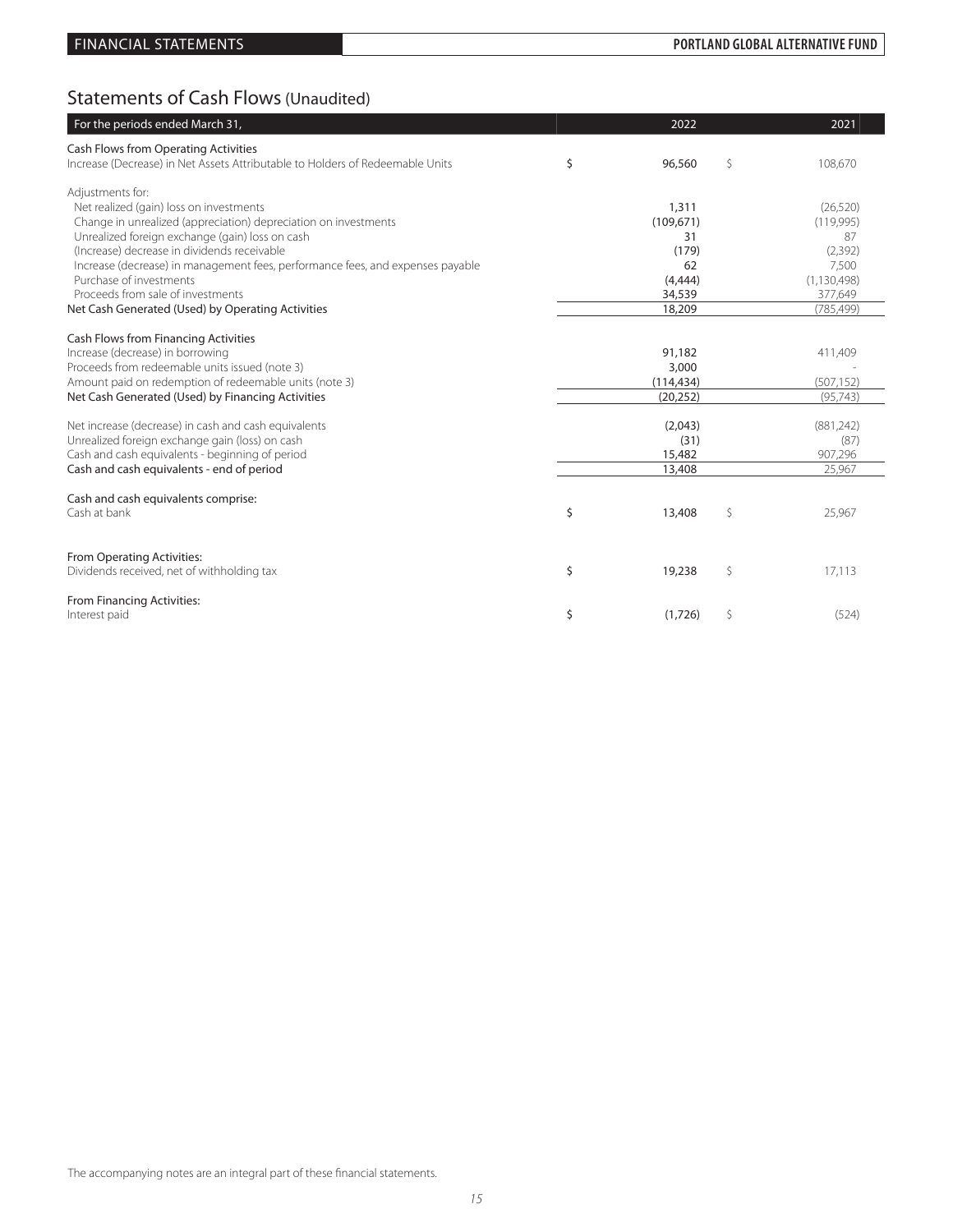# Statements of Cash Flows (Unaudited)

| For the periods ended March 31, | 2022 | 2021 |
|---|---|---|
| **Cash Flows from Operating Activities** | | |
| Increase (Decrease) in Net Assets Attributable to Holders of Redeemable Units | $ 96,560 | $ 108,670 |
| Adjustments for: | | |
| Net realized (gain) loss on investments | 1,311 | (26,520) |
| Change in unrealized (appreciation) depreciation on investments | (109,671) | (119,995) |
| Unrealized foreign exchange (gain) loss on cash | 31 | 87 |
| (Increase) decrease in dividends receivable | (179) | (2,392) |
| Increase (decrease) in management fees, performance fees, and expenses payable | 62 | 7,500 |
| Purchase of investments | (4,444) | (1,130,498) |
| Proceeds from sale of investments | 34,539 | 377,649 |
| **Net Cash Generated (Used) by Operating Activities** | 18,209 | (785,499) |
| **Cash Flows from Financing Activities** | | |
| Increase (decrease) in borrowing | 91,182 | 411,409 |
| Proceeds from redeemable units issued (note 3) | 3,000 | - |
| Amount paid on redemption of redeemable units (note 3) | (114,434) | (507,152) |
| **Net Cash Generated (Used) by Financing Activities** | (20,252) | (95,743) |
| Net increase (decrease) in cash and cash equivalents | (2,043) | (881,242) |
| Unrealized foreign exchange gain (loss) on cash | (31) | (87) |
| Cash and cash equivalents - beginning of period | 15,482 | 907,296 |
| **Cash and cash equivalents - end of period** | 13,408 | 25,967 |
| **Cash and cash equivalents comprise:** | | |
| Cash at bank | $ 13,408 | $ 25,967 |
| **From Operating Activities:** | | |
| Dividends received, net of withholding tax | $ 19,238 | $ 17,113 |
| **From Financing Activities:** | | |
| Interest paid | $ (1,726) | $ (524) |

The accompanying notes are an integral part of these financial statements.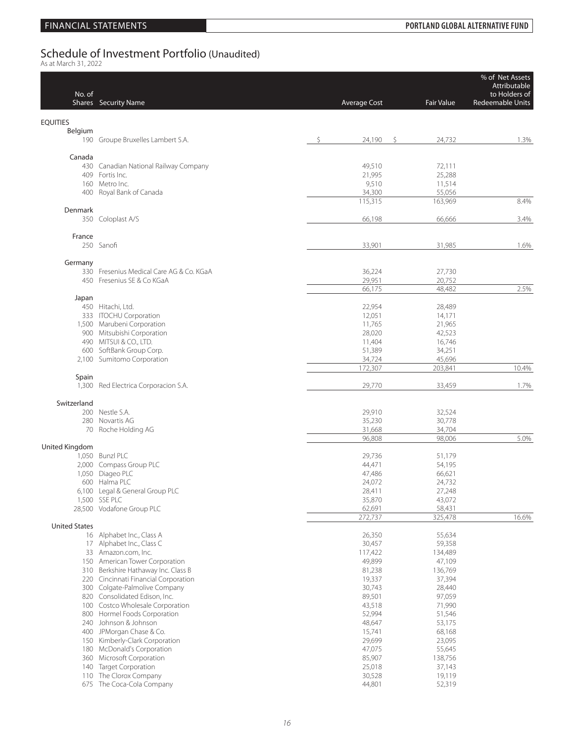# Schedule of Investment Portfolio (Unaudited)

As at March 31, 2022

| No. of Shares | Security Name | Average Cost | Fair Value | % of Net Assets Attributable to Holders of Redeemable Units |
|---|---|---|---|---|
| **EQUITIES** | | | | |
| **Belgium** | | | | |
| 190 | Groupe Bruxelles Lambert S.A. | $ 24,190 | $ 24,732 | 1.3% |
| **Canada** | | | | |
| 430 | Canadian National Railway Company | 49,510 | 72,111 | |
| 409 | Fortis Inc. | 21,995 | 25,288 | |
| 160 | Metro Inc. | 9,510 | 11,514 | |
| 400 | Royal Bank of Canada | 34,300 | 55,056 | |
| | | 115,315 | 163,969 | 8.4% |
| **Denmark** | | | | |
| 350 | Coloplast A/S | 66,198 | 66,666 | 3.4% |
| **France** | | | | |
| 250 | Sanofi | 33,901 | 31,985 | 1.6% |
| **Germany** | | | | |
| 330 | Fresenius Medical Care AG & Co. KGaA | 36,224 | 27,730 | |
| 450 | Fresenius SE & Co KGaA | 29,951 | 20,752 | |
| | | 66,175 | 48,482 | 2.5% |
| **Japan** | | | | |
| 450 | Hitachi, Ltd. | 22,954 | 28,489 | |
| 333 | ITOCHU Corporation | 12,051 | 14,171 | |
| 1,500 | Marubeni Corporation | 11,765 | 21,965 | |
| 900 | Mitsubishi Corporation | 28,020 | 42,523 | |
| 490 | MITSUI & CO., LTD. | 11,404 | 16,746 | |
| 600 | SoftBank Group Corp. | 51,389 | 34,251 | |
| 2,100 | Sumitomo Corporation | 34,724 | 45,696 | |
| | | 172,307 | 203,841 | 10.4% |
| **Spain** | | | | |
| 1,300 | Red Electrica Corporacion S.A. | 29,770 | 33,459 | 1.7% |
| **Switzerland** | | | | |
| 200 | Nestle S.A. | 29,910 | 32,524 | |
| 280 | Novartis AG | 35,230 | 30,778 | |
| 70 | Roche Holding AG | 31,668 | 34,704 | |
| | | 96,808 | 98,006 | 5.0% |
| **United Kingdom** | | | | |
| 1,050 | Bunzl PLC | 29,736 | 51,179 | |
| 2,000 | Compass Group PLC | 44,471 | 54,195 | |
| 1,050 | Diageo PLC | 47,486 | 66,621 | |
| 600 | Halma PLC | 24,072 | 24,732 | |
| 6,100 | Legal & General Group PLC | 28,411 | 27,248 | |
| 1,500 | SSE PLC | 35,870 | 43,072 | |
| 28,500 | Vodafone Group PLC | 62,691 | 58,431 | |
| | | 272,737 | 325,478 | 16.6% |
| **United States** | | | | |
| 16 | Alphabet Inc., Class A | 26,350 | 55,634 | |
| 17 | Alphabet Inc., Class C | 30,457 | 59,358 | |
| 33 | Amazon.com, Inc. | 117,422 | 134,489 | |
| 150 | American Tower Corporation | 49,899 | 47,109 | |
| 310 | Berkshire Hathaway Inc. Class B | 81,238 | 136,769 | |
| 220 | Cincinnati Financial Corporation | 19,337 | 37,394 | |
| 300 | Colgate-Palmolive Company | 30,743 | 28,440 | |
| 820 | Consolidated Edison, Inc. | 89,501 | 97,059 | |
| 100 | Costco Wholesale Corporation | 43,518 | 71,990 | |
| 800 | Hormel Foods Corporation | 52,994 | 51,546 | |
| 240 | Johnson & Johnson | 48,647 | 53,175 | |
| 400 | JPMorgan Chase & Co. | 15,741 | 68,168 | |
| 150 | Kimberly-Clark Corporation | 29,699 | 23,095 | |
| 180 | McDonald's Corporation | 47,075 | 55,645 | |
| 360 | Microsoft Corporation | 85,907 | 138,756 | |
| 140 | Target Corporation | 25,018 | 37,143 | |
| 110 | The Clorox Company | 30,528 | 19,119 | |
| 675 | The Coca-Cola Company | 44,801 | 52,319 | |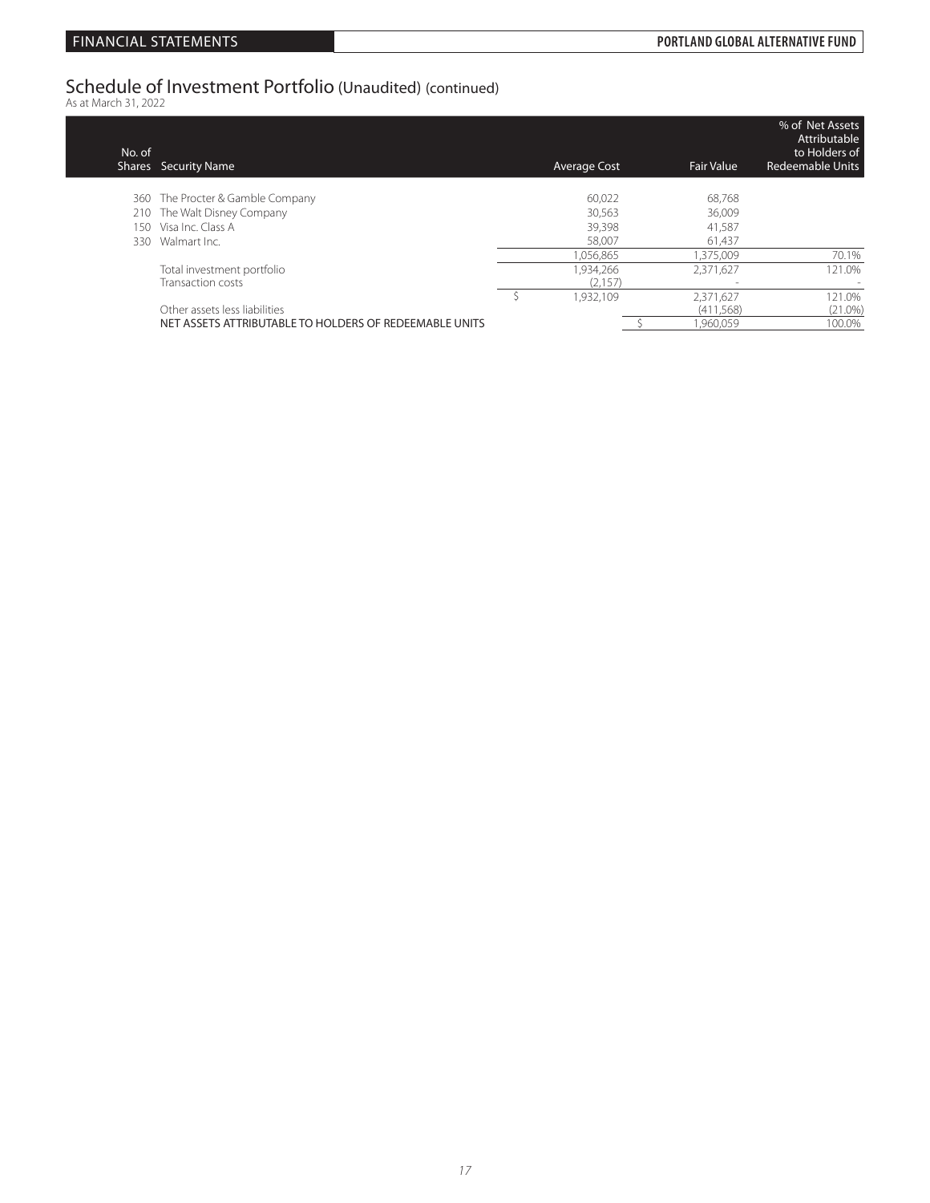## Schedule of Investment Portfolio (Unaudited) (continued)

As at March 31, 2022

| No. of Shares | Security Name | Average Cost | Fair Value | % of Net Assets Attributable to Holders of Redeemable Units |
|---|---|---|---|---|
| 360 | The Procter & Gamble Company | 60,022 | 68,768 | |
| 210 | The Walt Disney Company | 30,563 | 36,009 | |
| 150 | Visa Inc. Class A | 39,398 | 41,587 | |
| 330 | Walmart Inc. | 58,007 | 61,437 | |
| | | 1,056,865 | 1,375,009 | 70.1% |
| | Total investment portfolio | 1,934,266 | 2,371,627 | 121.0% |
| | Transaction costs | (2,157) | - | - |
| | | $ 1,932,109 | 2,371,627 | 121.0% |
| | Other assets less liabilities | | (411,568) | (21.0%) |
| | NET ASSETS ATTRIBUTABLE TO HOLDERS OF REDEEMABLE UNITS | | $ 1,960,059 | 100.0% |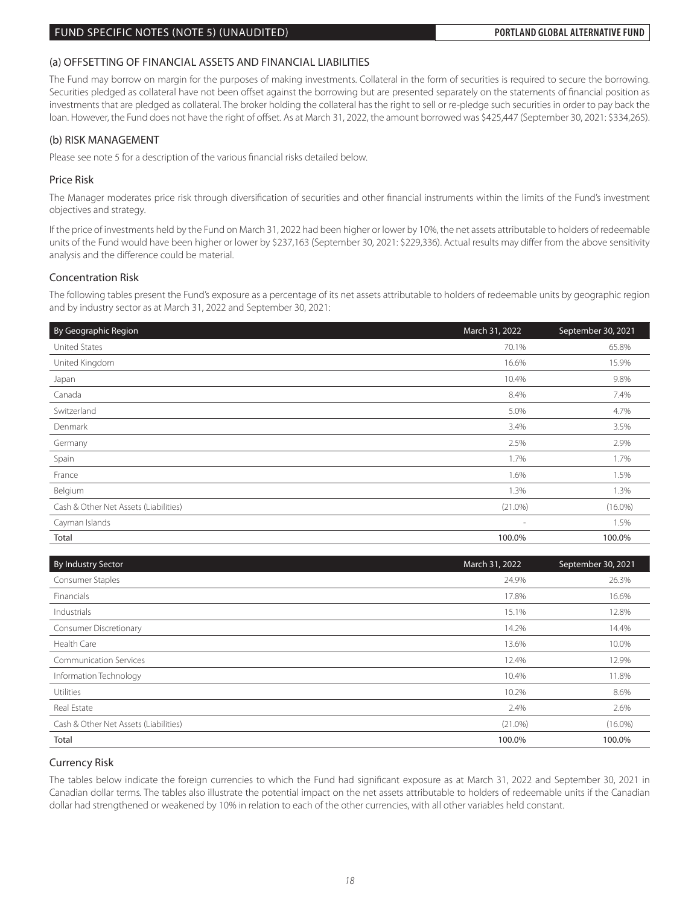## FUND SPECIFIC NOTES (NOTE 5) (UNAUDITED)

### (a) OFFSETTING OF FINANCIAL ASSETS AND FINANCIAL LIABILITIES

The Fund may borrow on margin for the purposes of making investments. Collateral in the form of securities is required to secure the borrowing. Securities pledged as collateral have not been offset against the borrowing but are presented separately on the statements of financial position as investments that are pledged as collateral. The broker holding the collateral has the right to sell or re-pledge such securities in order to pay back the loan. However, the Fund does not have the right of offset. As at March 31, 2022, the amount borrowed was $425,447 (September 30, 2021: $334,265).

### (b) RISK MANAGEMENT

Please see note 5 for a description of the various financial risks detailed below.

#### Price Risk

The Manager moderates price risk through diversification of securities and other financial instruments within the limits of the Fund's investment objectives and strategy.

If the price of investments held by the Fund on March 31, 2022 had been higher or lower by 10%, the net assets attributable to holders of redeemable units of the Fund would have been higher or lower by $237,163 (September 30, 2021: $229,336). Actual results may differ from the above sensitivity analysis and the difference could be material.

#### Concentration Risk

The following tables present the Fund's exposure as a percentage of its net assets attributable to holders of redeemable units by geographic region and by industry sector as at March 31, 2022 and September 30, 2021:

| By Geographic Region | March 31, 2022 | September 30, 2021 |
|---|---|---|
| United States | 70.1% | 65.8% |
| United Kingdom | 16.6% | 15.9% |
| Japan | 10.4% | 9.8% |
| Canada | 8.4% | 7.4% |
| Switzerland | 5.0% | 4.7% |
| Denmark | 3.4% | 3.5% |
| Germany | 2.5% | 2.9% |
| Spain | 1.7% | 1.7% |
| France | 1.6% | 1.5% |
| Belgium | 1.3% | 1.3% |
| Cash & Other Net Assets (Liabilities) | (21.0%) | (16.0%) |
| Cayman Islands | - | 1.5% |
| **Total** | **100.0%** | **100.0%** |

| By Industry Sector | March 31, 2022 | September 30, 2021 |
|---|---|---|
| Consumer Staples | 24.9% | 26.3% |
| Financials | 17.8% | 16.6% |
| Industrials | 15.1% | 12.8% |
| Consumer Discretionary | 14.2% | 14.4% |
| Health Care | 13.6% | 10.0% |
| Communication Services | 12.4% | 12.9% |
| Information Technology | 10.4% | 11.8% |
| Utilities | 10.2% | 8.6% |
| Real Estate | 2.4% | 2.6% |
| Cash & Other Net Assets (Liabilities) | (21.0%) | (16.0%) |
| **Total** | **100.0%** | **100.0%** |

#### Currency Risk

The tables below indicate the foreign currencies to which the Fund had significant exposure as at March 31, 2022 and September 30, 2021 in Canadian dollar terms. The tables also illustrate the potential impact on the net assets attributable to holders of redeemable units if the Canadian dollar had strengthened or weakened by 10% in relation to each of the other currencies, with all other variables held constant.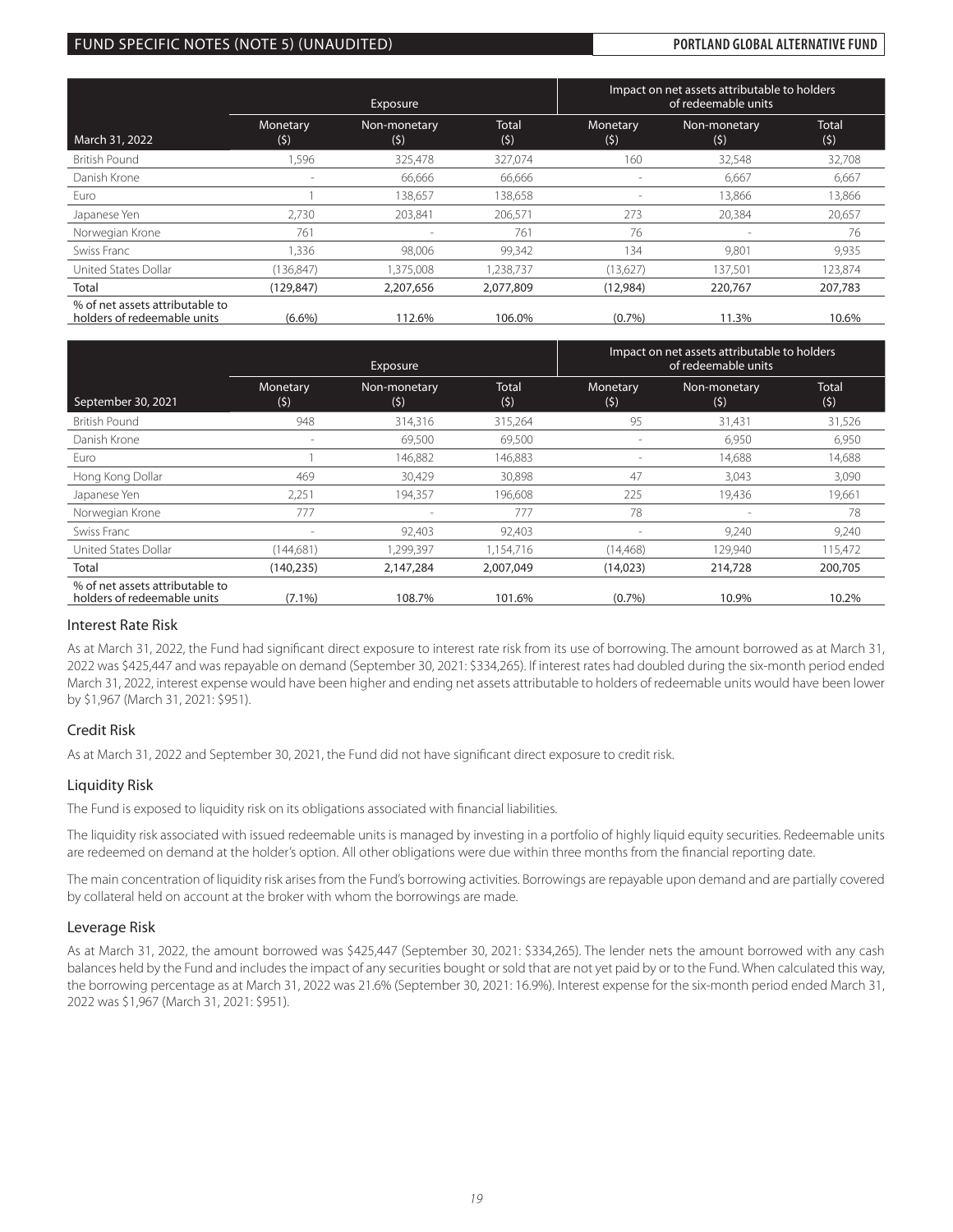| March 31, 2022 | Exposure | | | Impact on net assets attributable to holders of redeemable units | | |
|---|---|---|---|---|---|---|
| | Monetary ($) | Non-monetary ($) | Total ($) | Monetary ($) | Non-monetary ($) | Total ($) |
| British Pound | 1,596 | 325,478 | 327,074 | 160 | 32,548 | 32,708 |
| Danish Krone | - | 66,666 | 66,666 | - | 6,667 | 6,667 |
| Euro | 1 | 138,657 | 138,658 | - | 13,866 | 13,866 |
| Japanese Yen | 2,730 | 203,841 | 206,571 | 273 | 20,384 | 20,657 |
| Norwegian Krone | 761 | - | 761 | 76 | - | 76 |
| Swiss Franc | 1,336 | 98,006 | 99,342 | 134 | 9,801 | 9,935 |
| United States Dollar | (136,847) | 1,375,008 | 1,238,737 | (13,627) | 137,501 | 123,874 |
| **Total** | **(129,847)** | **2,207,656** | **2,077,809** | **(12,984)** | **220,767** | **207,783** |
| % of net assets attributable to holders of redeemable units | (6.6%) | 112.6% | 106.0% | (0.7%) | 11.3% | 10.6% |

| September 30, 2021 | Exposure | | | Impact on net assets attributable to holders of redeemable units | | |
|---|---|---|---|---|---|---|
| | Monetary ($) | Non-monetary ($) | Total ($) | Monetary ($) | Non-monetary ($) | Total ($) |
| British Pound | 948 | 314,316 | 315,264 | 95 | 31,431 | 31,526 |
| Danish Krone | - | 69,500 | 69,500 | - | 6,950 | 6,950 |
| Euro | 1 | 146,882 | 146,883 | - | 14,688 | 14,688 |
| Hong Kong Dollar | 469 | 30,429 | 30,898 | 47 | 3,043 | 3,090 |
| Japanese Yen | 2,251 | 194,357 | 196,608 | 225 | 19,436 | 19,661 |
| Norwegian Krone | 777 | - | 777 | 78 | - | 78 |
| Swiss Franc | - | 92,403 | 92,403 | - | 9,240 | 9,240 |
| United States Dollar | (144,681) | 1,299,397 | 1,154,716 | (14,468) | 129,940 | 115,472 |
| **Total** | **(140,235)** | **2,147,284** | **2,007,049** | **(14,023)** | **214,728** | **200,705** |
| % of net assets attributable to holders of redeemable units | (7.1%) | 108.7% | 101.6% | (0.7%) | 10.9% | 10.2% |

## Interest Rate Risk

As at March 31, 2022, the Fund had significant direct exposure to interest rate risk from its use of borrowing. The amount borrowed as at March 31, 2022 was $425,447 and was repayable on demand (September 30, 2021: $334,265). If interest rates had doubled during the six-month period ended March 31, 2022, interest expense would have been higher and ending net assets attributable to holders of redeemable units would have been lower by $1,967 (March 31, 2021: $951).

## Credit Risk

As at March 31, 2022 and September 30, 2021, the Fund did not have significant direct exposure to credit risk.

## Liquidity Risk

The Fund is exposed to liquidity risk on its obligations associated with financial liabilities.

The liquidity risk associated with issued redeemable units is managed by investing in a portfolio of highly liquid equity securities. Redeemable units are redeemed on demand at the holder's option. All other obligations were due within three months from the financial reporting date.

The main concentration of liquidity risk arises from the Fund's borrowing activities. Borrowings are repayable upon demand and are partially covered by collateral held on account at the broker with whom the borrowings are made.

## Leverage Risk

As at March 31, 2022, the amount borrowed was $425,447 (September 30, 2021: $334,265). The lender nets the amount borrowed with any cash balances held by the Fund and includes the impact of any securities bought or sold that are not yet paid by or to the Fund. When calculated this way, the borrowing percentage as at March 31, 2022 was 21.6% (September 30, 2021: 16.9%). Interest expense for the six-month period ended March 31, 2022 was $1,967 (March 31, 2021: $951).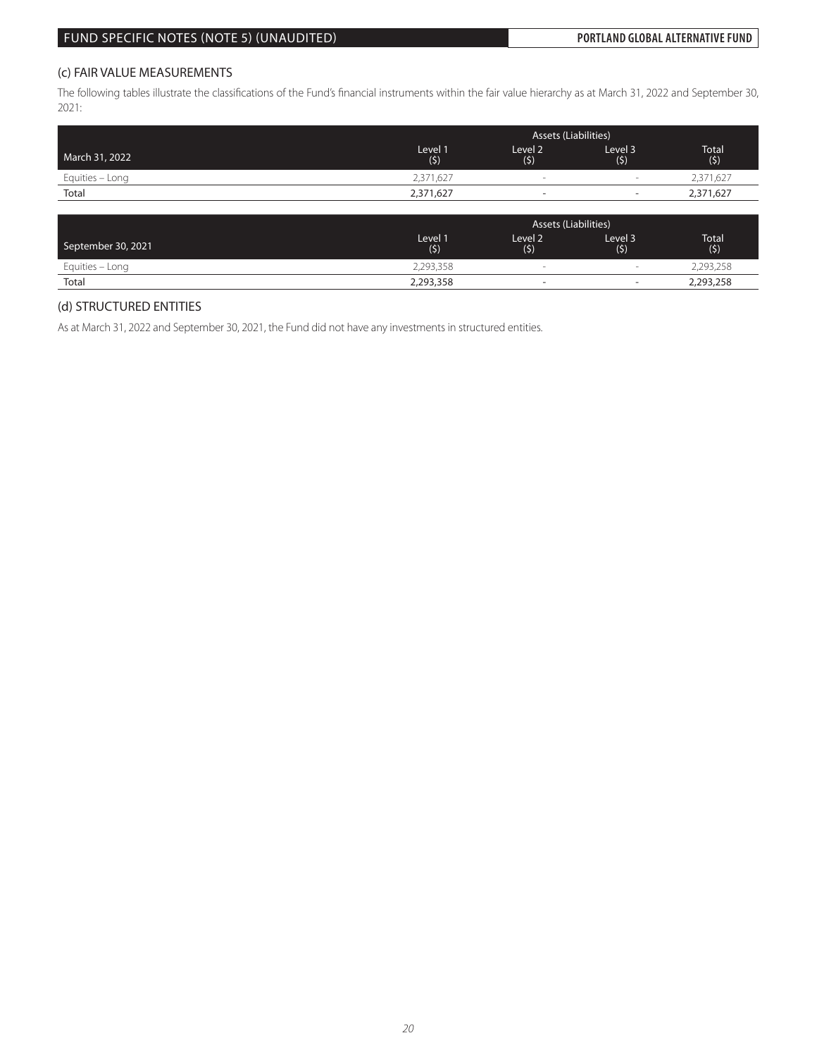## (c) FAIR VALUE MEASUREMENTS

The following tables illustrate the classifications of the Fund's financial instruments within the fair value hierarchy as at March 31, 2022 and September 30, 2021:

| | Assets (Liabilities) | | | |
|---|---|---|---|---|
| March 31, 2022 | Level 1 ($) | Level 2 ($) | Level 3 ($) | Total ($) |
| Equities – Long | 2,371,627 | - | - | 2,371,627 |
| **Total** | **2,371,627** | **-** | **-** | **2,371,627** |

| | Assets (Liabilities) | | | |
|---|---|---|---|---|
| September 30, 2021 | Level 1 ($) | Level 2 ($) | Level 3 ($) | Total ($) |
| Equities – Long | 2,293,358 | - | - | 2,293,258 |
| **Total** | **2,293,358** | **-** | **-** | **2,293,258** |

## (d) STRUCTURED ENTITIES

As at March 31, 2022 and September 30, 2021, the Fund did not have any investments in structured entities.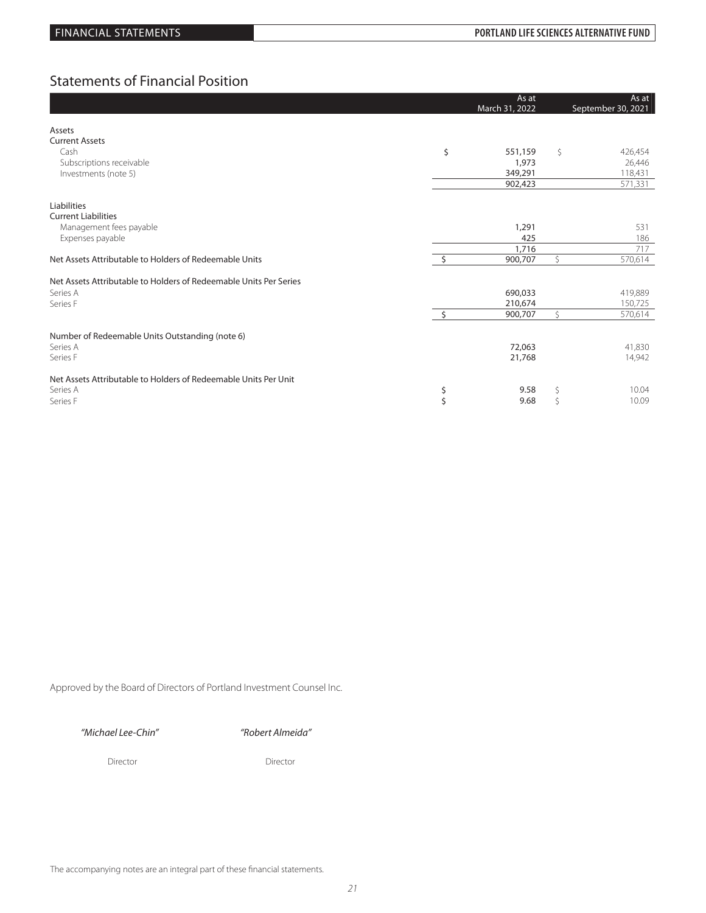## Statements of Financial Position

| | As at March 31, 2022 | As at September 30, 2021 |
|---|---|---|
| **Assets** | | |
| **Current Assets** | | |
| Cash | $ 551,159 | $ 426,454 |
| Subscriptions receivable | 1,973 | 26,446 |
| Investments (note 5) | 349,291 | 118,431 |
| | 902,423 | 571,331 |
| **Liabilities** | | |
| **Current Liabilities** | | |
| Management fees payable | 1,291 | 531 |
| Expenses payable | 425 | 186 |
| | 1,716 | 717 |
| Net Assets Attributable to Holders of Redeemable Units | $ 900,707 | $ 570,614 |
| **Net Assets Attributable to Holders of Redeemable Units Per Series** | | |
| Series A | 690,033 | 419,889 |
| Series F | 210,674 | 150,725 |
| | $ 900,707 | $ 570,614 |
| **Number of Redeemable Units Outstanding (note 6)** | | |
| Series A | 72,063 | 41,830 |
| Series F | 21,768 | 14,942 |
| **Net Assets Attributable to Holders of Redeemable Units Per Unit** | | |
| Series A | $ 9.58 | $ 10.04 |
| Series F | $ 9.68 | $ 10.09 |

Approved by the Board of Directors of Portland Investment Counsel Inc.

*"Michael Lee-Chin"* — Director

*"Robert Almeida"* — Director

The accompanying notes are an integral part of these financial statements.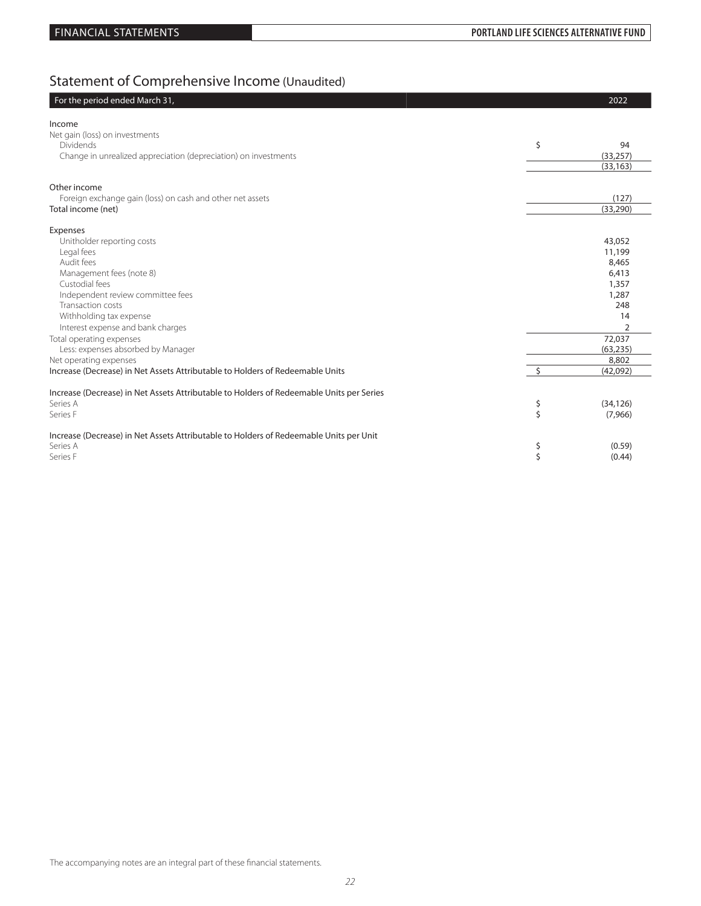## Statement of Comprehensive Income (Unaudited)

| For the period ended March 31, | | 2022 |
|---|---|---|
| **Income** | | |
| Net gain (loss) on investments | | |
| Dividends | $ | 94 |
| Change in unrealized appreciation (depreciation) on investments | | (33,257) |
| | | (33,163) |
| **Other income** | | |
| Foreign exchange gain (loss) on cash and other net assets | | (127) |
| Total income (net) | | (33,290) |
| **Expenses** | | |
| Unitholder reporting costs | | 43,052 |
| Legal fees | | 11,199 |
| Audit fees | | 8,465 |
| Management fees (note 8) | | 6,413 |
| Custodial fees | | 1,357 |
| Independent review committee fees | | 1,287 |
| Transaction costs | | 248 |
| Withholding tax expense | | 14 |
| Interest expense and bank charges | | 2 |
| Total operating expenses | | 72,037 |
| Less: expenses absorbed by Manager | | (63,235) |
| Net operating expenses | | 8,802 |
| Increase (Decrease) in Net Assets Attributable to Holders of Redeemable Units | $ | (42,092) |
| | | |
| Increase (Decrease) in Net Assets Attributable to Holders of Redeemable Units per Series | | |
| Series A | $ | (34,126) |
| Series F | $ | (7,966) |
| | | |
| Increase (Decrease) in Net Assets Attributable to Holders of Redeemable Units per Unit | | |
| Series A | $ | (0.59) |
| Series F | $ | (0.44) |

The accompanying notes are an integral part of these financial statements.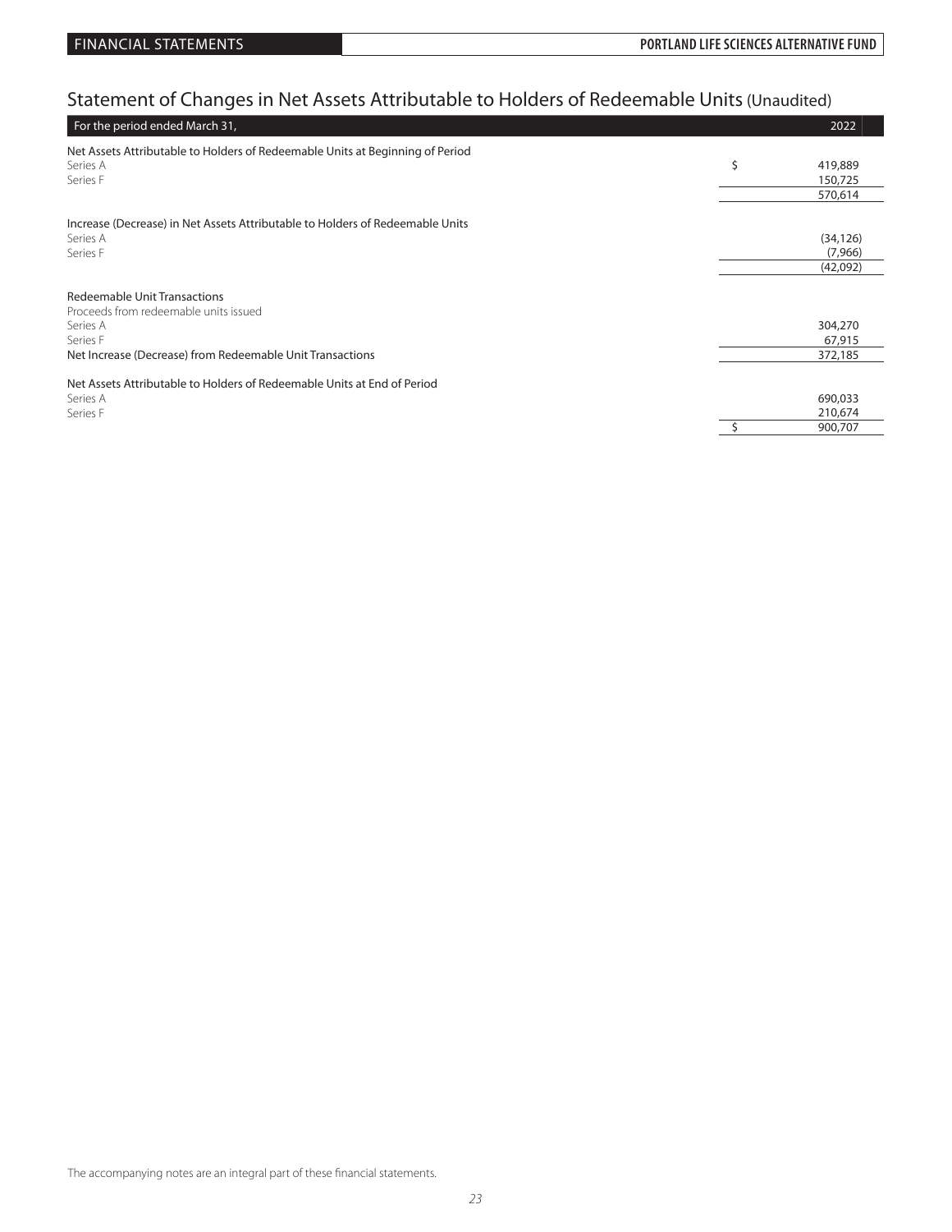# Statement of Changes in Net Assets Attributable to Holders of Redeemable Units (Unaudited)

| For the period ended March 31, | | 2022 |
|---|---|---|
| **Net Assets Attributable to Holders of Redeemable Units at Beginning of Period** | | |
| Series A | $ | 419,889 |
| Series F | | 150,725 |
| | | 570,614 |
| **Increase (Decrease) in Net Assets Attributable to Holders of Redeemable Units** | | |
| Series A | | (34,126) |
| Series F | | (7,966) |
| | | (42,092) |
| **Redeemable Unit Transactions** | | |
| Proceeds from redeemable units issued | | |
| Series A | | 304,270 |
| Series F | | 67,915 |
| Net Increase (Decrease) from Redeemable Unit Transactions | | 372,185 |
| **Net Assets Attributable to Holders of Redeemable Units at End of Period** | | |
| Series A | | 690,033 |
| Series F | | 210,674 |
| | $ | 900,707 |

The accompanying notes are an integral part of these financial statements.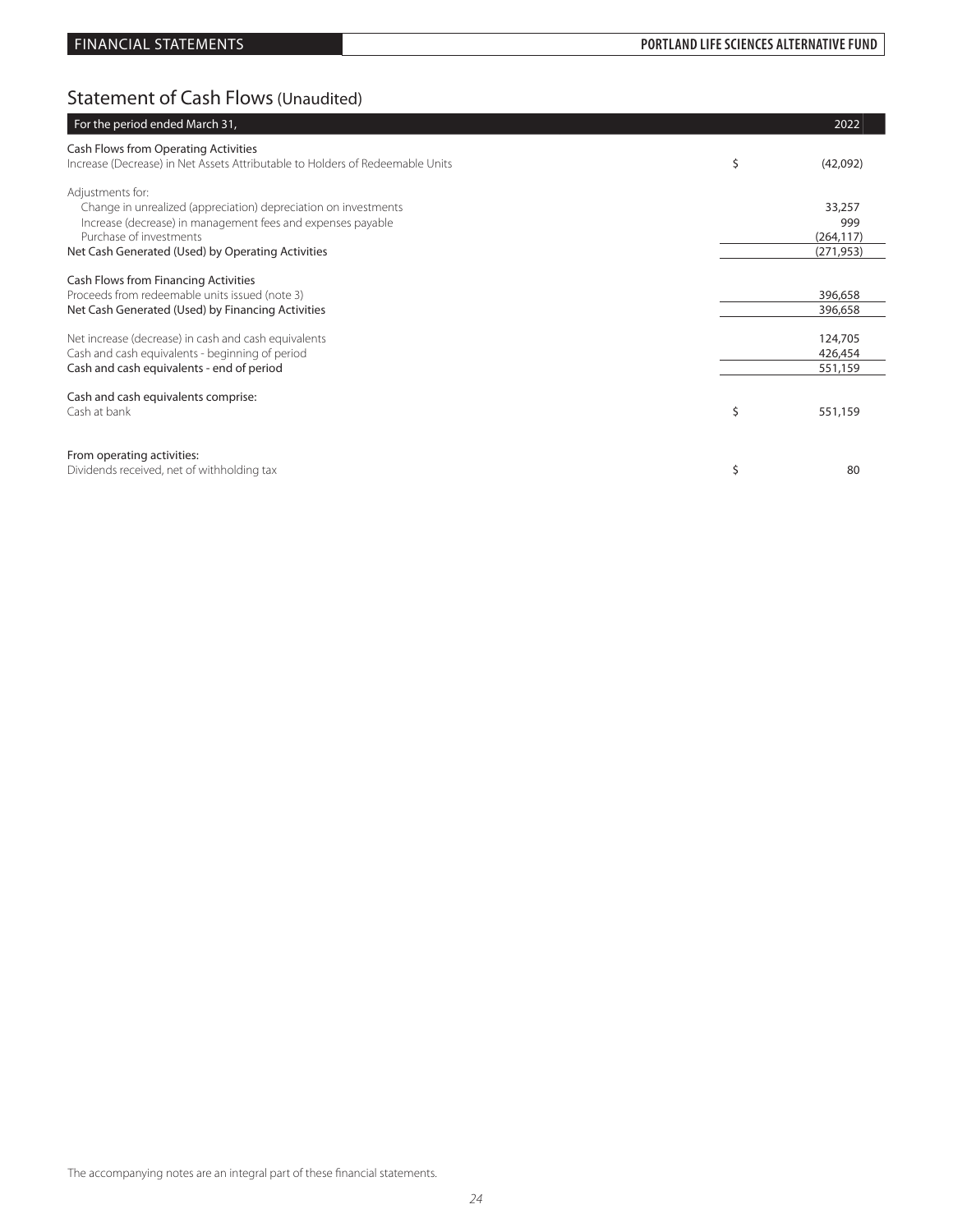# Statement of Cash Flows (Unaudited)

| For the period ended March 31, | | 2022 |
|---|---|---|
| **Cash Flows from Operating Activities** | | |
| Increase (Decrease) in Net Assets Attributable to Holders of Redeemable Units | $ | (42,092) |
| Adjustments for: | | |
| Change in unrealized (appreciation) depreciation on investments | | 33,257 |
| Increase (decrease) in management fees and expenses payable | | 999 |
| Purchase of investments | | (264,117) |
| Net Cash Generated (Used) by Operating Activities | | (271,953) |
| **Cash Flows from Financing Activities** | | |
| Proceeds from redeemable units issued (note 3) | | 396,658 |
| Net Cash Generated (Used) by Financing Activities | | 396,658 |
| Net increase (decrease) in cash and cash equivalents | | 124,705 |
| Cash and cash equivalents - beginning of period | | 426,454 |
| Cash and cash equivalents - end of period | | 551,159 |
| Cash and cash equivalents comprise: | | |
| Cash at bank | $ | 551,159 |
| From operating activities: | | |
| Dividends received, net of withholding tax | $ | 80 |

The accompanying notes are an integral part of these financial statements.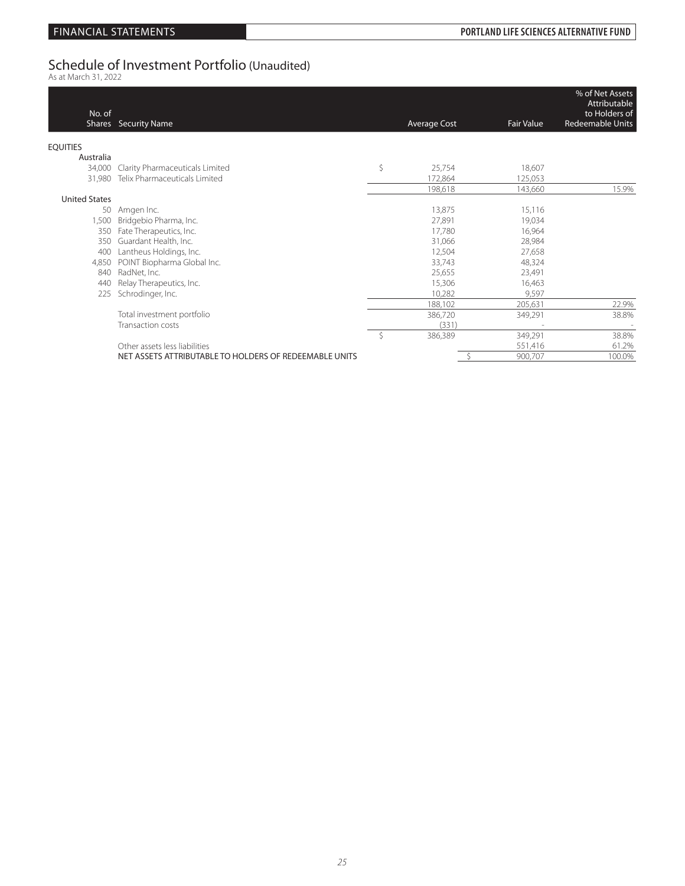# Schedule of Investment Portfolio (Unaudited)

As at March 31, 2022

| No. of Shares | Security Name | Average Cost | Fair Value | % of Net Assets Attributable to Holders of Redeemable Units |
|---|---|---|---|---|
| **EQUITIES** | | | | |
| Australia | | | | |
| 34,000 | Clarity Pharmaceuticals Limited | $ 25,754 | 18,607 | |
| 31,980 | Telix Pharmaceuticals Limited | 172,864 | 125,053 | |
| | | 198,618 | 143,660 | 15.9% |
| United States | | | | |
| 50 | Amgen Inc. | 13,875 | 15,116 | |
| 1,500 | Bridgebio Pharma, Inc. | 27,891 | 19,034 | |
| 350 | Fate Therapeutics, Inc. | 17,780 | 16,964 | |
| 350 | Guardant Health, Inc. | 31,066 | 28,984 | |
| 400 | Lantheus Holdings, Inc. | 12,504 | 27,658 | |
| 4,850 | POINT Biopharma Global Inc. | 33,743 | 48,324 | |
| 840 | RadNet, Inc. | 25,655 | 23,491 | |
| 440 | Relay Therapeutics, Inc. | 15,306 | 16,463 | |
| 225 | Schrodinger, Inc. | 10,282 | 9,597 | |
| | | 188,102 | 205,631 | 22.9% |
| | Total investment portfolio | 386,720 | 349,291 | 38.8% |
| | Transaction costs | (331) | - | - |
| | | $ 386,389 | 349,291 | 38.8% |
| | Other assets less liabilities | | 551,416 | 61.2% |
| | NET ASSETS ATTRIBUTABLE TO HOLDERS OF REDEEMABLE UNITS | | $ 900,707 | 100.0% |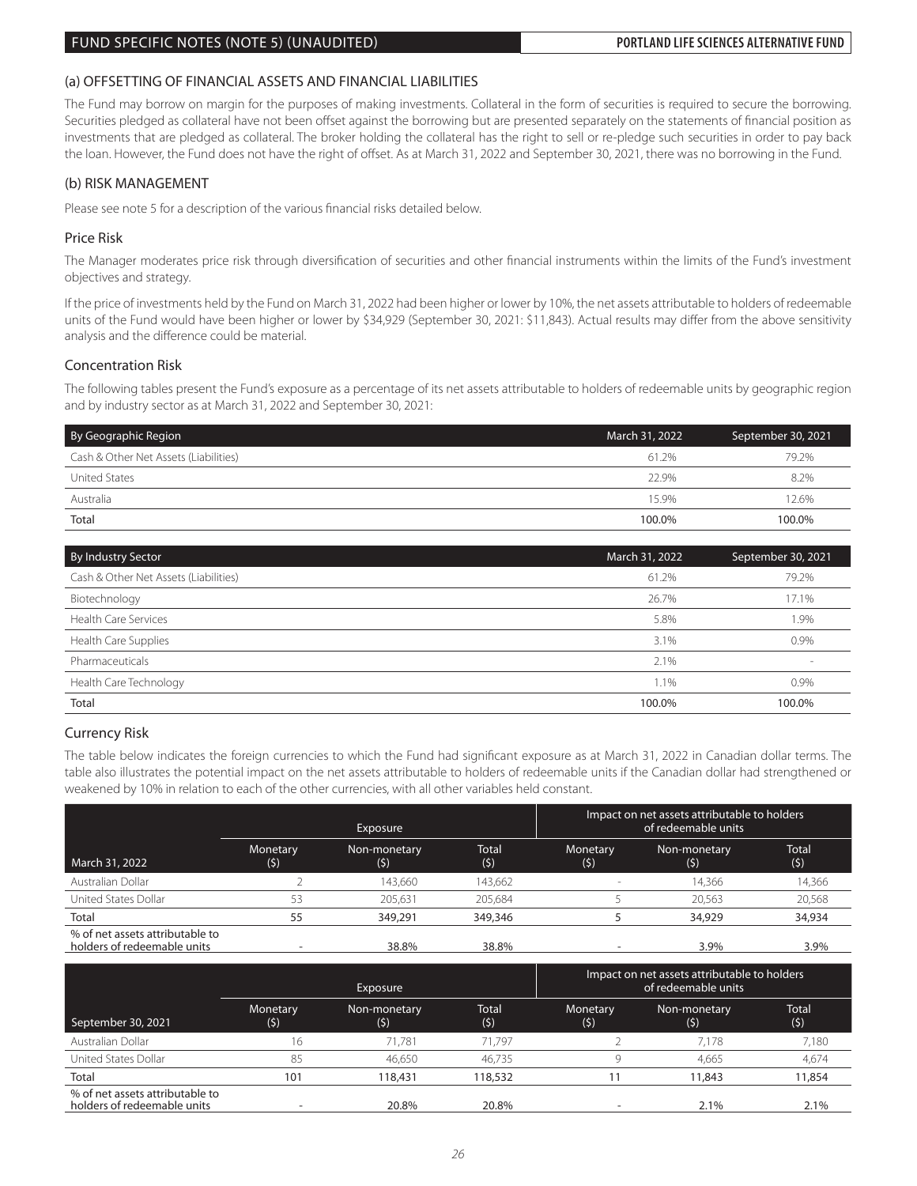## (a) OFFSETTING OF FINANCIAL ASSETS AND FINANCIAL LIABILITIES

The Fund may borrow on margin for the purposes of making investments. Collateral in the form of securities is required to secure the borrowing. Securities pledged as collateral have not been offset against the borrowing but are presented separately on the statements of financial position as investments that are pledged as collateral. The broker holding the collateral has the right to sell or re-pledge such securities in order to pay back the loan. However, the Fund does not have the right of offset. As at March 31, 2022 and September 30, 2021, there was no borrowing in the Fund.

## (b) RISK MANAGEMENT

Please see note 5 for a description of the various financial risks detailed below.

### Price Risk

The Manager moderates price risk through diversification of securities and other financial instruments within the limits of the Fund's investment objectives and strategy.

If the price of investments held by the Fund on March 31, 2022 had been higher or lower by 10%, the net assets attributable to holders of redeemable units of the Fund would have been higher or lower by $34,929 (September 30, 2021: $11,843). Actual results may differ from the above sensitivity analysis and the difference could be material.

### Concentration Risk

The following tables present the Fund's exposure as a percentage of its net assets attributable to holders of redeemable units by geographic region and by industry sector as at March 31, 2022 and September 30, 2021:

| By Geographic Region | March 31, 2022 | September 30, 2021 |
|---|---|---|
| Cash & Other Net Assets (Liabilities) | 61.2% | 79.2% |
| United States | 22.9% | 8.2% |
| Australia | 15.9% | 12.6% |
| **Total** | **100.0%** | **100.0%** |

| By Industry Sector | March 31, 2022 | September 30, 2021 |
|---|---|---|
| Cash & Other Net Assets (Liabilities) | 61.2% | 79.2% |
| Biotechnology | 26.7% | 17.1% |
| Health Care Services | 5.8% | 1.9% |
| Health Care Supplies | 3.1% | 0.9% |
| Pharmaceuticals | 2.1% | - |
| Health Care Technology | 1.1% | 0.9% |
| **Total** | **100.0%** | **100.0%** |

### Currency Risk

The table below indicates the foreign currencies to which the Fund had significant exposure as at March 31, 2022 in Canadian dollar terms. The table also illustrates the potential impact on the net assets attributable to holders of redeemable units if the Canadian dollar had strengthened or weakened by 10% in relation to each of the other currencies, with all other variables held constant.

| | Exposure | | | Impact on net assets attributable to holders of redeemable units | | |
|---|---|---|---|---|---|---|
| March 31, 2022 | Monetary ($) | Non-monetary ($) | Total ($) | Monetary ($) | Non-monetary ($) | Total ($) |
| Australian Dollar | 2 | 143,660 | 143,662 | - | 14,366 | 14,366 |
| United States Dollar | 53 | 205,631 | 205,684 | 5 | 20,563 | 20,568 |
| **Total** | **55** | **349,291** | **349,346** | **5** | **34,929** | **34,934** |
| % of net assets attributable to holders of redeemable units | - | 38.8% | 38.8% | - | 3.9% | 3.9% |

| | Exposure | | | Impact on net assets attributable to holders of redeemable units | | |
|---|---|---|---|---|---|---|
| September 30, 2021 | Monetary ($) | Non-monetary ($) | Total ($) | Monetary ($) | Non-monetary ($) | Total ($) |
| Australian Dollar | 16 | 71,781 | 71,797 | 2 | 7,178 | 7,180 |
| United States Dollar | 85 | 46,650 | 46,735 | 9 | 4,665 | 4,674 |
| **Total** | **101** | **118,431** | **118,532** | **11** | **11,843** | **11,854** |
| % of net assets attributable to holders of redeemable units | - | 20.8% | 20.8% | - | 2.1% | 2.1% |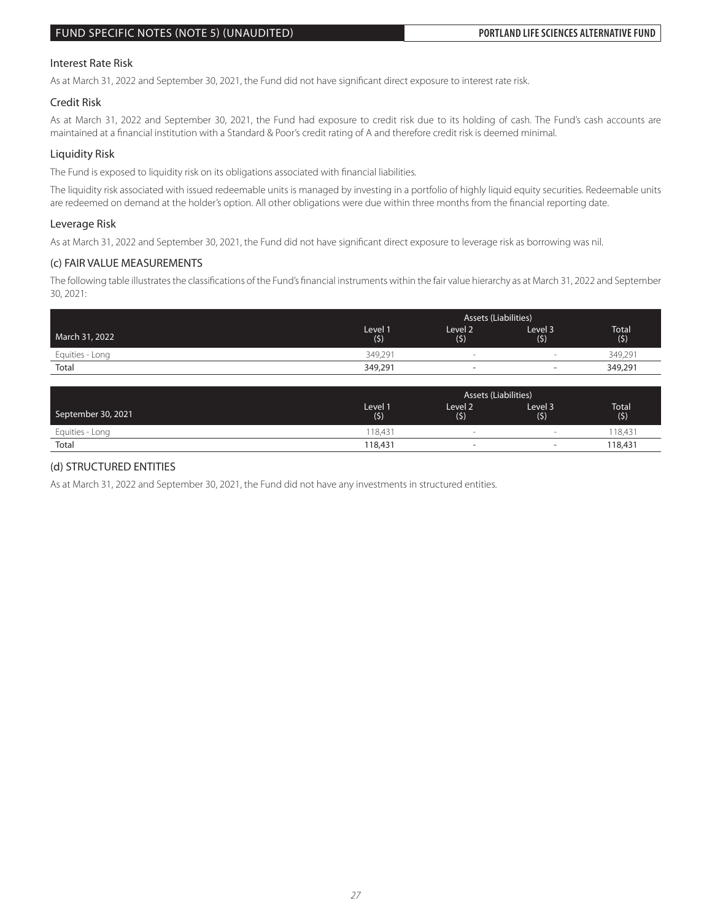### Interest Rate Risk

As at March 31, 2022 and September 30, 2021, the Fund did not have significant direct exposure to interest rate risk.

### Credit Risk

As at March 31, 2022 and September 30, 2021, the Fund had exposure to credit risk due to its holding of cash. The Fund's cash accounts are maintained at a financial institution with a Standard & Poor's credit rating of A and therefore credit risk is deemed minimal.

### Liquidity Risk

The Fund is exposed to liquidity risk on its obligations associated with financial liabilities.

The liquidity risk associated with issued redeemable units is managed by investing in a portfolio of highly liquid equity securities. Redeemable units are redeemed on demand at the holder's option. All other obligations were due within three months from the financial reporting date.

### Leverage Risk

As at March 31, 2022 and September 30, 2021, the Fund did not have significant direct exposure to leverage risk as borrowing was nil.

### (c) FAIR VALUE MEASUREMENTS

The following table illustrates the classifications of the Fund's financial instruments within the fair value hierarchy as at March 31, 2022 and September 30, 2021:

| | Assets (Liabilities) | | | |
|---|---|---|---|---|
| March 31, 2022 | Level 1 ($) | Level 2 ($) | Level 3 ($) | Total ($) |
| Equities - Long | 349,291 | - | - | 349,291 |
| **Total** | **349,291** | **-** | **-** | **349,291** |

| | Assets (Liabilities) | | | |
|---|---|---|---|---|
| September 30, 2021 | Level 1 ($) | Level 2 ($) | Level 3 ($) | Total ($) |
| Equities - Long | 118,431 | - | - | 118,431 |
| **Total** | **118,431** | **-** | **-** | **118,431** |

### (d) STRUCTURED ENTITIES

As at March 31, 2022 and September 30, 2021, the Fund did not have any investments in structured entities.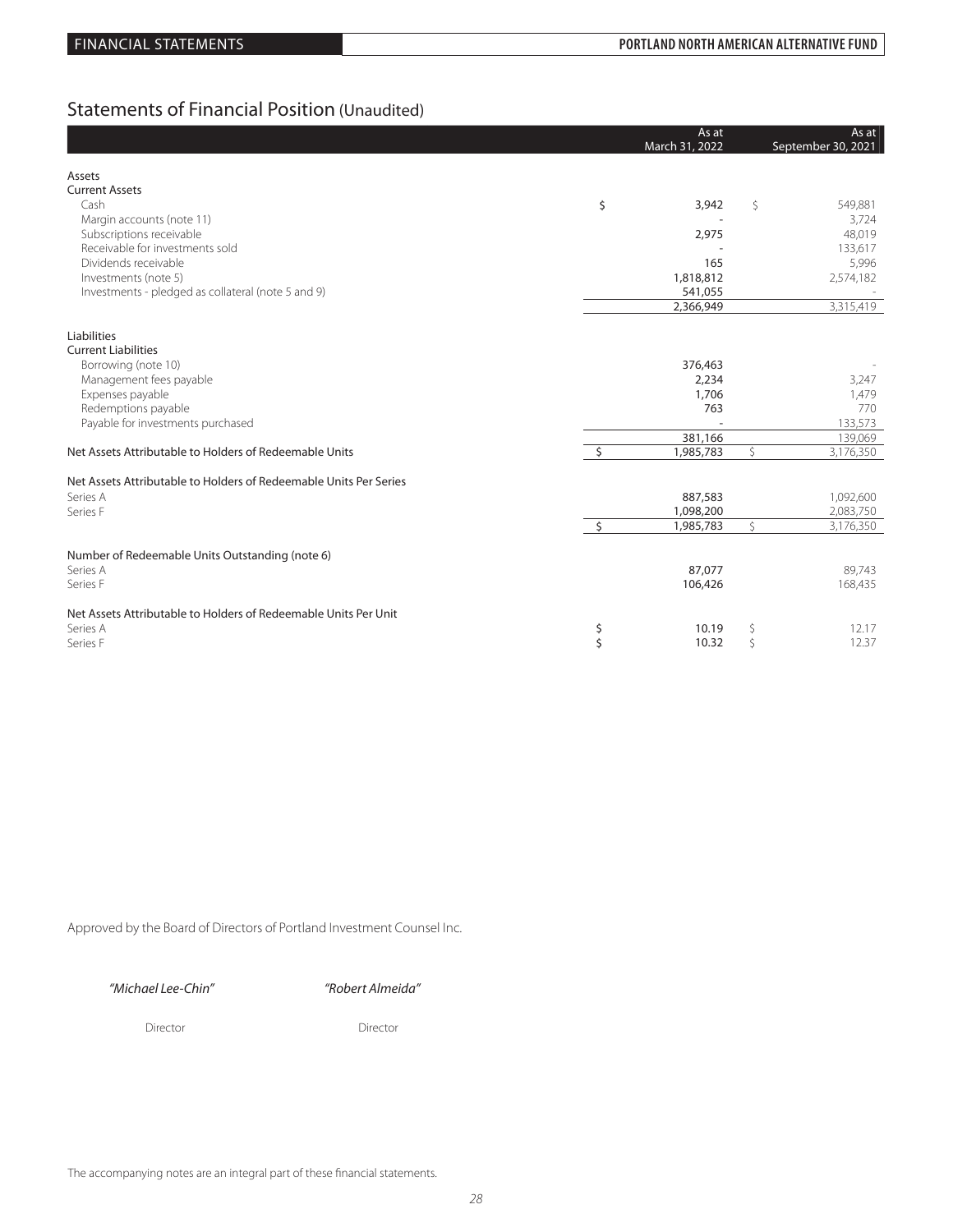## Statements of Financial Position (Unaudited)

| | As at March 31, 2022 | As at September 30, 2021 |
|---|---|---|
| **Assets** | | |
| **Current Assets** | | |
| Cash | $ 3,942 | $ 549,881 |
| Margin accounts (note 11) | - | 3,724 |
| Subscriptions receivable | 2,975 | 48,019 |
| Receivable for investments sold | - | 133,617 |
| Dividends receivable | 165 | 5,996 |
| Investments (note 5) | 1,818,812 | 2,574,182 |
| Investments - pledged as collateral (note 5 and 9) | 541,055 | - |
| | 2,366,949 | 3,315,419 |
| **Liabilities** | | |
| **Current Liabilities** | | |
| Borrowing (note 10) | 376,463 | - |
| Management fees payable | 2,234 | 3,247 |
| Expenses payable | 1,706 | 1,479 |
| Redemptions payable | 763 | 770 |
| Payable for investments purchased | - | 133,573 |
| | 381,166 | 139,069 |
| Net Assets Attributable to Holders of Redeemable Units | $ 1,985,783 | $ 3,176,350 |
| **Net Assets Attributable to Holders of Redeemable Units Per Series** | | |
| Series A | 887,583 | 1,092,600 |
| Series F | 1,098,200 | 2,083,750 |
| | $ 1,985,783 | $ 3,176,350 |
| **Number of Redeemable Units Outstanding (note 6)** | | |
| Series A | 87,077 | 89,743 |
| Series F | 106,426 | 168,435 |
| **Net Assets Attributable to Holders of Redeemable Units Per Unit** | | |
| Series A | $ 10.19 | $ 12.17 |
| Series F | $ 10.32 | $ 12.37 |

Approved by the Board of Directors of Portland Investment Counsel Inc.

*"Michael Lee-Chin"* — Director

*"Robert Almeida"* — Director

The accompanying notes are an integral part of these financial statements.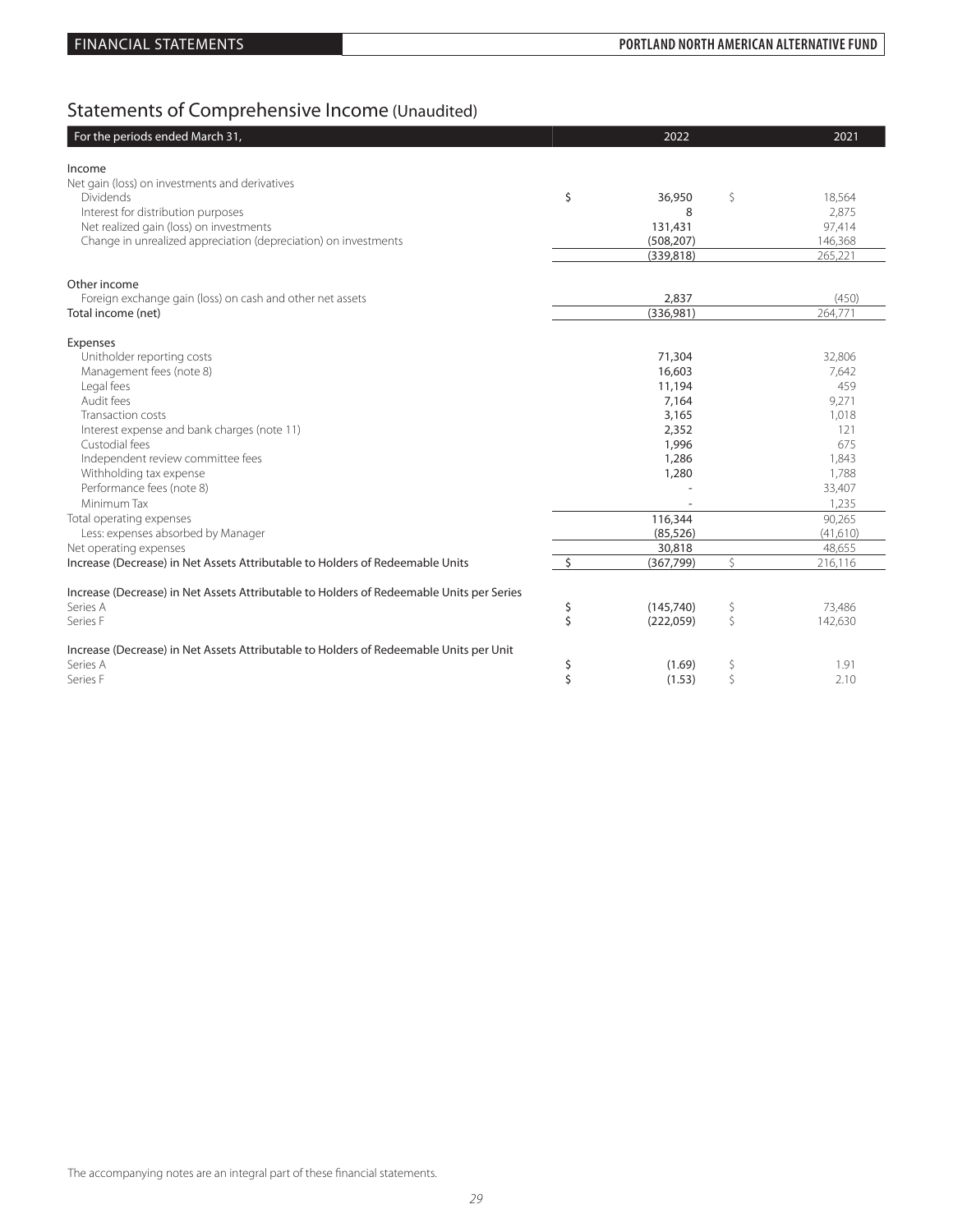## Statements of Comprehensive Income (Unaudited)

| For the periods ended March 31, | 2022 | 2021 |
|---|---|---|
| **Income** | | |
| Net gain (loss) on investments and derivatives | | |
| Dividends | $ 36,950 | $ 18,564 |
| Interest for distribution purposes | 8 | 2,875 |
| Net realized gain (loss) on investments | 131,431 | 97,414 |
| Change in unrealized appreciation (depreciation) on investments | (508,207) | 146,368 |
| | (339,818) | 265,221 |
| **Other income** | | |
| Foreign exchange gain (loss) on cash and other net assets | 2,837 | (450) |
| Total income (net) | (336,981) | 264,771 |
| **Expenses** | | |
| Unitholder reporting costs | 71,304 | 32,806 |
| Management fees (note 8) | 16,603 | 7,642 |
| Legal fees | 11,194 | 459 |
| Audit fees | 7,164 | 9,271 |
| Transaction costs | 3,165 | 1,018 |
| Interest expense and bank charges (note 11) | 2,352 | 121 |
| Custodial fees | 1,996 | 675 |
| Independent review committee fees | 1,286 | 1,843 |
| Withholding tax expense | 1,280 | 1,788 |
| Performance fees (note 8) | - | 33,407 |
| Minimum Tax | - | 1,235 |
| Total operating expenses | 116,344 | 90,265 |
| Less: expenses absorbed by Manager | (85,526) | (41,610) |
| Net operating expenses | 30,818 | 48,655 |
| Increase (Decrease) in Net Assets Attributable to Holders of Redeemable Units | $ (367,799) | $ 216,116 |
| **Increase (Decrease) in Net Assets Attributable to Holders of Redeemable Units per Series** | | |
| Series A | $ (145,740) | $ 73,486 |
| Series F | $ (222,059) | $ 142,630 |
| **Increase (Decrease) in Net Assets Attributable to Holders of Redeemable Units per Unit** | | |
| Series A | $ (1.69) | $ 1.91 |
| Series F | $ (1.53) | $ 2.10 |

The accompanying notes are an integral part of these financial statements.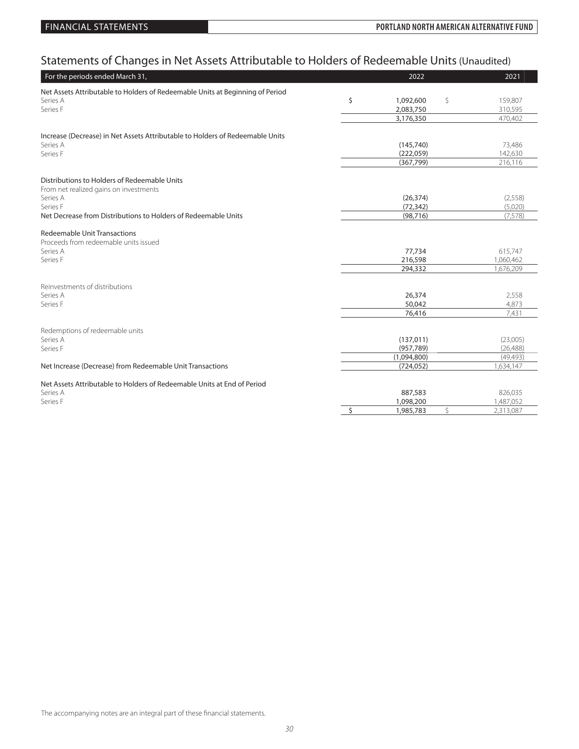## Statements of Changes in Net Assets Attributable to Holders of Redeemable Units (Unaudited)

| For the periods ended March 31, | 2022 | 2021 |
|---|---|---|
| **Net Assets Attributable to Holders of Redeemable Units at Beginning of Period** | | |
| Series A | $ 1,092,600 | $ 159,807 |
| Series F | 2,083,750 | 310,595 |
| | 3,176,350 | 470,402 |
| **Increase (Decrease) in Net Assets Attributable to Holders of Redeemable Units** | | |
| Series A | (145,740) | 73,486 |
| Series F | (222,059) | 142,630 |
| | (367,799) | 216,116 |
| **Distributions to Holders of Redeemable Units** | | |
| From net realized gains on investments | | |
| Series A | (26,374) | (2,558) |
| Series F | (72,342) | (5,020) |
| Net Decrease from Distributions to Holders of Redeemable Units | (98,716) | (7,578) |
| **Redeemable Unit Transactions** | | |
| Proceeds from redeemable units issued | | |
| Series A | 77,734 | 615,747 |
| Series F | 216,598 | 1,060,462 |
| | 294,332 | 1,676,209 |
| Reinvestments of distributions | | |
| Series A | 26,374 | 2,558 |
| Series F | 50,042 | 4,873 |
| | 76,416 | 7,431 |
| Redemptions of redeemable units | | |
| Series A | (137,011) | (23,005) |
| Series F | (957,789) | (26,488) |
| | (1,094,800) | (49,493) |
| Net Increase (Decrease) from Redeemable Unit Transactions | (724,052) | 1,634,147 |
| **Net Assets Attributable to Holders of Redeemable Units at End of Period** | | |
| Series A | 887,583 | 826,035 |
| Series F | 1,098,200 | 1,487,052 |
| | $ 1,985,783 | $ 2,313,087 |

The accompanying notes are an integral part of these financial statements.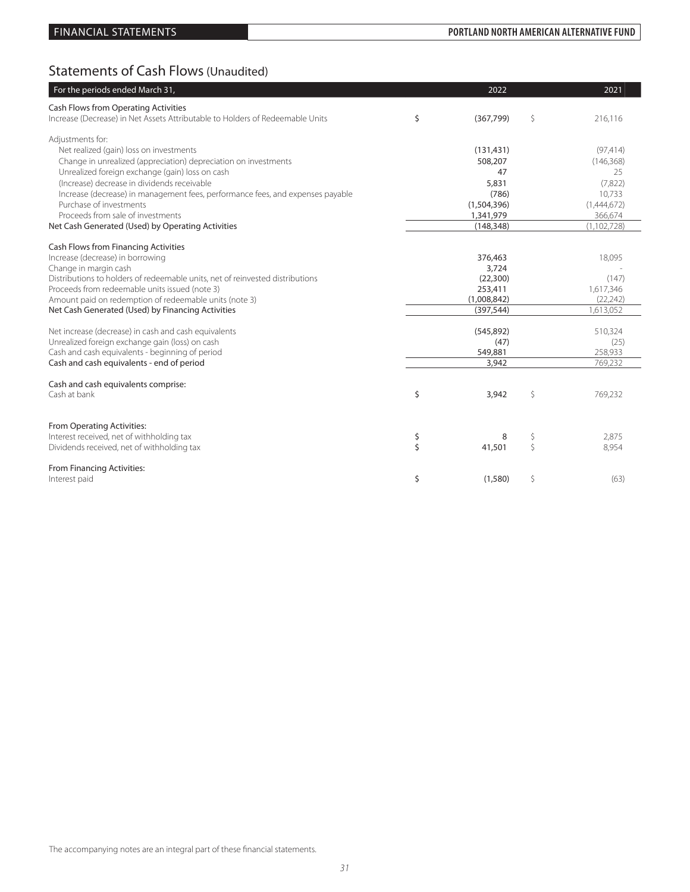## Statements of Cash Flows (Unaudited)

| For the periods ended March 31, | 2022 | 2021 |
|---|---|---|
| **Cash Flows from Operating Activities** | | |
| Increase (Decrease) in Net Assets Attributable to Holders of Redeemable Units | $ (367,799) | $ 216,116 |
| Adjustments for: | | |
| Net realized (gain) loss on investments | (131,431) | (97,414) |
| Change in unrealized (appreciation) depreciation on investments | 508,207 | (146,368) |
| Unrealized foreign exchange (gain) loss on cash | 47 | 25 |
| (Increase) decrease in dividends receivable | 5,831 | (7,822) |
| Increase (decrease) in management fees, performance fees, and expenses payable | (786) | 10,733 |
| Purchase of investments | (1,504,396) | (1,444,672) |
| Proceeds from sale of investments | 1,341,979 | 366,674 |
| Net Cash Generated (Used) by Operating Activities | (148,348) | (1,102,728) |
| **Cash Flows from Financing Activities** | | |
| Increase (decrease) in borrowing | 376,463 | 18,095 |
| Change in margin cash | 3,724 | - |
| Distributions to holders of redeemable units, net of reinvested distributions | (22,300) | (147) |
| Proceeds from redeemable units issued (note 3) | 253,411 | 1,617,346 |
| Amount paid on redemption of redeemable units (note 3) | (1,008,842) | (22,242) |
| Net Cash Generated (Used) by Financing Activities | (397,544) | 1,613,052 |
| Net increase (decrease) in cash and cash equivalents | (545,892) | 510,324 |
| Unrealized foreign exchange gain (loss) on cash | (47) | (25) |
| Cash and cash equivalents - beginning of period | 549,881 | 258,933 |
| Cash and cash equivalents - end of period | 3,942 | 769,232 |
| **Cash and cash equivalents comprise:** | | |
| Cash at bank | $ 3,942 | $ 769,232 |
| **From Operating Activities:** | | |
| Interest received, net of withholding tax | $ 8 | $ 2,875 |
| Dividends received, net of withholding tax | $ 41,501 | $ 8,954 |
| **From Financing Activities:** | | |
| Interest paid | $ (1,580) | $ (63) |

The accompanying notes are an integral part of these financial statements.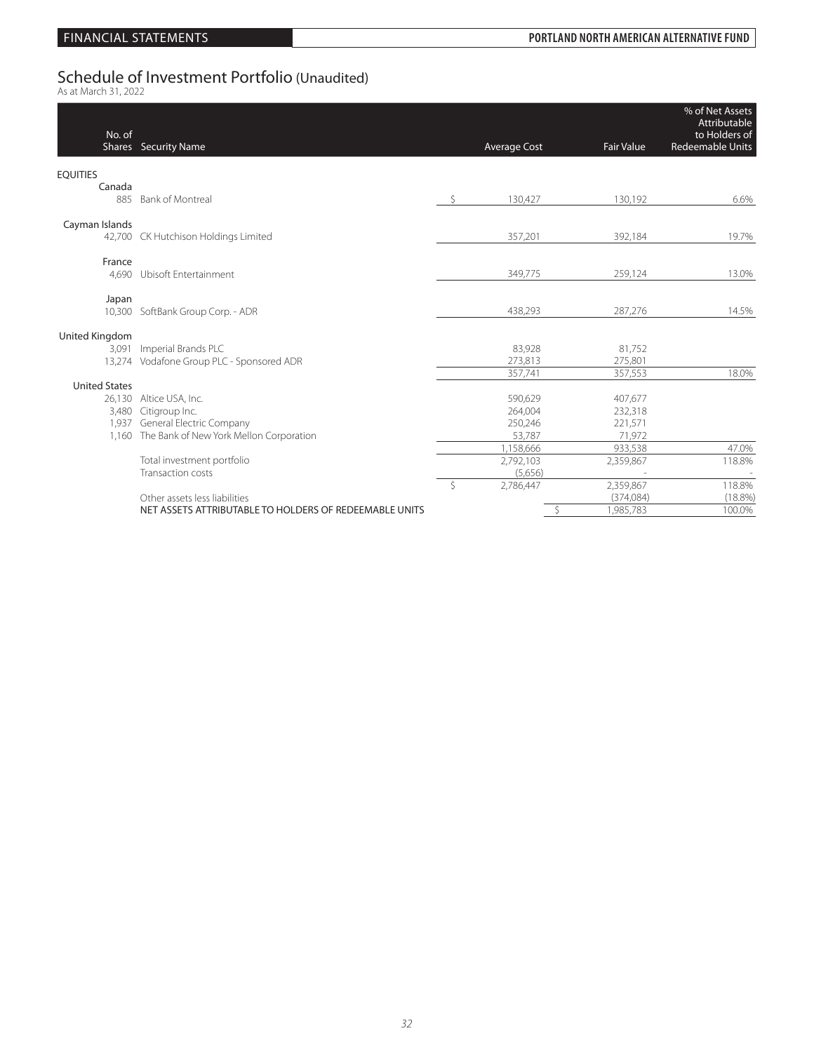## Schedule of Investment Portfolio (Unaudited)

As at March 31, 2022

| No. of Shares | Security Name | Average Cost | Fair Value | % of Net Assets Attributable to Holders of Redeemable Units |
|---|---|---|---|---|
| **EQUITIES** | | | | |
| Canada | | | | |
| 885 | Bank of Montreal | $ 130,427 | 130,192 | 6.6% |
| Cayman Islands | | | | |
| 42,700 | CK Hutchison Holdings Limited | 357,201 | 392,184 | 19.7% |
| France | | | | |
| 4,690 | Ubisoft Entertainment | 349,775 | 259,124 | 13.0% |
| Japan | | | | |
| 10,300 | SoftBank Group Corp. - ADR | 438,293 | 287,276 | 14.5% |
| United Kingdom | | | | |
| 3,091 | Imperial Brands PLC | 83,928 | 81,752 | |
| 13,274 | Vodafone Group PLC - Sponsored ADR | 273,813 | 275,801 | |
| | | 357,741 | 357,553 | 18.0% |
| United States | | | | |
| 26,130 | Altice USA, Inc. | 590,629 | 407,677 | |
| 3,480 | Citigroup Inc. | 264,004 | 232,318 | |
| 1,937 | General Electric Company | 250,246 | 221,571 | |
| 1,160 | The Bank of New York Mellon Corporation | 53,787 | 71,972 | |
| | | 1,158,666 | 933,538 | 47.0% |
| | Total investment portfolio | 2,792,103 | 2,359,867 | 118.8% |
| | Transaction costs | (5,656) | - | - |
| | | $ 2,786,447 | 2,359,867 | 118.8% |
| | Other assets less liabilities | | (374,084) | (18.8%) |
| | NET ASSETS ATTRIBUTABLE TO HOLDERS OF REDEEMABLE UNITS | | $ 1,985,783 | 100.0% |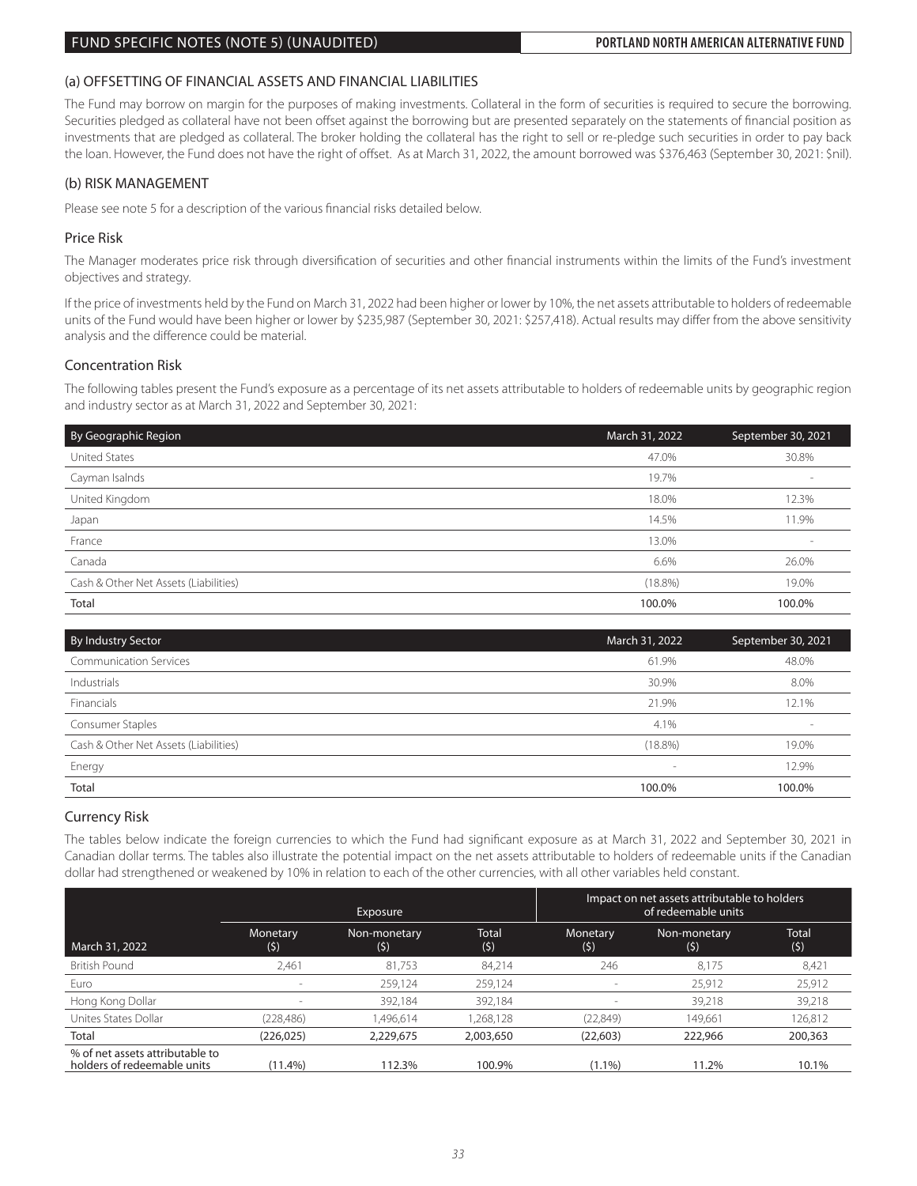## (a) OFFSETTING OF FINANCIAL ASSETS AND FINANCIAL LIABILITIES

The Fund may borrow on margin for the purposes of making investments. Collateral in the form of securities is required to secure the borrowing. Securities pledged as collateral have not been offset against the borrowing but are presented separately on the statements of financial position as investments that are pledged as collateral. The broker holding the collateral has the right to sell or re-pledge such securities in order to pay back the loan. However, the Fund does not have the right of offset. As at March 31, 2022, the amount borrowed was $376,463 (September 30, 2021: $nil).

## (b) RISK MANAGEMENT

Please see note 5 for a description of the various financial risks detailed below.

### Price Risk

The Manager moderates price risk through diversification of securities and other financial instruments within the limits of the Fund's investment objectives and strategy.

If the price of investments held by the Fund on March 31, 2022 had been higher or lower by 10%, the net assets attributable to holders of redeemable units of the Fund would have been higher or lower by $235,987 (September 30, 2021: $257,418). Actual results may differ from the above sensitivity analysis and the difference could be material.

### Concentration Risk

The following tables present the Fund's exposure as a percentage of its net assets attributable to holders of redeemable units by geographic region and industry sector as at March 31, 2022 and September 30, 2021:

| By Geographic Region | March 31, 2022 | September 30, 2021 |
|---|---|---|
| United States | 47.0% | 30.8% |
| Cayman Isalnds | 19.7% | - |
| United Kingdom | 18.0% | 12.3% |
| Japan | 14.5% | 11.9% |
| France | 13.0% | - |
| Canada | 6.6% | 26.0% |
| Cash & Other Net Assets (Liabilities) | (18.8%) | 19.0% |
| **Total** | **100.0%** | **100.0%** |

| By Industry Sector | March 31, 2022 | September 30, 2021 |
|---|---|---|
| Communication Services | 61.9% | 48.0% |
| Industrials | 30.9% | 8.0% |
| Financials | 21.9% | 12.1% |
| Consumer Staples | 4.1% | - |
| Cash & Other Net Assets (Liabilities) | (18.8%) | 19.0% |
| Energy | - | 12.9% |
| **Total** | **100.0%** | **100.0%** |

### Currency Risk

The tables below indicate the foreign currencies to which the Fund had significant exposure as at March 31, 2022 and September 30, 2021 in Canadian dollar terms. The tables also illustrate the potential impact on the net assets attributable to holders of redeemable units if the Canadian dollar had strengthened or weakened by 10% in relation to each of the other currencies, with all other variables held constant.

| | Exposure | | | Impact on net assets attributable to holders of redeemable units | | |
|---|---|---|---|---|---|---|
| March 31, 2022 | Monetary ($) | Non-monetary ($) | Total ($) | Monetary ($) | Non-monetary ($) | Total ($) |
| British Pound | 2,461 | 81,753 | 84,214 | 246 | 8,175 | 8,421 |
| Euro | - | 259,124 | 259,124 | - | 25,912 | 25,912 |
| Hong Kong Dollar | - | 392,184 | 392,184 | - | 39,218 | 39,218 |
| Unites States Dollar | (228,486) | 1,496,614 | 1,268,128 | (22,849) | 149,661 | 126,812 |
| **Total** | **(226,025)** | **2,229,675** | **2,003,650** | **(22,603)** | **222,966** | **200,363** |
| % of net assets attributable to holders of redeemable units | (11.4%) | 112.3% | 100.9% | (1.1%) | 11.2% | 10.1% |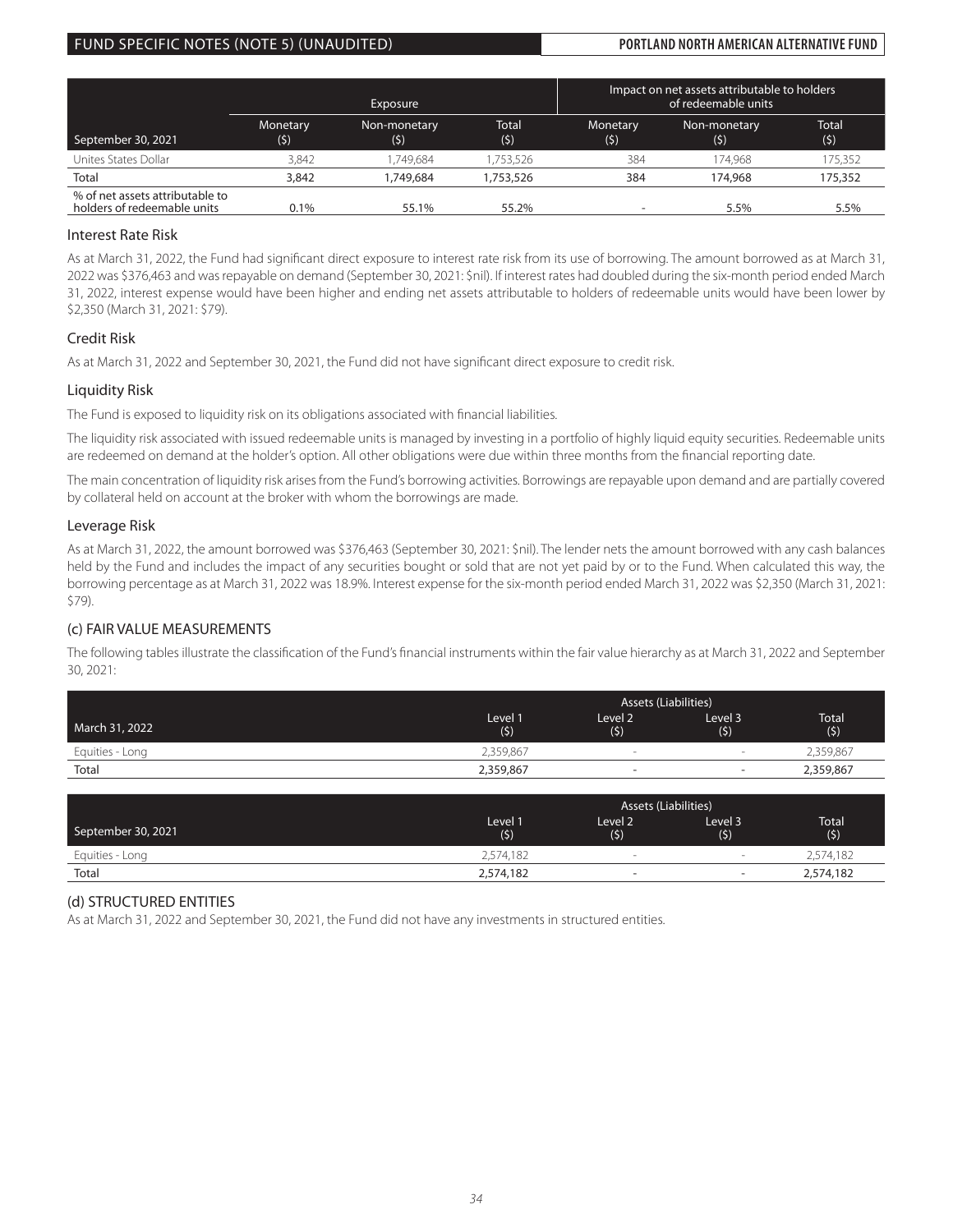| September 30, 2021 | Exposure | | | Impact on net assets attributable to holders of redeemable units | | |
|---|---|---|---|---|---|---|
| | Monetary ($) | Non-monetary ($) | Total ($) | Monetary ($) | Non-monetary ($) | Total ($) |
| Unites States Dollar | 3,842 | 1,749,684 | 1,753,526 | 384 | 174,968 | 175,352 |
| **Total** | **3,842** | **1,749,684** | **1,753,526** | **384** | **174,968** | **175,352** |
| % of net assets attributable to holders of redeemable units | 0.1% | 55.1% | 55.2% | - | 5.5% | 5.5% |

## Interest Rate Risk

As at March 31, 2022, the Fund had significant direct exposure to interest rate risk from its use of borrowing. The amount borrowed as at March 31, 2022 was $376,463 and was repayable on demand (September 30, 2021: $nil). If interest rates had doubled during the six-month period ended March 31, 2022, interest expense would have been higher and ending net assets attributable to holders of redeemable units would have been lower by $2,350 (March 31, 2021: $79).

## Credit Risk

As at March 31, 2022 and September 30, 2021, the Fund did not have significant direct exposure to credit risk.

## Liquidity Risk

The Fund is exposed to liquidity risk on its obligations associated with financial liabilities.

The liquidity risk associated with issued redeemable units is managed by investing in a portfolio of highly liquid equity securities. Redeemable units are redeemed on demand at the holder's option. All other obligations were due within three months from the financial reporting date.

The main concentration of liquidity risk arises from the Fund's borrowing activities. Borrowings are repayable upon demand and are partially covered by collateral held on account at the broker with whom the borrowings are made.

## Leverage Risk

As at March 31, 2022, the amount borrowed was $376,463 (September 30, 2021: $nil). The lender nets the amount borrowed with any cash balances held by the Fund and includes the impact of any securities bought or sold that are not yet paid by or to the Fund. When calculated this way, the borrowing percentage as at March 31, 2022 was 18.9%. Interest expense for the six-month period ended March 31, 2022 was $2,350 (March 31, 2021: $79).

## (c) FAIR VALUE MEASUREMENTS

The following tables illustrate the classification of the Fund's financial instruments within the fair value hierarchy as at March 31, 2022 and September 30, 2021:

| March 31, 2022 | Assets (Liabilities) | | | |
|---|---|---|---|---|
| | Level 1 ($) | Level 2 ($) | Level 3 ($) | Total ($) |
| Equities - Long | 2,359,867 | - | - | 2,359,867 |
| **Total** | **2,359,867** | **-** | **-** | **2,359,867** |

| September 30, 2021 | Assets (Liabilities) | | | |
|---|---|---|---|---|
| | Level 1 ($) | Level 2 ($) | Level 3 ($) | Total ($) |
| Equities - Long | 2,574,182 | - | - | 2,574,182 |
| **Total** | **2,574,182** | **-** | **-** | **2,574,182** |

## (d) STRUCTURED ENTITIES

As at March 31, 2022 and September 30, 2021, the Fund did not have any investments in structured entities.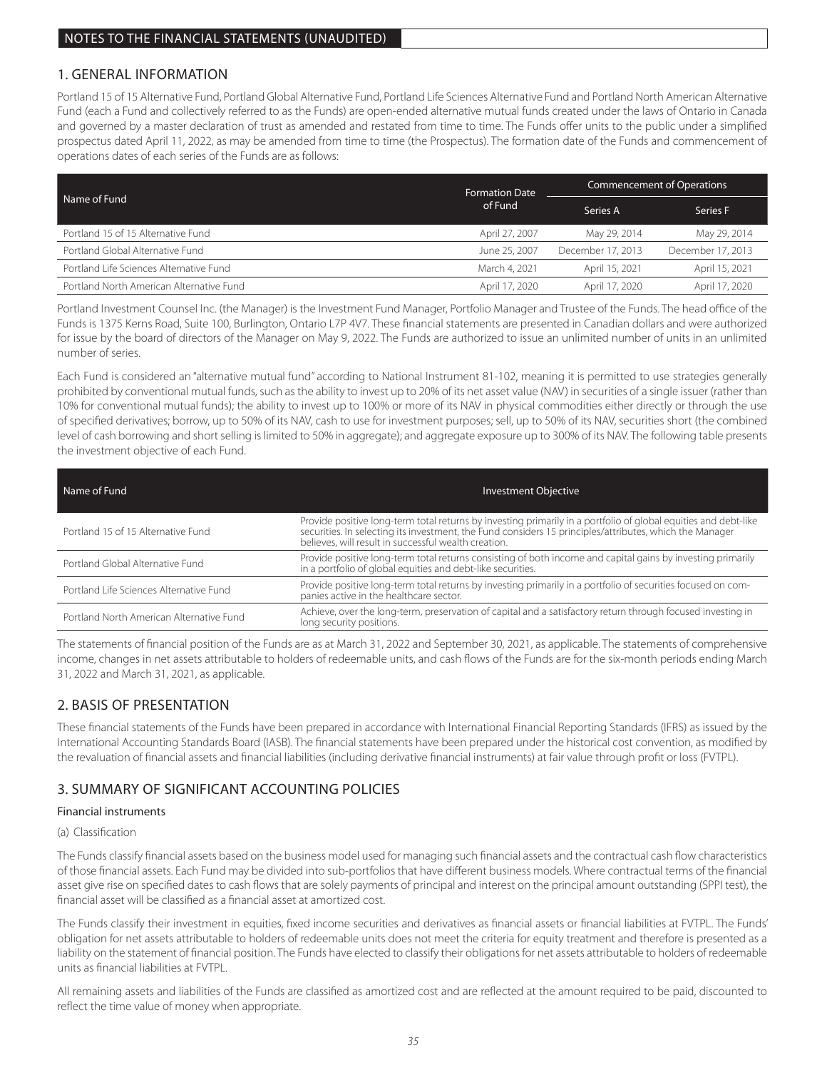# NOTES TO THE FINANCIAL STATEMENTS (UNAUDITED)

## 1. GENERAL INFORMATION

Portland 15 of 15 Alternative Fund, Portland Global Alternative Fund, Portland Life Sciences Alternative Fund and Portland North American Alternative Fund (each a Fund and collectively referred to as the Funds) are open-ended alternative mutual funds created under the laws of Ontario in Canada and governed by a master declaration of trust as amended and restated from time to time. The Funds offer units to the public under a simplified prospectus dated April 11, 2022, as may be amended from time to time (the Prospectus). The formation date of the Funds and commencement of operations dates of each series of the Funds are as follows:

| Name of Fund | Formation Date of Fund | Commencement of Operations | |
|---|---|---|---|
| | | Series A | Series F |
| Portland 15 of 15 Alternative Fund | April 27, 2007 | May 29, 2014 | May 29, 2014 |
| Portland Global Alternative Fund | June 25, 2007 | December 17, 2013 | December 17, 2013 |
| Portland Life Sciences Alternative Fund | March 4, 2021 | April 15, 2021 | April 15, 2021 |
| Portland North American Alternative Fund | April 17, 2020 | April 17, 2020 | April 17, 2020 |

Portland Investment Counsel Inc. (the Manager) is the Investment Fund Manager, Portfolio Manager and Trustee of the Funds. The head office of the Funds is 1375 Kerns Road, Suite 100, Burlington, Ontario L7P 4V7. These financial statements are presented in Canadian dollars and were authorized for issue by the board of directors of the Manager on May 9, 2022. The Funds are authorized to issue an unlimited number of units in an unlimited number of series.

Each Fund is considered an "alternative mutual fund" according to National Instrument 81-102, meaning it is permitted to use strategies generally prohibited by conventional mutual funds, such as the ability to invest up to 20% of its net asset value (NAV) in securities of a single issuer (rather than 10% for conventional mutual funds); the ability to invest up to 100% or more of its NAV in physical commodities either directly or through the use of specified derivatives; borrow, up to 50% of its NAV, cash to use for investment purposes; sell, up to 50% of its NAV, securities short (the combined level of cash borrowing and short selling is limited to 50% in aggregate); and aggregate exposure up to 300% of its NAV. The following table presents the investment objective of each Fund.

| Name of Fund | Investment Objective |
|---|---|
| Portland 15 of 15 Alternative Fund | Provide positive long-term total returns by investing primarily in a portfolio of global equities and debt-like securities. In selecting its investment, the Fund considers 15 principles/attributes, which the Manager believes, will result in successful wealth creation. |
| Portland Global Alternative Fund | Provide positive long-term total returns consisting of both income and capital gains by investing primarily in a portfolio of global equities and debt-like securities. |
| Portland Life Sciences Alternative Fund | Provide positive long-term total returns by investing primarily in a portfolio of securities focused on companies active in the healthcare sector. |
| Portland North American Alternative Fund | Achieve, over the long-term, preservation of capital and a satisfactory return through focused investing in long security positions. |

The statements of financial position of the Funds are as at March 31, 2022 and September 30, 2021, as applicable. The statements of comprehensive income, changes in net assets attributable to holders of redeemable units, and cash flows of the Funds are for the six-month periods ending March 31, 2022 and March 31, 2021, as applicable.

## 2. BASIS OF PRESENTATION

These financial statements of the Funds have been prepared in accordance with International Financial Reporting Standards (IFRS) as issued by the International Accounting Standards Board (IASB). The financial statements have been prepared under the historical cost convention, as modified by the revaluation of financial assets and financial liabilities (including derivative financial instruments) at fair value through profit or loss (FVTPL).

## 3. SUMMARY OF SIGNIFICANT ACCOUNTING POLICIES

### Financial instruments

(a) Classification

The Funds classify financial assets based on the business model used for managing such financial assets and the contractual cash flow characteristics of those financial assets. Each Fund may be divided into sub-portfolios that have different business models. Where contractual terms of the financial asset give rise on specified dates to cash flows that are solely payments of principal and interest on the principal amount outstanding (SPPI test), the financial asset will be classified as a financial asset at amortized cost.

The Funds classify their investment in equities, fixed income securities and derivatives as financial assets or financial liabilities at FVTPL. The Funds' obligation for net assets attributable to holders of redeemable units does not meet the criteria for equity treatment and therefore is presented as a liability on the statement of financial position. The Funds have elected to classify their obligations for net assets attributable to holders of redeemable units as financial liabilities at FVTPL.

All remaining assets and liabilities of the Funds are classified as amortized cost and are reflected at the amount required to be paid, discounted to reflect the time value of money when appropriate.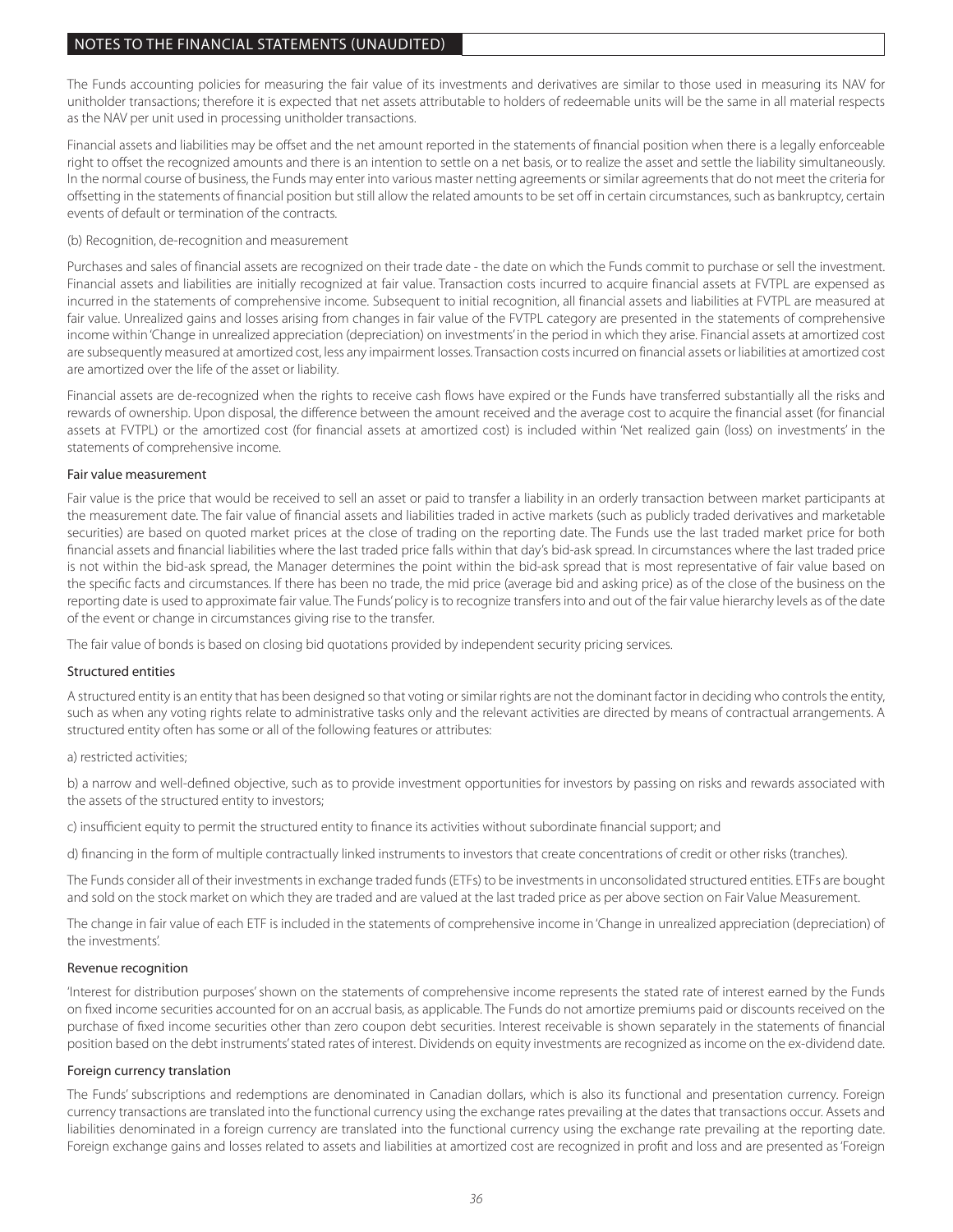The Funds accounting policies for measuring the fair value of its investments and derivatives are similar to those used in measuring its NAV for unitholder transactions; therefore it is expected that net assets attributable to holders of redeemable units will be the same in all material respects as the NAV per unit used in processing unitholder transactions.

Financial assets and liabilities may be offset and the net amount reported in the statements of financial position when there is a legally enforceable right to offset the recognized amounts and there is an intention to settle on a net basis, or to realize the asset and settle the liability simultaneously. In the normal course of business, the Funds may enter into various master netting agreements or similar agreements that do not meet the criteria for offsetting in the statements of financial position but still allow the related amounts to be set off in certain circumstances, such as bankruptcy, certain events of default or termination of the contracts.

(b) Recognition, de-recognition and measurement

Purchases and sales of financial assets are recognized on their trade date - the date on which the Funds commit to purchase or sell the investment. Financial assets and liabilities are initially recognized at fair value. Transaction costs incurred to acquire financial assets at FVTPL are expensed as incurred in the statements of comprehensive income. Subsequent to initial recognition, all financial assets and liabilities at FVTPL are measured at fair value. Unrealized gains and losses arising from changes in fair value of the FVTPL category are presented in the statements of comprehensive income within 'Change in unrealized appreciation (depreciation) on investments' in the period in which they arise. Financial assets at amortized cost are subsequently measured at amortized cost, less any impairment losses. Transaction costs incurred on financial assets or liabilities at amortized cost are amortized over the life of the asset or liability.

Financial assets are de-recognized when the rights to receive cash flows have expired or the Funds have transferred substantially all the risks and rewards of ownership. Upon disposal, the difference between the amount received and the average cost to acquire the financial asset (for financial assets at FVTPL) or the amortized cost (for financial assets at amortized cost) is included within 'Net realized gain (loss) on investments' in the statements of comprehensive income.

### Fair value measurement

Fair value is the price that would be received to sell an asset or paid to transfer a liability in an orderly transaction between market participants at the measurement date. The fair value of financial assets and liabilities traded in active markets (such as publicly traded derivatives and marketable securities) are based on quoted market prices at the close of trading on the reporting date. The Funds use the last traded market price for both financial assets and financial liabilities where the last traded price falls within that day's bid-ask spread. In circumstances where the last traded price is not within the bid-ask spread, the Manager determines the point within the bid-ask spread that is most representative of fair value based on the specific facts and circumstances. If there has been no trade, the mid price (average bid and asking price) as of the close of the business on the reporting date is used to approximate fair value. The Funds' policy is to recognize transfers into and out of the fair value hierarchy levels as of the date of the event or change in circumstances giving rise to the transfer.

The fair value of bonds is based on closing bid quotations provided by independent security pricing services.

### Structured entities

A structured entity is an entity that has been designed so that voting or similar rights are not the dominant factor in deciding who controls the entity, such as when any voting rights relate to administrative tasks only and the relevant activities are directed by means of contractual arrangements. A structured entity often has some or all of the following features or attributes:

a) restricted activities;

b) a narrow and well-defined objective, such as to provide investment opportunities for investors by passing on risks and rewards associated with the assets of the structured entity to investors;

c) insufficient equity to permit the structured entity to finance its activities without subordinate financial support; and

d) financing in the form of multiple contractually linked instruments to investors that create concentrations of credit or other risks (tranches).

The Funds consider all of their investments in exchange traded funds (ETFs) to be investments in unconsolidated structured entities. ETFs are bought and sold on the stock market on which they are traded and are valued at the last traded price as per above section on Fair Value Measurement.

The change in fair value of each ETF is included in the statements of comprehensive income in 'Change in unrealized appreciation (depreciation) of the investments'.

### Revenue recognition

'Interest for distribution purposes' shown on the statements of comprehensive income represents the stated rate of interest earned by the Funds on fixed income securities accounted for on an accrual basis, as applicable. The Funds do not amortize premiums paid or discounts received on the purchase of fixed income securities other than zero coupon debt securities. Interest receivable is shown separately in the statements of financial position based on the debt instruments' stated rates of interest. Dividends on equity investments are recognized as income on the ex-dividend date.

### Foreign currency translation

The Funds' subscriptions and redemptions are denominated in Canadian dollars, which is also its functional and presentation currency. Foreign currency transactions are translated into the functional currency using the exchange rates prevailing at the dates that transactions occur. Assets and liabilities denominated in a foreign currency are translated into the functional currency using the exchange rate prevailing at the reporting date. Foreign exchange gains and losses related to assets and liabilities at amortized cost are recognized in profit and loss and are presented as 'Foreign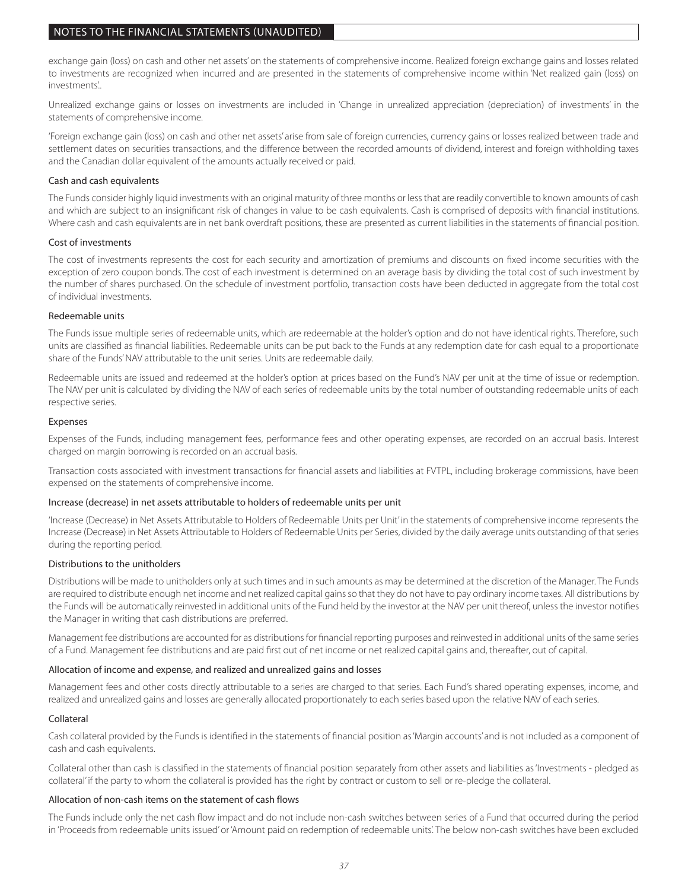exchange gain (loss) on cash and other net assets' on the statements of comprehensive income. Realized foreign exchange gains and losses related to investments are recognized when incurred and are presented in the statements of comprehensive income within 'Net realized gain (loss) on investments'..

Unrealized exchange gains or losses on investments are included in 'Change in unrealized appreciation (depreciation) of investments' in the statements of comprehensive income.

'Foreign exchange gain (loss) on cash and other net assets' arise from sale of foreign currencies, currency gains or losses realized between trade and settlement dates on securities transactions, and the difference between the recorded amounts of dividend, interest and foreign withholding taxes and the Canadian dollar equivalent of the amounts actually received or paid.

### Cash and cash equivalents

The Funds consider highly liquid investments with an original maturity of three months or less that are readily convertible to known amounts of cash and which are subject to an insignificant risk of changes in value to be cash equivalents. Cash is comprised of deposits with financial institutions. Where cash and cash equivalents are in net bank overdraft positions, these are presented as current liabilities in the statements of financial position.

### Cost of investments

The cost of investments represents the cost for each security and amortization of premiums and discounts on fixed income securities with the exception of zero coupon bonds. The cost of each investment is determined on an average basis by dividing the total cost of such investment by the number of shares purchased. On the schedule of investment portfolio, transaction costs have been deducted in aggregate from the total cost of individual investments.

### Redeemable units

The Funds issue multiple series of redeemable units, which are redeemable at the holder's option and do not have identical rights. Therefore, such units are classified as financial liabilities. Redeemable units can be put back to the Funds at any redemption date for cash equal to a proportionate share of the Funds' NAV attributable to the unit series. Units are redeemable daily.

Redeemable units are issued and redeemed at the holder's option at prices based on the Fund's NAV per unit at the time of issue or redemption. The NAV per unit is calculated by dividing the NAV of each series of redeemable units by the total number of outstanding redeemable units of each respective series.

### Expenses

Expenses of the Funds, including management fees, performance fees and other operating expenses, are recorded on an accrual basis. Interest charged on margin borrowing is recorded on an accrual basis.

Transaction costs associated with investment transactions for financial assets and liabilities at FVTPL, including brokerage commissions, have been expensed on the statements of comprehensive income.

### Increase (decrease) in net assets attributable to holders of redeemable units per unit

'Increase (Decrease) in Net Assets Attributable to Holders of Redeemable Units per Unit' in the statements of comprehensive income represents the Increase (Decrease) in Net Assets Attributable to Holders of Redeemable Units per Series, divided by the daily average units outstanding of that series during the reporting period.

### Distributions to the unitholders

Distributions will be made to unitholders only at such times and in such amounts as may be determined at the discretion of the Manager. The Funds are required to distribute enough net income and net realized capital gains so that they do not have to pay ordinary income taxes. All distributions by the Funds will be automatically reinvested in additional units of the Fund held by the investor at the NAV per unit thereof, unless the investor notifies the Manager in writing that cash distributions are preferred.

Management fee distributions are accounted for as distributions for financial reporting purposes and reinvested in additional units of the same series of a Fund. Management fee distributions and are paid first out of net income or net realized capital gains and, thereafter, out of capital.

### Allocation of income and expense, and realized and unrealized gains and losses

Management fees and other costs directly attributable to a series are charged to that series. Each Fund's shared operating expenses, income, and realized and unrealized gains and losses are generally allocated proportionately to each series based upon the relative NAV of each series.

### Collateral

Cash collateral provided by the Funds is identified in the statements of financial position as 'Margin accounts' and is not included as a component of cash and cash equivalents.

Collateral other than cash is classified in the statements of financial position separately from other assets and liabilities as 'Investments - pledged as collateral' if the party to whom the collateral is provided has the right by contract or custom to sell or re-pledge the collateral.

### Allocation of non-cash items on the statement of cash flows

The Funds include only the net cash flow impact and do not include non-cash switches between series of a Fund that occurred during the period in 'Proceeds from redeemable units issued' or 'Amount paid on redemption of redeemable units'. The below non-cash switches have been excluded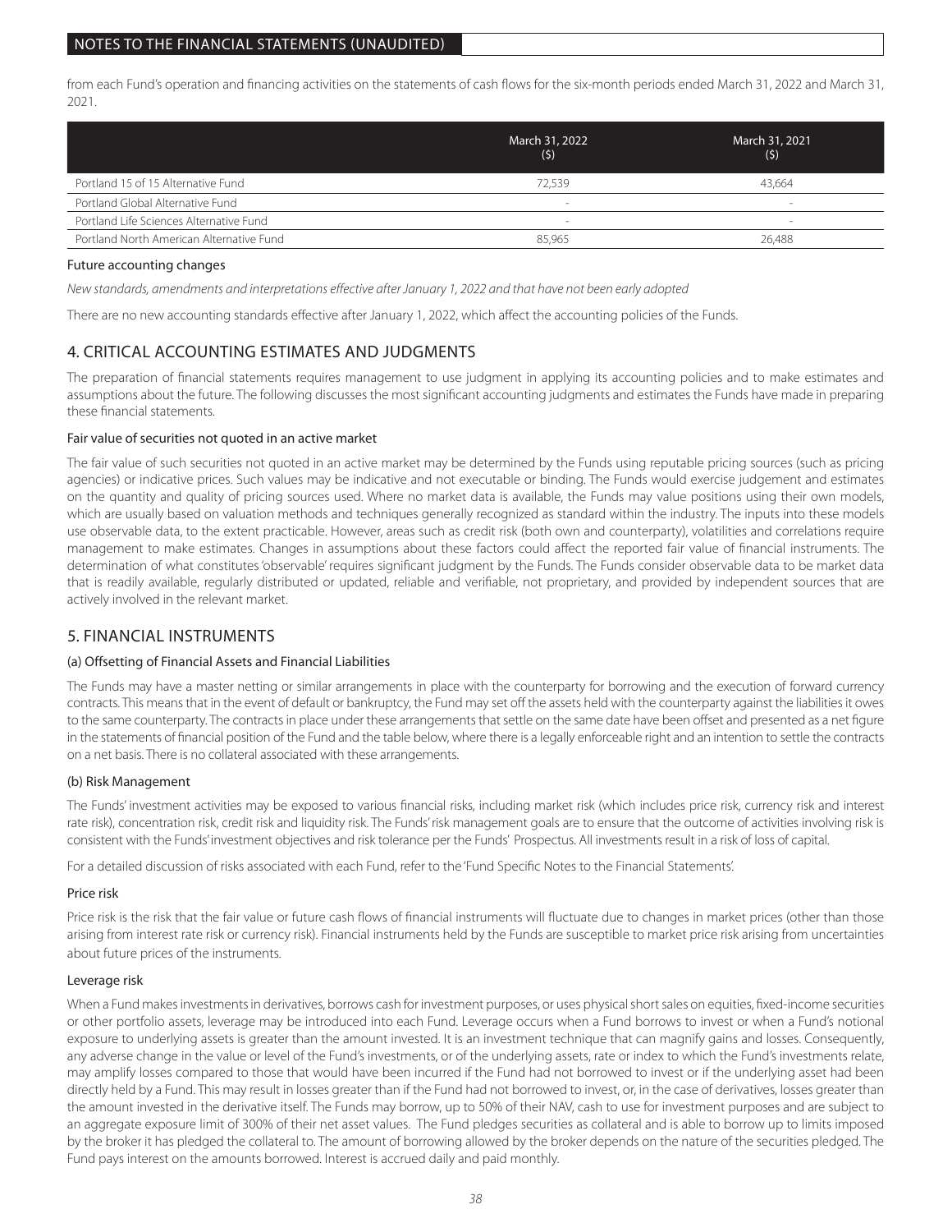from each Fund's operation and financing activities on the statements of cash flows for the six-month periods ended March 31, 2022 and March 31, 2021.

| | March 31, 2022 ($) | March 31, 2021 ($) |
|---|---|---|
| Portland 15 of 15 Alternative Fund | 72,539 | 43,664 |
| Portland Global Alternative Fund | - | - |
| Portland Life Sciences Alternative Fund | - | - |
| Portland North American Alternative Fund | 85,965 | 26,488 |

### Future accounting changes

*New standards, amendments and interpretations effective after January 1, 2022 and that have not been early adopted*

There are no new accounting standards effective after January 1, 2022, which affect the accounting policies of the Funds.

## 4. CRITICAL ACCOUNTING ESTIMATES AND JUDGMENTS

The preparation of financial statements requires management to use judgment in applying its accounting policies and to make estimates and assumptions about the future. The following discusses the most significant accounting judgments and estimates the Funds have made in preparing these financial statements.

### Fair value of securities not quoted in an active market

The fair value of such securities not quoted in an active market may be determined by the Funds using reputable pricing sources (such as pricing agencies) or indicative prices. Such values may be indicative and not executable or binding. The Funds would exercise judgement and estimates on the quantity and quality of pricing sources used. Where no market data is available, the Funds may value positions using their own models, which are usually based on valuation methods and techniques generally recognized as standard within the industry. The inputs into these models use observable data, to the extent practicable. However, areas such as credit risk (both own and counterparty), volatilities and correlations require management to make estimates. Changes in assumptions about these factors could affect the reported fair value of financial instruments. The determination of what constitutes 'observable' requires significant judgment by the Funds. The Funds consider observable data to be market data that is readily available, regularly distributed or updated, reliable and verifiable, not proprietary, and provided by independent sources that are actively involved in the relevant market.

## 5. FINANCIAL INSTRUMENTS

### (a) Offsetting of Financial Assets and Financial Liabilities

The Funds may have a master netting or similar arrangements in place with the counterparty for borrowing and the execution of forward currency contracts. This means that in the event of default or bankruptcy, the Fund may set off the assets held with the counterparty against the liabilities it owes to the same counterparty. The contracts in place under these arrangements that settle on the same date have been offset and presented as a net figure in the statements of financial position of the Fund and the table below, where there is a legally enforceable right and an intention to settle the contracts on a net basis. There is no collateral associated with these arrangements.

### (b) Risk Management

The Funds' investment activities may be exposed to various financial risks, including market risk (which includes price risk, currency risk and interest rate risk), concentration risk, credit risk and liquidity risk. The Funds' risk management goals are to ensure that the outcome of activities involving risk is consistent with the Funds' investment objectives and risk tolerance per the Funds' Prospectus. All investments result in a risk of loss of capital.

For a detailed discussion of risks associated with each Fund, refer to the 'Fund Specific Notes to the Financial Statements'.

### Price risk

Price risk is the risk that the fair value or future cash flows of financial instruments will fluctuate due to changes in market prices (other than those arising from interest rate risk or currency risk). Financial instruments held by the Funds are susceptible to market price risk arising from uncertainties about future prices of the instruments.

### Leverage risk

When a Fund makes investments in derivatives, borrows cash for investment purposes, or uses physical short sales on equities, fixed-income securities or other portfolio assets, leverage may be introduced into each Fund. Leverage occurs when a Fund borrows to invest or when a Fund's notional exposure to underlying assets is greater than the amount invested. It is an investment technique that can magnify gains and losses. Consequently, any adverse change in the value or level of the Fund's investments, or of the underlying assets, rate or index to which the Fund's investments relate, may amplify losses compared to those that would have been incurred if the Fund had not borrowed to invest or if the underlying asset had been directly held by a Fund. This may result in losses greater than if the Fund had not borrowed to invest, or, in the case of derivatives, losses greater than the amount invested in the derivative itself. The Funds may borrow, up to 50% of their NAV, cash to use for investment purposes and are subject to an aggregate exposure limit of 300% of their net asset values. The Fund pledges securities as collateral and is able to borrow up to limits imposed by the broker it has pledged the collateral to. The amount of borrowing allowed by the broker depends on the nature of the securities pledged. The Fund pays interest on the amounts borrowed. Interest is accrued daily and paid monthly.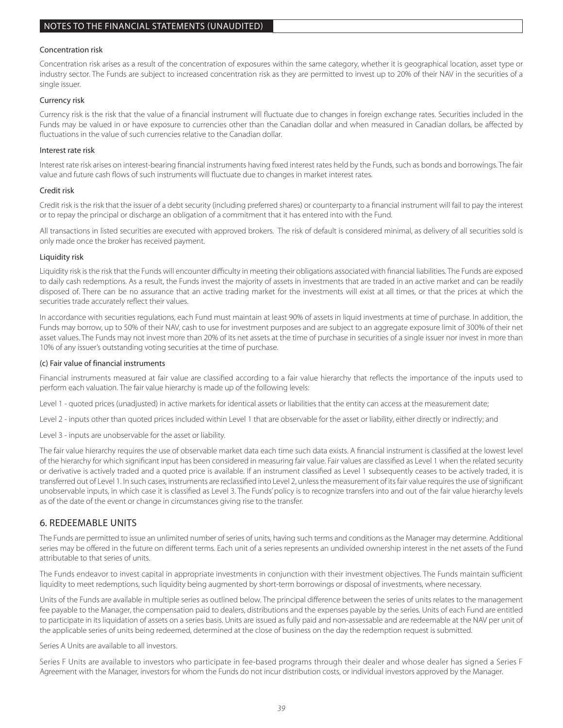#### Concentration risk

Concentration risk arises as a result of the concentration of exposures within the same category, whether it is geographical location, asset type or industry sector. The Funds are subject to increased concentration risk as they are permitted to invest up to 20% of their NAV in the securities of a single issuer.

#### Currency risk

Currency risk is the risk that the value of a financial instrument will fluctuate due to changes in foreign exchange rates. Securities included in the Funds may be valued in or have exposure to currencies other than the Canadian dollar and when measured in Canadian dollars, be affected by fluctuations in the value of such currencies relative to the Canadian dollar.

#### Interest rate risk

Interest rate risk arises on interest-bearing financial instruments having fixed interest rates held by the Funds, such as bonds and borrowings. The fair value and future cash flows of such instruments will fluctuate due to changes in market interest rates.

#### Credit risk

Credit risk is the risk that the issuer of a debt security (including preferred shares) or counterparty to a financial instrument will fail to pay the interest or to repay the principal or discharge an obligation of a commitment that it has entered into with the Fund.

All transactions in listed securities are executed with approved brokers. The risk of default is considered minimal, as delivery of all securities sold is only made once the broker has received payment.

#### Liquidity risk

Liquidity risk is the risk that the Funds will encounter difficulty in meeting their obligations associated with financial liabilities. The Funds are exposed to daily cash redemptions. As a result, the Funds invest the majority of assets in investments that are traded in an active market and can be readily disposed of. There can be no assurance that an active trading market for the investments will exist at all times, or that the prices at which the securities trade accurately reflect their values.

In accordance with securities regulations, each Fund must maintain at least 90% of assets in liquid investments at time of purchase. In addition, the Funds may borrow, up to 50% of their NAV, cash to use for investment purposes and are subject to an aggregate exposure limit of 300% of their net asset values. The Funds may not invest more than 20% of its net assets at the time of purchase in securities of a single issuer nor invest in more than 10% of any issuer's outstanding voting securities at the time of purchase.

#### (c) Fair value of financial instruments

Financial instruments measured at fair value are classified according to a fair value hierarchy that reflects the importance of the inputs used to perform each valuation. The fair value hierarchy is made up of the following levels:

Level 1 - quoted prices (unadjusted) in active markets for identical assets or liabilities that the entity can access at the measurement date;

Level 2 - inputs other than quoted prices included within Level 1 that are observable for the asset or liability, either directly or indirectly; and

Level 3 - inputs are unobservable for the asset or liability.

The fair value hierarchy requires the use of observable market data each time such data exists. A financial instrument is classified at the lowest level of the hierarchy for which significant input has been considered in measuring fair value. Fair values are classified as Level 1 when the related security or derivative is actively traded and a quoted price is available. If an instrument classified as Level 1 subsequently ceases to be actively traded, it is transferred out of Level 1. In such cases, instruments are reclassified into Level 2, unless the measurement of its fair value requires the use of significant unobservable inputs, in which case it is classified as Level 3. The Funds' policy is to recognize transfers into and out of the fair value hierarchy levels as of the date of the event or change in circumstances giving rise to the transfer.

## 6. REDEEMABLE UNITS

The Funds are permitted to issue an unlimited number of series of units, having such terms and conditions as the Manager may determine. Additional series may be offered in the future on different terms. Each unit of a series represents an undivided ownership interest in the net assets of the Fund attributable to that series of units.

The Funds endeavor to invest capital in appropriate investments in conjunction with their investment objectives. The Funds maintain sufficient liquidity to meet redemptions, such liquidity being augmented by short-term borrowings or disposal of investments, where necessary.

Units of the Funds are available in multiple series as outlined below. The principal difference between the series of units relates to the management fee payable to the Manager, the compensation paid to dealers, distributions and the expenses payable by the series. Units of each Fund are entitled to participate in its liquidation of assets on a series basis. Units are issued as fully paid and non-assessable and are redeemable at the NAV per unit of the applicable series of units being redeemed, determined at the close of business on the day the redemption request is submitted.

Series A Units are available to all investors.

Series F Units are available to investors who participate in fee-based programs through their dealer and whose dealer has signed a Series F Agreement with the Manager, investors for whom the Funds do not incur distribution costs, or individual investors approved by the Manager.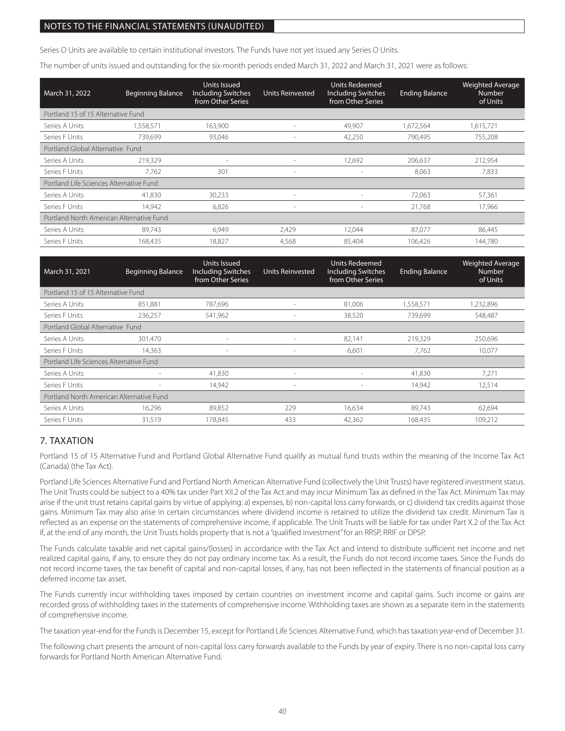Series O Units are available to certain institutional investors. The Funds have not yet issued any Series O Units.

The number of units issued and outstanding for the six-month periods ended March 31, 2022 and March 31, 2021 were as follows:

| March 31, 2022 | Beginning Balance | Units Issued Including Switches from Other Series | Units Reinvested | Units Redeemed Including Switches from Other Series | Ending Balance | Weighted Average Number of Units |
|---|---|---|---|---|---|---|
| Portland 15 of 15 Alternative Fund | | | | | | |
| Series A Units | 1,558,571 | 163,900 | - | 49,907 | 1,672,564 | 1,615,721 |
| Series F Units | 739,699 | 93,046 | - | 42,250 | 790,495 | 755,208 |
| Portland Global Alternative Fund | | | | | | |
| Series A Units | 219,329 | - | - | 12,692 | 206,637 | 212,954 |
| Series F Units | 7,762 | 301 | - | - | 8,063 | 7,833 |
| Portland Life Sciences Alternative Fund | | | | | | |
| Series A Units | 41,830 | 30,233 | - | - | 72,063 | 57,361 |
| Series F Units | 14,942 | 6,826 | - | - | 21,768 | 17,966 |
| Portland North American Alternative Fund | | | | | | |
| Series A Units | 89,743 | 6,949 | 2,429 | 12,044 | 87,077 | 86,445 |
| Series F Units | 168,435 | 18,827 | 4,568 | 85,404 | 106,426 | 144,780 |

| March 31, 2021 | Beginning Balance | Units Issued Including Switches from Other Series | Units Reinvested | Units Redeemed Including Switches from Other Series | Ending Balance | Weighted Average Number of Units |
|---|---|---|---|---|---|---|
| Portland 15 of 15 Alternative Fund | | | | | | |
| Series A Units | 851,881 | 787,696 | - | 81,006 | 1,558,571 | 1,232,896 |
| Series F Units | 236,257 | 541,962 | - | 38,520 | 739,699 | 548,487 |
| Portland Global Alternative Fund | | | | | | |
| Series A Units | 301,470 | - | - | 82,141 | 219,329 | 250,696 |
| Series F Units | 14,363 | - | - | 6,601 | 7,762 | 10,077 |
| Portland Life Sciences Alternative Fund | | | | | | |
| Series A Units | - | 41,830 | - | - | 41,830 | 7,271 |
| Series F Units | - | 14,942 | - | - | 14,942 | 12,514 |
| Portland North American Alternative Fund | | | | | | |
| Series A Units | 16,296 | 89,852 | 229 | 16,634 | 89,743 | 62,694 |
| Series F Units | 31,519 | 178,845 | 433 | 42,362 | 168,435 | 109,212 |

## 7. TAXATION

Portland 15 of 15 Alternative Fund and Portland Global Alternative Fund qualify as mutual fund trusts within the meaning of the Income Tax Act (Canada) (the Tax Act).

Portland Life Sciences Alternative Fund and Portland North American Alternative Fund (collectively the Unit Trusts) have registered investment status. The Unit Trusts could be subject to a 40% tax under Part XII.2 of the Tax Act and may incur Minimum Tax as defined in the Tax Act. Minimum Tax may arise if the unit trust retains capital gains by virtue of applying: a) expenses, b) non-capital loss carry forwards, or c) dividend tax credits against those gains. Minimum Tax may also arise in certain circumstances where dividend income is retained to utilize the dividend tax credit. Minimum Tax is reflected as an expense on the statements of comprehensive income, if applicable. The Unit Trusts will be liable for tax under Part X.2 of the Tax Act if, at the end of any month, the Unit Trusts holds property that is not a "qualified investment" for an RRSP, RRIF or DPSP.

The Funds calculate taxable and net capital gains/(losses) in accordance with the Tax Act and intend to distribute sufficient net income and net realized capital gains, if any, to ensure they do not pay ordinary income tax. As a result, the Funds do not record income taxes. Since the Funds do not record income taxes, the tax benefit of capital and non-capital losses, if any, has not been reflected in the statements of financial position as a deferred income tax asset.

The Funds currently incur withholding taxes imposed by certain countries on investment income and capital gains. Such income or gains are recorded gross of withholding taxes in the statements of comprehensive income. Withholding taxes are shown as a separate item in the statements of comprehensive income.

The taxation year-end for the Funds is December 15, except for Portland Life Sciences Alternative Fund, which has taxation year-end of December 31.

The following chart presents the amount of non-capital loss carry forwards available to the Funds by year of expiry. There is no non-capital loss carry forwards for Portland North American Alternative Fund.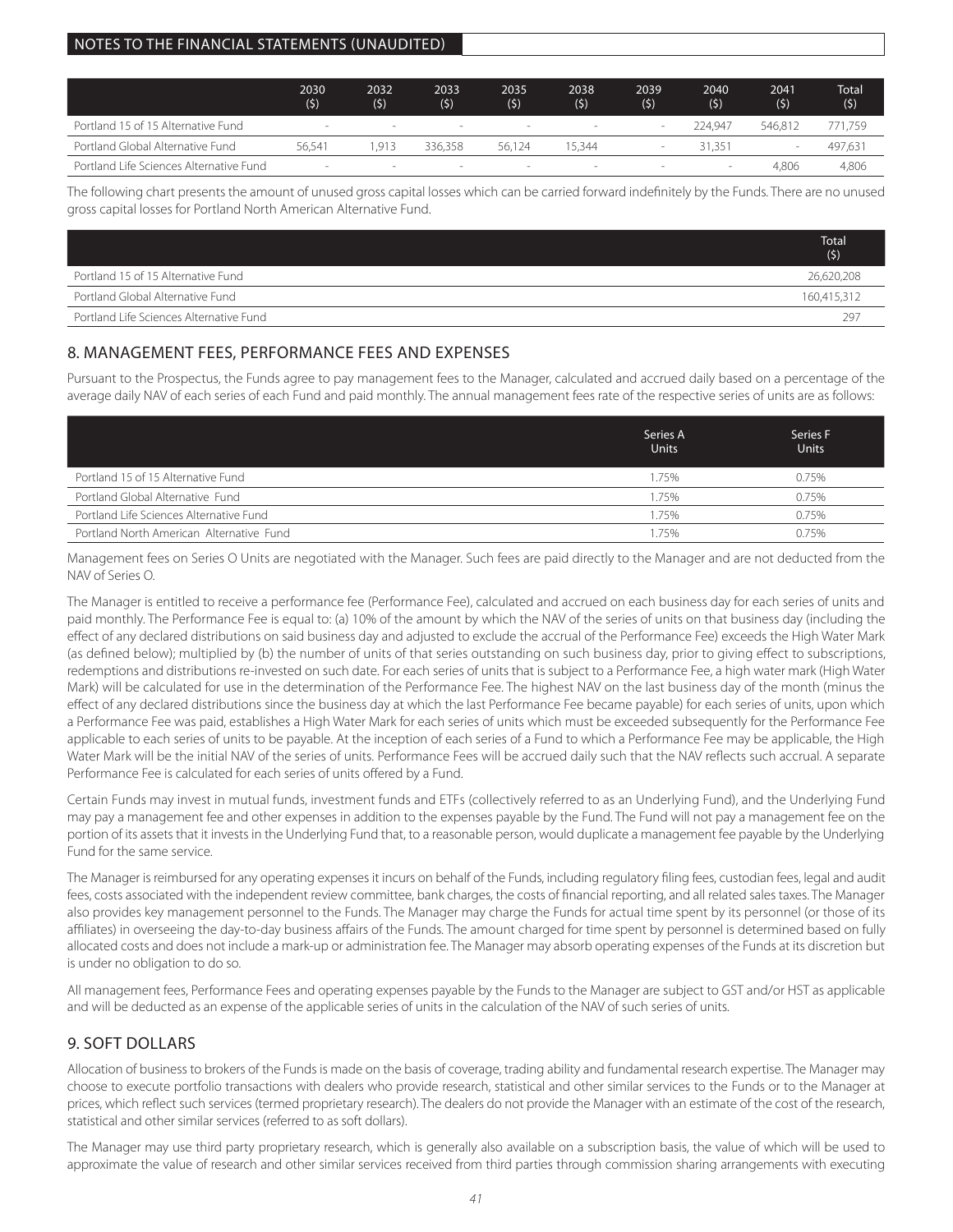|  | 2030 ($) | 2032 ($) | 2033 ($) | 2035 ($) | 2038 ($) | 2039 ($) | 2040 ($) | 2041 ($) | Total ($) |
|---|---|---|---|---|---|---|---|---|---|
| Portland 15 of 15 Alternative Fund | - | - | - | - | - | - | 224,947 | 546,812 | 771,759 |
| Portland Global Alternative Fund | 56,541 | 1,913 | 336,358 | 56,124 | 15,344 | - | 31,351 | - | 497,631 |
| Portland Life Sciences Alternative Fund | - | - | - | - | - | - | - | 4,806 | 4,806 |

The following chart presents the amount of unused gross capital losses which can be carried forward indefinitely by the Funds. There are no unused gross capital losses for Portland North American Alternative Fund.

|  | Total ($) |
|---|---|
| Portland 15 of 15 Alternative Fund | 26,620,208 |
| Portland Global Alternative Fund | 160,415,312 |
| Portland Life Sciences Alternative Fund | 297 |

## 8. MANAGEMENT FEES, PERFORMANCE FEES AND EXPENSES

Pursuant to the Prospectus, the Funds agree to pay management fees to the Manager, calculated and accrued daily based on a percentage of the average daily NAV of each series of each Fund and paid monthly. The annual management fees rate of the respective series of units are as follows:

|  | Series A Units | Series F Units |
|---|---|---|
| Portland 15 of 15 Alternative Fund | 1.75% | 0.75% |
| Portland Global Alternative Fund | 1.75% | 0.75% |
| Portland Life Sciences Alternative Fund | 1.75% | 0.75% |
| Portland North American Alternative Fund | 1.75% | 0.75% |

Management fees on Series O Units are negotiated with the Manager. Such fees are paid directly to the Manager and are not deducted from the NAV of Series O.

The Manager is entitled to receive a performance fee (Performance Fee), calculated and accrued on each business day for each series of units and paid monthly. The Performance Fee is equal to: (a) 10% of the amount by which the NAV of the series of units on that business day (including the effect of any declared distributions on said business day and adjusted to exclude the accrual of the Performance Fee) exceeds the High Water Mark (as defined below); multiplied by (b) the number of units of that series outstanding on such business day, prior to giving effect to subscriptions, redemptions and distributions re-invested on such date. For each series of units that is subject to a Performance Fee, a high water mark (High Water Mark) will be calculated for use in the determination of the Performance Fee. The highest NAV on the last business day of the month (minus the effect of any declared distributions since the business day at which the last Performance Fee became payable) for each series of units, upon which a Performance Fee was paid, establishes a High Water Mark for each series of units which must be exceeded subsequently for the Performance Fee applicable to each series of units to be payable. At the inception of each series of a Fund to which a Performance Fee may be applicable, the High Water Mark will be the initial NAV of the series of units. Performance Fees will be accrued daily such that the NAV reflects such accrual. A separate Performance Fee is calculated for each series of units offered by a Fund.

Certain Funds may invest in mutual funds, investment funds and ETFs (collectively referred to as an Underlying Fund), and the Underlying Fund may pay a management fee and other expenses in addition to the expenses payable by the Fund. The Fund will not pay a management fee on the portion of its assets that it invests in the Underlying Fund that, to a reasonable person, would duplicate a management fee payable by the Underlying Fund for the same service.

The Manager is reimbursed for any operating expenses it incurs on behalf of the Funds, including regulatory filing fees, custodian fees, legal and audit fees, costs associated with the independent review committee, bank charges, the costs of financial reporting, and all related sales taxes. The Manager also provides key management personnel to the Funds. The Manager may charge the Funds for actual time spent by its personnel (or those of its affiliates) in overseeing the day-to-day business affairs of the Funds. The amount charged for time spent by personnel is determined based on fully allocated costs and does not include a mark-up or administration fee. The Manager may absorb operating expenses of the Funds at its discretion but is under no obligation to do so.

All management fees, Performance Fees and operating expenses payable by the Funds to the Manager are subject to GST and/or HST as applicable and will be deducted as an expense of the applicable series of units in the calculation of the NAV of such series of units.

## 9. SOFT DOLLARS

Allocation of business to brokers of the Funds is made on the basis of coverage, trading ability and fundamental research expertise. The Manager may choose to execute portfolio transactions with dealers who provide research, statistical and other similar services to the Funds or to the Manager at prices, which reflect such services (termed proprietary research). The dealers do not provide the Manager with an estimate of the cost of the research, statistical and other similar services (referred to as soft dollars).

The Manager may use third party proprietary research, which is generally also available on a subscription basis, the value of which will be used to approximate the value of research and other similar services received from third parties through commission sharing arrangements with executing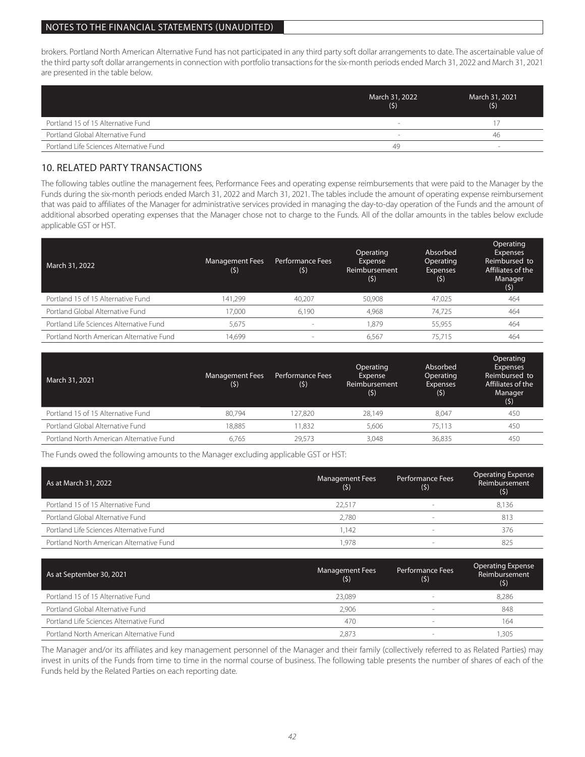brokers. Portland North American Alternative Fund has not participated in any third party soft dollar arrangements to date. The ascertainable value of the third party soft dollar arrangements in connection with portfolio transactions for the six-month periods ended March 31, 2022 and March 31, 2021 are presented in the table below.

| | March 31, 2022 ($) | March 31, 2021 ($) |
|---|---|---|
| Portland 15 of 15 Alternative Fund | - | 17 |
| Portland Global Alternative Fund | - | 46 |
| Portland Life Sciences Alternative Fund | 49 | - |

## 10. RELATED PARTY TRANSACTIONS

The following tables outline the management fees, Performance Fees and operating expense reimbursements that were paid to the Manager by the Funds during the six-month periods ended March 31, 2022 and March 31, 2021. The tables include the amount of operating expense reimbursement that was paid to affiliates of the Manager for administrative services provided in managing the day-to-day operation of the Funds and the amount of additional absorbed operating expenses that the Manager chose not to charge to the Funds. All of the dollar amounts in the tables below exclude applicable GST or HST.

| March 31, 2022 | Management Fees ($) | Performance Fees ($) | Operating Expense Reimbursement ($) | Absorbed Operating Expenses ($) | Operating Expenses Reimbursed to Affiliates of the Manager ($) |
|---|---|---|---|---|---|
| Portland 15 of 15 Alternative Fund | 141,299 | 40,207 | 50,908 | 47,025 | 464 |
| Portland Global Alternative Fund | 17,000 | 6,190 | 4,968 | 74,725 | 464 |
| Portland Life Sciences Alternative Fund | 5,675 | - | 1,879 | 55,955 | 464 |
| Portland North American Alternative Fund | 14,699 | - | 6,567 | 75,715 | 464 |

| March 31, 2021 | Management Fees ($) | Performance Fees ($) | Operating Expense Reimbursement ($) | Absorbed Operating Expenses ($) | Operating Expenses Reimbursed to Affiliates of the Manager ($) |
|---|---|---|---|---|---|
| Portland 15 of 15 Alternative Fund | 80,794 | 127,820 | 28,149 | 8,047 | 450 |
| Portland Global Alternative Fund | 18,885 | 11,832 | 5,606 | 75,113 | 450 |
| Portland North American Alternative Fund | 6,765 | 29,573 | 3,048 | 36,835 | 450 |

The Funds owed the following amounts to the Manager excluding applicable GST or HST:

| As at March 31, 2022 | Management Fees ($) | Performance Fees ($) | Operating Expense Reimbursement ($) |
|---|---|---|---|
| Portland 15 of 15 Alternative Fund | 22,517 | - | 8,136 |
| Portland Global Alternative Fund | 2,780 | - | 813 |
| Portland Life Sciences Alternative Fund | 1,142 | - | 376 |
| Portland North American Alternative Fund | 1,978 | - | 825 |

| As at September 30, 2021 | Management Fees ($) | Performance Fees ($) | Operating Expense Reimbursement ($) |
|---|---|---|---|
| Portland 15 of 15 Alternative Fund | 23,089 | - | 8,286 |
| Portland Global Alternative Fund | 2,906 | - | 848 |
| Portland Life Sciences Alternative Fund | 470 | - | 164 |
| Portland North American Alternative Fund | 2,873 | - | 1,305 |

The Manager and/or its affiliates and key management personnel of the Manager and their family (collectively referred to as Related Parties) may invest in units of the Funds from time to time in the normal course of business. The following table presents the number of shares of each of the Funds held by the Related Parties on each reporting date.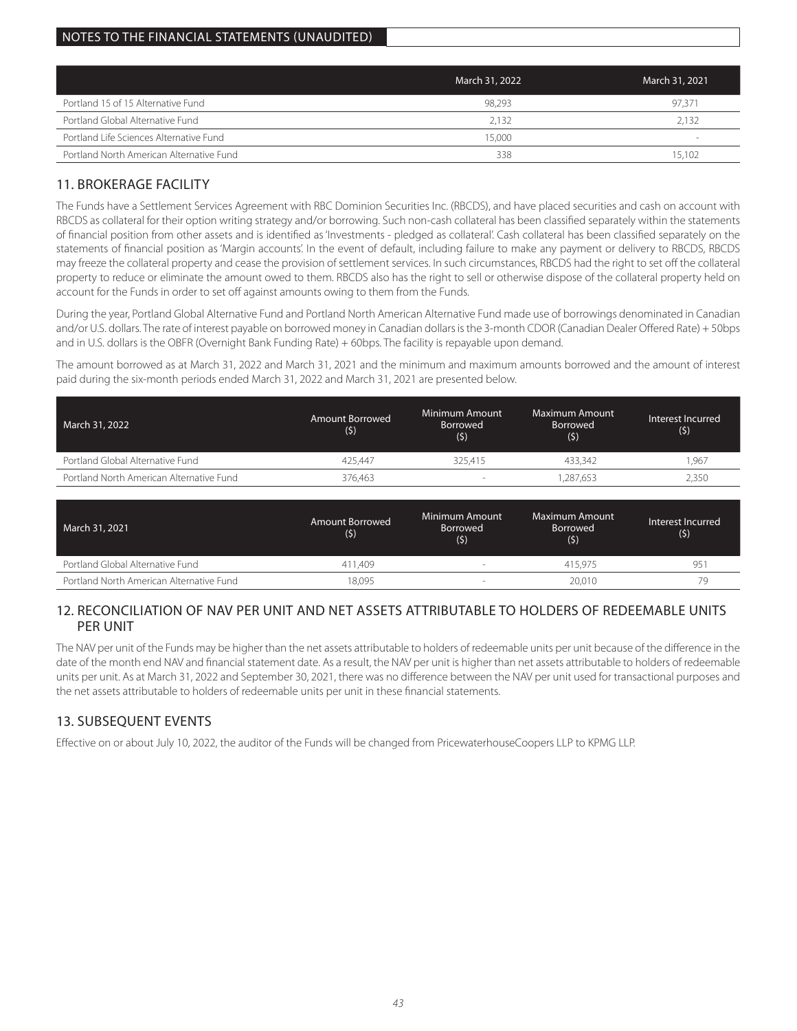| | March 31, 2022 | March 31, 2021 |
|---|---|---|
| Portland 15 of 15 Alternative Fund | 98,293 | 97,371 |
| Portland Global Alternative Fund | 2,132 | 2,132 |
| Portland Life Sciences Alternative Fund | 15,000 | - |
| Portland North American Alternative Fund | 338 | 15,102 |

## 11. BROKERAGE FACILITY

The Funds have a Settlement Services Agreement with RBC Dominion Securities Inc. (RBCDS), and have placed securities and cash on account with RBCDS as collateral for their option writing strategy and/or borrowing. Such non-cash collateral has been classified separately within the statements of financial position from other assets and is identified as 'Investments - pledged as collateral'. Cash collateral has been classified separately on the statements of financial position as 'Margin accounts'. In the event of default, including failure to make any payment or delivery to RBCDS, RBCDS may freeze the collateral property and cease the provision of settlement services. In such circumstances, RBCDS had the right to set off the collateral property to reduce or eliminate the amount owed to them. RBCDS also has the right to sell or otherwise dispose of the collateral property held on account for the Funds in order to set off against amounts owing to them from the Funds.

During the year, Portland Global Alternative Fund and Portland North American Alternative Fund made use of borrowings denominated in Canadian and/or U.S. dollars. The rate of interest payable on borrowed money in Canadian dollars is the 3-month CDOR (Canadian Dealer Offered Rate) + 50bps and in U.S. dollars is the OBFR (Overnight Bank Funding Rate) + 60bps. The facility is repayable upon demand.

The amount borrowed as at March 31, 2022 and March 31, 2021 and the minimum and maximum amounts borrowed and the amount of interest paid during the six-month periods ended March 31, 2022 and March 31, 2021 are presented below.

| March 31, 2022 | Amount Borrowed ($) | Minimum Amount Borrowed ($) | Maximum Amount Borrowed ($) | Interest Incurred ($) |
|---|---|---|---|---|
| Portland Global Alternative Fund | 425,447 | 325,415 | 433,342 | 1,967 |
| Portland North American Alternative Fund | 376,463 | - | 1,287,653 | 2,350 |

| March 31, 2021 | Amount Borrowed ($) | Minimum Amount Borrowed ($) | Maximum Amount Borrowed ($) | Interest Incurred ($) |
|---|---|---|---|---|
| Portland Global Alternative Fund | 411,409 | - | 415,975 | 951 |
| Portland North American Alternative Fund | 18,095 | - | 20,010 | 79 |

## 12. RECONCILIATION OF NAV PER UNIT AND NET ASSETS ATTRIBUTABLE TO HOLDERS OF REDEEMABLE UNITS PER UNIT

The NAV per unit of the Funds may be higher than the net assets attributable to holders of redeemable units per unit because of the difference in the date of the month end NAV and financial statement date. As a result, the NAV per unit is higher than net assets attributable to holders of redeemable units per unit. As at March 31, 2022 and September 30, 2021, there was no difference between the NAV per unit used for transactional purposes and the net assets attributable to holders of redeemable units per unit in these financial statements.

## 13. SUBSEQUENT EVENTS

Effective on or about July 10, 2022, the auditor of the Funds will be changed from PricewaterhouseCoopers LLP to KPMG LLP.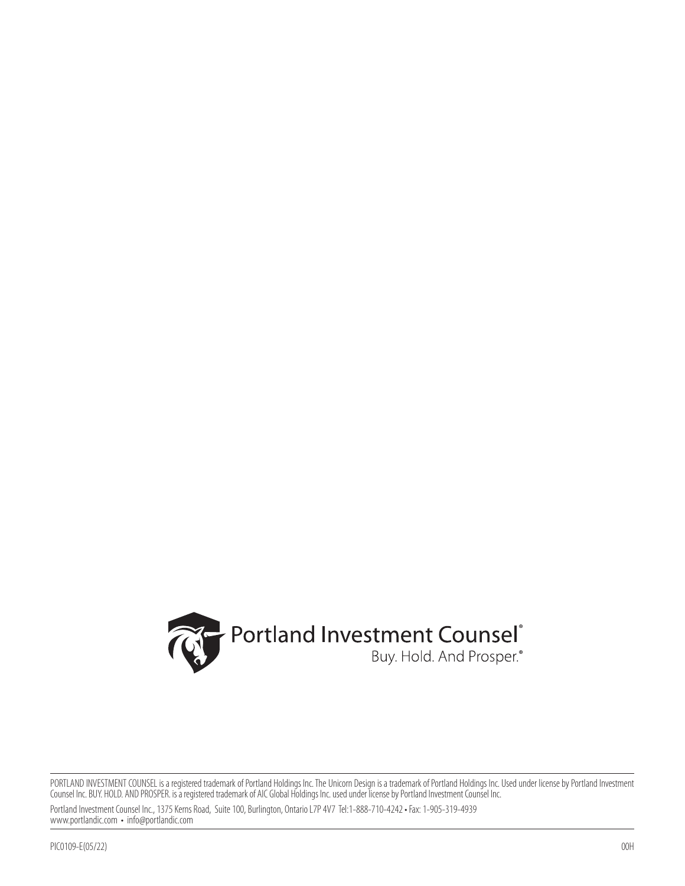Portland Investment Counsel®

Buy. Hold. And Prosper.®

PORTLAND INVESTMENT COUNSEL is a registered trademark of Portland Holdings Inc. The Unicorn Design is a trademark of Portland Holdings Inc. Used under license by Portland Investment Counsel Inc. BUY. HOLD. AND PROSPER. is a registered trademark of AIC Global Holdings Inc. used under license by Portland Investment Counsel Inc.

Portland Investment Counsel Inc., 1375 Kerns Road, Suite 100, Burlington, Ontario L7P 4V7 Tel:1-888-710-4242 • Fax: 1-905-319-4939
www.portlandic.com • info@portlandic.com

PIC0109-E(05/22) 00H